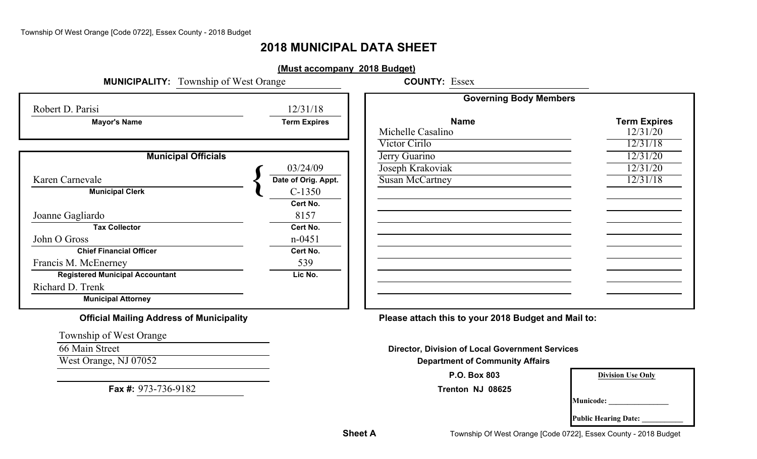# 2018 MUNICIPAL DATA SHEET

**(Must accompany 2018 Budget)**

**MUNICIPALITY:** Township of West Orange **COUNTY:** Essex

| Mayor's Name | Term Expires |
|---|---|
| Robert D. Parisi | 12/31/18 |

**Municipal Officials**

| Name | Title | | |
|---|---|---|---|
| Karen Carnevale | Municipal Clerk | Date of Orig. Appt. | 03/24/09 |
| | | Cert No. | C-1350 |
| Joanne Gagliardo | Tax Collector | Cert No. | 8157 |
| John O Gross | Chief Financial Officer | Cert No. | n-0451 |
| Francis M. McEnerney | Registered Municipal Accountant | Lic No. | 539 |
| Richard D. Trenk | Municipal Attorney | | |

**Governing Body Members**

| Name | Term Expires |
|---|---|
| Michelle Casalino | 12/31/20 |
| Victor Cirilo | 12/31/18 |
| Jerry Guarino | 12/31/20 |
| Joseph Krakoviak | 12/31/20 |
| Susan McCartney | 12/31/18 |

**Official Mailing Address of Municipality**

Township of West Orange
66 Main Street
West Orange, NJ 07052

**Fax #:** 973-736-9182

**Please attach this to your 2018 Budget and Mail to:**

**Director, Division of Local Government Services**
**Department of Community Affairs**
**P.O. Box 803**
**Trenton NJ 08625**

| Division Use Only |
|---|
| Municode: _______________ |
| Public Hearing Date: ___________ |

**Sheet A**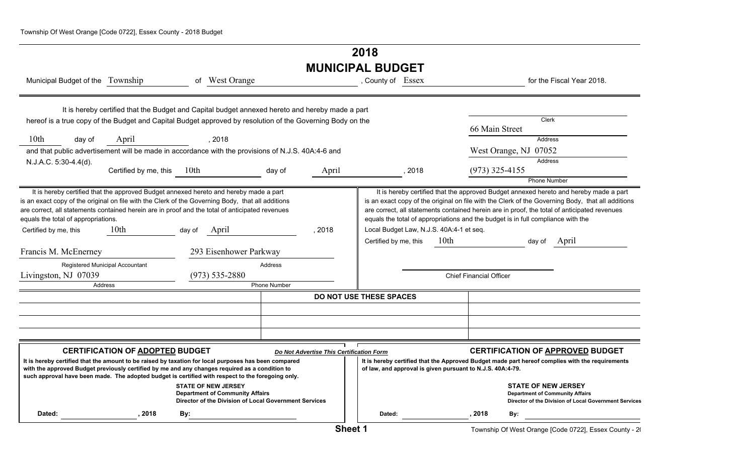# 2018
# MUNICIPAL BUDGET

Municipal Budget of the Township of West Orange, County of Essex for the Fiscal Year 2018.

It is hereby certified that the Budget and Capital budget annexed hereto and hereby made a part hereof is a true copy of the Budget and Capital Budget approved by resolution of the Governing Body on the 10th day of April, 2018 and that public advertisement will be made in accordance with the provisions of N.J.S. 40A:4-6 and N.J.A.C. 5:30-4.4(d).

Certified by me, this 10th day of April, 2018

_______________
Clerk

66 Main Street
Address

West Orange, NJ 07052
Address

(973) 325-4155
Phone Number

---

It is hereby certified that the approved Budget annexed hereto and hereby made a part is an exact copy of the original on file with the Clerk of the Governing Body, that all additions are correct, all statements contained herein are in proof and the total of anticipated revenues equals the total of appropriations.

Certified by me, this 10th day of April, 2018

Francis M. McEnerney
Registered Municipal Accountant

293 Eisenhower Parkway
Address

Livingston, NJ 07039
Address

(973) 535-2880
Phone Number

---

It is hereby certified that the approved Budget annexed hereto and hereby made a part is an exact copy of the original on file with the Clerk of the Governing Body, that all additions are correct, all statements contained herein are in proof, the total of anticipated revenues equals the total of appropriations and the budget is in full compliance with the Local Budget Law, N.J.S. 40A:4-1 et seq.

Certified by me, this 10th day of April

_______________
Chief Financial Officer

---

**DO NOT USE THESE SPACES**

---

### CERTIFICATION OF ADOPTED BUDGET

***Do Not Advertise This Certification Form***

**It is hereby certified that the amount to be raised by taxation for local purposes has been compared with the approved Budget previously certified by me and any changes required as a condition to such approval have been made. The adopted budget is certified with respect to the foregoing only.**

**STATE OF NEW JERSEY**
**Department of Community Affairs**
**Director of the Division of Local Government Services**

**Dated:** _______________ **, 2018** **By:** _______________

### CERTIFICATION OF APPROVED BUDGET

**It is hereby certified that the Approved Budget made part hereof complies with the requirements of law, and approval is given pursuant to N.J.S. 40A:4-79.**

**STATE OF NEW JERSEY**
**Department of Community Affairs**
**Director of the Division of Local Government Services**

**Dated:** _______________ **, 2018** **By:** _______________

**Sheet 1**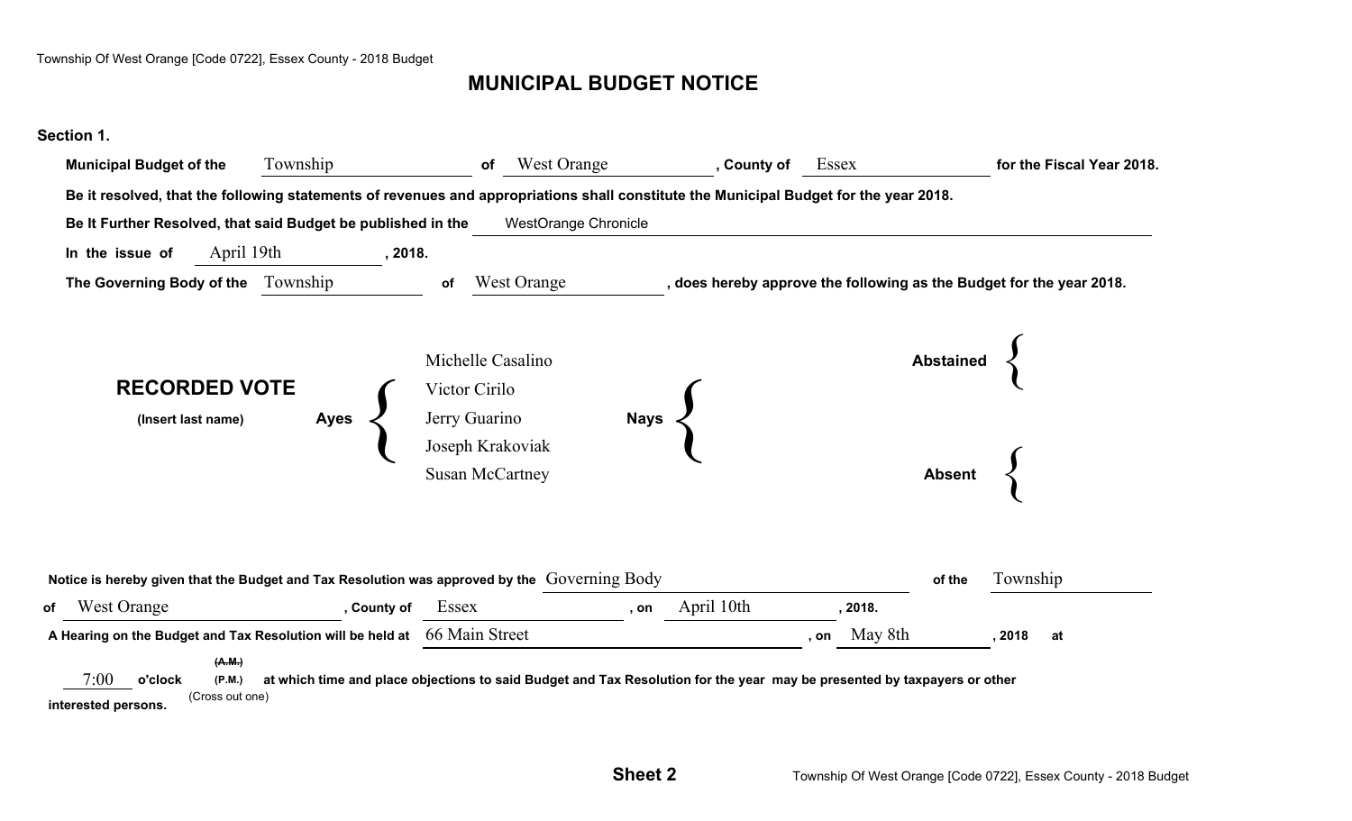# MUNICIPAL BUDGET NOTICE

**Section 1.**

**Municipal Budget of the** Township **of** West Orange **, County of** Essex **for the Fiscal Year 2018.**

**Be it resolved, that the following statements of revenues and appropriations shall constitute the Municipal Budget for the year 2018.**

**Be It Further Resolved, that said Budget be published in the** WestOrange Chronicle

**In the issue of** April 19th **, 2018.**

**The Governing Body of the** Township **of** West Orange **, does hereby approve the following as the Budget for the year 2018.**

**RECORDED VOTE**

**(Insert last name)**

**Ayes**
- Michelle Casalino
- Victor Cirilo
- Jerry Guarino
- Joseph Krakoviak
- Susan McCartney

**Nays**

**Abstained**

**Absent**

**Notice is hereby given that the Budget and Tax Resolution was approved by the** Governing Body **of the** Township **of** West Orange **, County of** Essex **, on** April 10th **, 2018.**

**A Hearing on the Budget and Tax Resolution will be held at** 66 Main Street **, on** May 8th **, 2018 at** 7:00 **o'clock** ~~**(A.M.)**~~ **(P.M.)** (Cross out one) **at which time and place objections to said Budget and Tax Resolution for the year may be presented by taxpayers or other interested persons.**

**Sheet 2**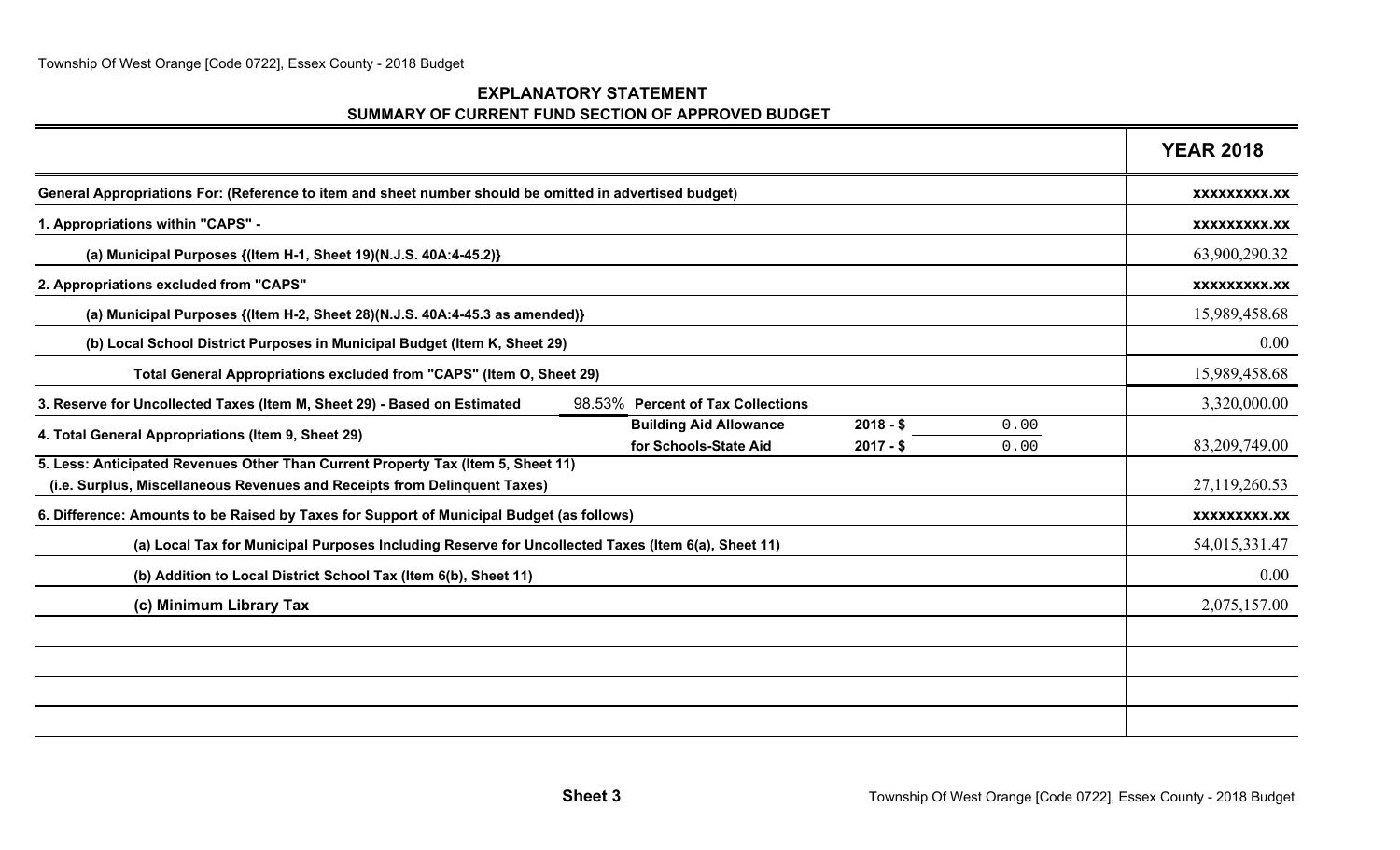## EXPLANATORY STATEMENT

### SUMMARY OF CURRENT FUND SECTION OF APPROVED BUDGET

| | YEAR 2018 |
|---|---|
| **General Appropriations For: (Reference to item and sheet number should be omitted in advertised budget)** | xxxxxxxxx.xx |
| **1. Appropriations within "CAPS" -** | xxxxxxxxx.xx |
| **(a) Municipal Purposes {(Item H-1, Sheet 19)(N.J.S. 40A:4-45.2)}** | 63,900,290.32 |
| **2. Appropriations excluded from "CAPS"** | xxxxxxxxx.xx |
| **(a) Municipal Purposes {(Item H-2, Sheet 28)(N.J.S. 40A:4-45.3 as amended)}** | 15,989,458.68 |
| **(b) Local School District Purposes in Municipal Budget (Item K, Sheet 29)** | 0.00 |
| **Total General Appropriations excluded from "CAPS" (Item O, Sheet 29)** | 15,989,458.68 |
| **3. Reserve for Uncollected Taxes (Item M, Sheet 29) - Based on Estimated** 98.53% **Percent of Tax Collections** | 3,320,000.00 |
| **4. Total General Appropriations (Item 9, Sheet 29)** — **Building Aid Allowance for Schools-State Aid** **2018 - $** 0.00 **2017 - $** 0.00 | 83,209,749.00 |
| **5. Less: Anticipated Revenues Other Than Current Property Tax (Item 5, Sheet 11) (i.e. Surplus, Miscellaneous Revenues and Receipts from Delinquent Taxes)** | 27,119,260.53 |
| **6. Difference: Amounts to be Raised by Taxes for Support of Municipal Budget (as follows)** | xxxxxxxxx.xx |
| **(a) Local Tax for Municipal Purposes Including Reserve for Uncollected Taxes (Item 6(a), Sheet 11)** | 54,015,331.47 |
| **(b) Addition to Local District School Tax (Item 6(b), Sheet 11)** | 0.00 |
| **(c) Minimum Library Tax** | 2,075,157.00 |
| | |
| | |
| | |
| | |

**Sheet 3**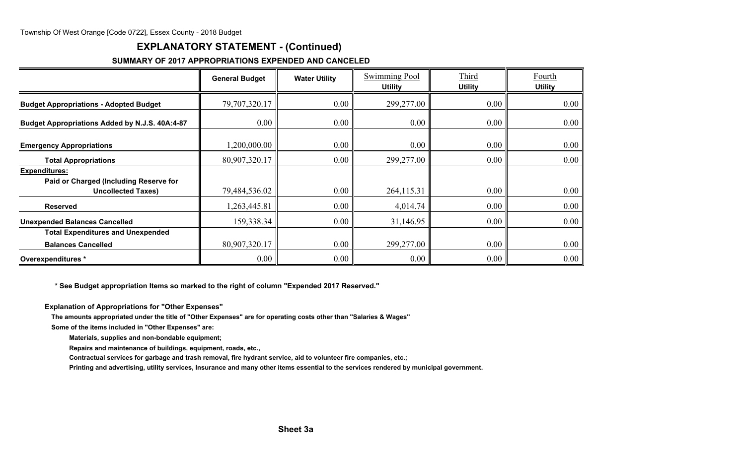## EXPLANATORY STATEMENT - (Continued)

### SUMMARY OF 2017 APPROPRIATIONS EXPENDED AND CANCELED

| | General Budget | Water Utility | Swimming Pool Utility | Third Utility | Fourth Utility |
|---|---|---|---|---|---|
| **Budget Appropriations - Adopted Budget** | 79,707,320.17 | 0.00 | 299,277.00 | 0.00 | 0.00 |
| **Budget Appropriations Added by N.J.S. 40A:4-87** | 0.00 | 0.00 | 0.00 | 0.00 | 0.00 |
| **Emergency Appropriations** | 1,200,000.00 | 0.00 | 0.00 | 0.00 | 0.00 |
| **Total Appropriations** | 80,907,320.17 | 0.00 | 299,277.00 | 0.00 | 0.00 |
| **Expenditures:** | | | | | |
| **Paid or Charged (Including Reserve for Uncollected Taxes)** | 79,484,536.02 | 0.00 | 264,115.31 | 0.00 | 0.00 |
| **Reserved** | 1,263,445.81 | 0.00 | 4,014.74 | 0.00 | 0.00 |
| **Unexpended Balances Cancelled** | 159,338.34 | 0.00 | 31,146.95 | 0.00 | 0.00 |
| **Total Expenditures and Unexpended Balances Cancelled** | 80,907,320.17 | 0.00 | 299,277.00 | 0.00 | 0.00 |
| **Overexpenditures *** | 0.00 | 0.00 | 0.00 | 0.00 | 0.00 |

**\* See Budget appropriation Items so marked to the right of column "Expended 2017 Reserved."**

**Explanation of Appropriations for "Other Expenses"**

**The amounts appropriated under the title of "Other Expenses" are for operating costs other than "Salaries & Wages"**

**Some of the items included in "Other Expenses" are:**

**Materials, supplies and non-bondable equipment;**

**Repairs and maintenance of buildings, equipment, roads, etc.,**

**Contractual services for garbage and trash removal, fire hydrant service, aid to volunteer fire companies, etc.;**

**Printing and advertising, utility services, Insurance and many other items essential to the services rendered by municipal government.**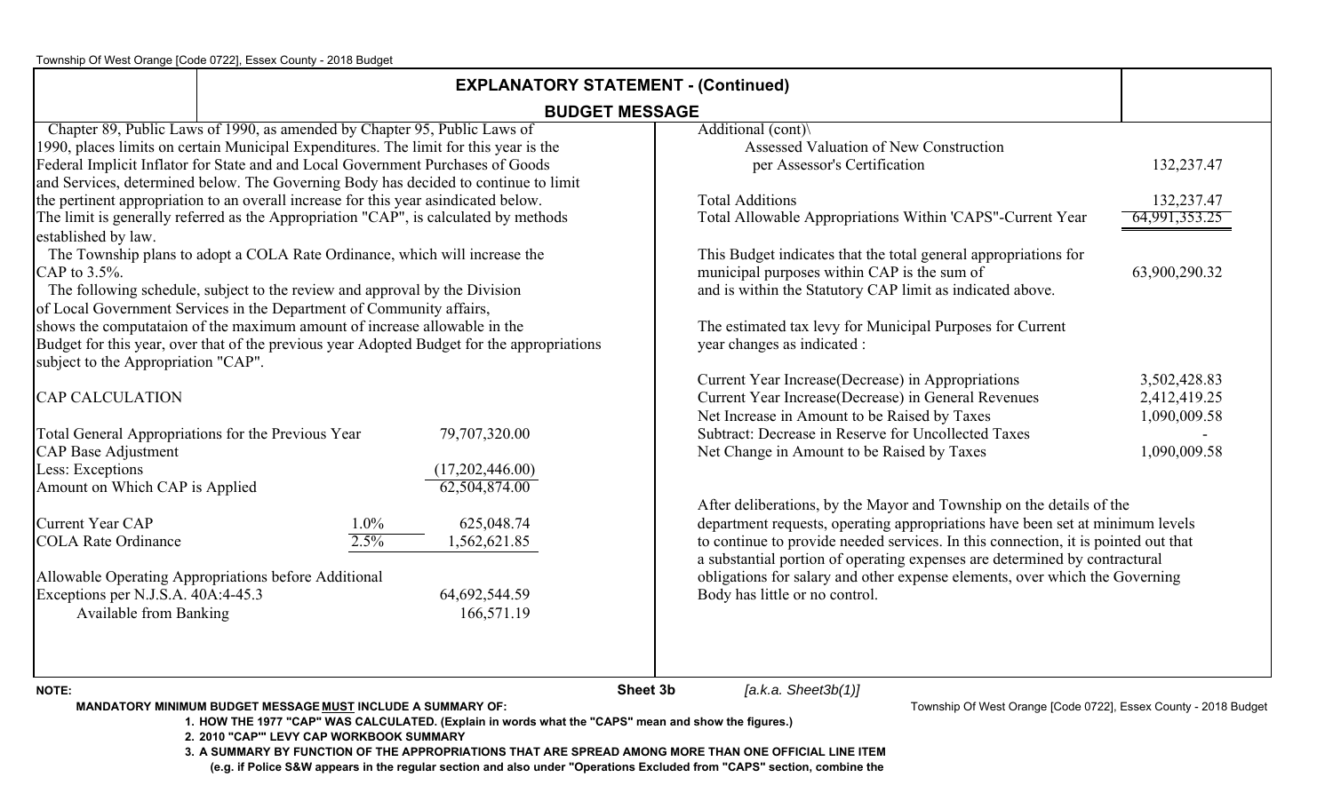## EXPLANATORY STATEMENT - (Continued)

### BUDGET MESSAGE

Chapter 89, Public Laws of 1990, as amended by Chapter 95, Public Laws of 1990, places limits on certain Municipal Expenditures. The limit for this year is the Federal Implicit Inflator for State and and Local Government Purchases of Goods and Services, determined below. The Governing Body has decided to continue to limit the pertinent appropriation to an overall increase for this year asindicated below. The limit is generally referred as the Appropriation "CAP", is calculated by methods established by law.

The Township plans to adopt a COLA Rate Ordinance, which will increase the CAP to 3.5%.

The following schedule, subject to the review and approval by the Division of Local Government Services in the Department of Community affairs, shows the computataion of the maximum amount of increase allowable in the Budget for this year, over that of the previous year Adopted Budget for the appropriations subject to the Appropriation "CAP".

CAP CALCULATION

| | | |
|---|---|---|
| Total General Appropriations for the Previous Year | | 79,707,320.00 |
| CAP Base Adjustment | | |
| Less: Exceptions | | (17,202,446.00) |
| Amount on Which CAP is Applied | | 62,504,874.00 |
| | | |
| Current Year CAP | 1.0% | 625,048.74 |
| COLA Rate Ordinance | 2.5% | 1,562,621.85 |
| | | |
| Allowable Operating Appropriations before Additional Exceptions per N.J.S.A. 40A:4-45.3 | | 64,692,544.59 |
| Available from Banking | | 166,571.19 |

| | |
|---|---|
| Additional (cont)\ | |
| Assessed Valuation of New Construction per Assessor's Certification | 132,237.47 |
| | |
| Total Additions | 132,237.47 |
| Total Allowable Appropriations Within 'CAPS"-Current Year | 64,991,353.25 |

This Budget indicates that the total general appropriations for municipal purposes within CAP is the sum of 63,900,290.32 and is within the Statutory CAP limit as indicated above.

The estimated tax levy for Municipal Purposes for Current year changes as indicated :

| | |
|---|---|
| Current Year Increase(Decrease) in Appropriations | 3,502,428.83 |
| Current Year Increase(Decrease) in General Revenues | 2,412,419.25 |
| Net Increase in Amount to be Raised by Taxes | 1,090,009.58 |
| Subtract: Decrease in Reserve for Uncollected Taxes | - |
| Net Change in Amount to be Raised by Taxes | 1,090,009.58 |

After deliberations, by the Mayor and Township on the details of the department requests, operating appropriations have been set at minimum levels to continue to provide needed services. In this connection, it is pointed out that a substantial portion of operating expenses are determined by contractural obligations for salary and other expense elements, over which the Governing Body has little or no control.

**NOTE:**

Sheet 3b *[a.k.a. Sheet3b(1)]*

**MANDATORY MINIMUM BUDGET MESSAGE MUST INCLUDE A SUMMARY OF:**

1. **HOW THE 1977 "CAP" WAS CALCULATED. (Explain in words what the "CAPS" mean and show the figures.)**
2. **2010 "CAP"' LEVY CAP WORKBOOK SUMMARY**
3. **A SUMMARY BY FUNCTION OF THE APPROPRIATIONS THAT ARE SPREAD AMONG MORE THAN ONE OFFICIAL LINE ITEM (e.g. if Police S&W appears in the regular section and also under "Operations Excluded from "CAPS" section, combine the**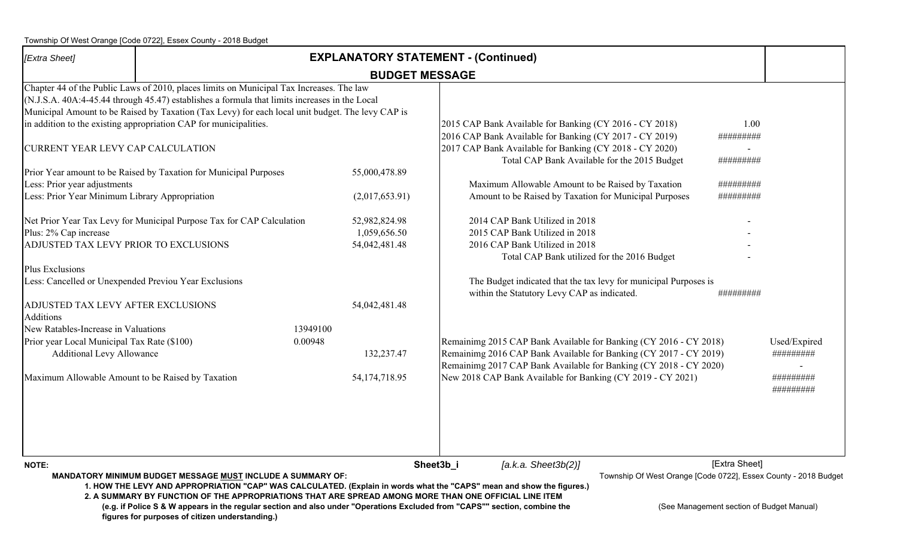| *[Extra Sheet]* | **EXPLANATORY STATEMENT - (Continued)** |
|---|---|
| | **BUDGET MESSAGE** |

Chapter 44 of the Public Laws of 2010, places limits on Municipal Tax Increases. The law (N.J.S.A. 40A:4-45.44 through 45.47) establishes a formula that limits increases in the Local Municipal Amount to be Raised by Taxation (Tax Levy) for each local unit budget. The levy CAP is in addition to the existing appropriation CAP for municipalities.

CURRENT YEAR LEVY CAP CALCULATION

| | | |
|---|---|---|
| Prior Year amount to be Raised by Taxation for Municipal Purposes | | 55,000,478.89 |
| Less: Prior year adjustments | | |
| Less: Prior Year Minimum Library Appropriation | | (2,017,653.91) |
| | | |
| Net Prior Year Tax Levy for Municipal Purpose Tax for CAP Calculation | | 52,982,824.98 |
| Plus: 2% Cap increase | | 1,059,656.50 |
| ADJUSTED TAX LEVY PRIOR TO EXCLUSIONS | | 54,042,481.48 |
| | | |
| Plus Exclusions | | |
| Less: Cancelled or Unexpended Previou Year Exclusions | | |
| | | |
| ADJUSTED TAX LEVY AFTER EXCLUSIONS | | 54,042,481.48 |
| Additions | | |
| New Ratables-Increase in Valuations | 13949100 | |
| Prior year Local Municipal Tax Rate ($100) | 0.00948 | |
| Additional Levy Allowance | | 132,237.47 |
| | | |
| Maximum Allowable Amount to be Raised by Taxation | | 54,174,718.95 |

| | |
|---|---|
| 2015 CAP Bank Available for Banking (CY 2016 - CY 2018) | 1.00 |
| 2016 CAP Bank Available for Banking (CY 2017 - CY 2019) | ######### |
| 2017 CAP Bank Available for Banking (CY 2018 - CY 2020) | - |
| Total CAP Bank Available for the 2015 Budget | ######### |
| | |
| Maximum Allowable Amount to be Raised by Taxation | ######### |
| Amount to be Raised by Taxation for Municipal Purposes | ######### |
| | |
| 2014 CAP Bank Utilized in 2018 | - |
| 2015 CAP Bank Utilized in 2018 | - |
| 2016 CAP Bank Utilized in 2018 | - |
| Total CAP Bank utilized for the 2016 Budget | - |
| | |
| The Budget indicated that the tax levy for municipal Purposes is within the Statutory Levy CAP as indicated. | ######### |

| | |
|---|---|
| Remainimg 2015 CAP Bank Available for Banking (CY 2016 - CY 2018) | Used/Expired |
| Remainimg 2016 CAP Bank Available for Banking (CY 2017 - CY 2019) | ######### |
| Remainimg 2017 CAP Bank Available for Banking (CY 2018 - CY 2020) | - |
| New 2018 CAP Bank Available for Banking (CY 2019 - CY 2021) | ######### |
| | ######### |

**NOTE:**

Sheet3b_i *[a.k.a. Sheet3b(2)]* [Extra Sheet]

**MANDATORY MINIMUM BUDGET MESSAGE MUST INCLUDE A SUMMARY OF:**

1. **HOW THE LEVY AND APPROPRIATION "CAP" WAS CALCULATED. (Explain in words what the "CAPS" mean and show the figures.)**
2. **A SUMMARY BY FUNCTION OF THE APPROPRIATIONS THAT ARE SPREAD AMONG MORE THAN ONE OFFICIAL LINE ITEM (e.g. if Police S & W appears in the regular section and also under "Operations Excluded from "CAPS"" section, combine the figures for purposes of citizen understanding.)**

(See Management section of Budget Manual)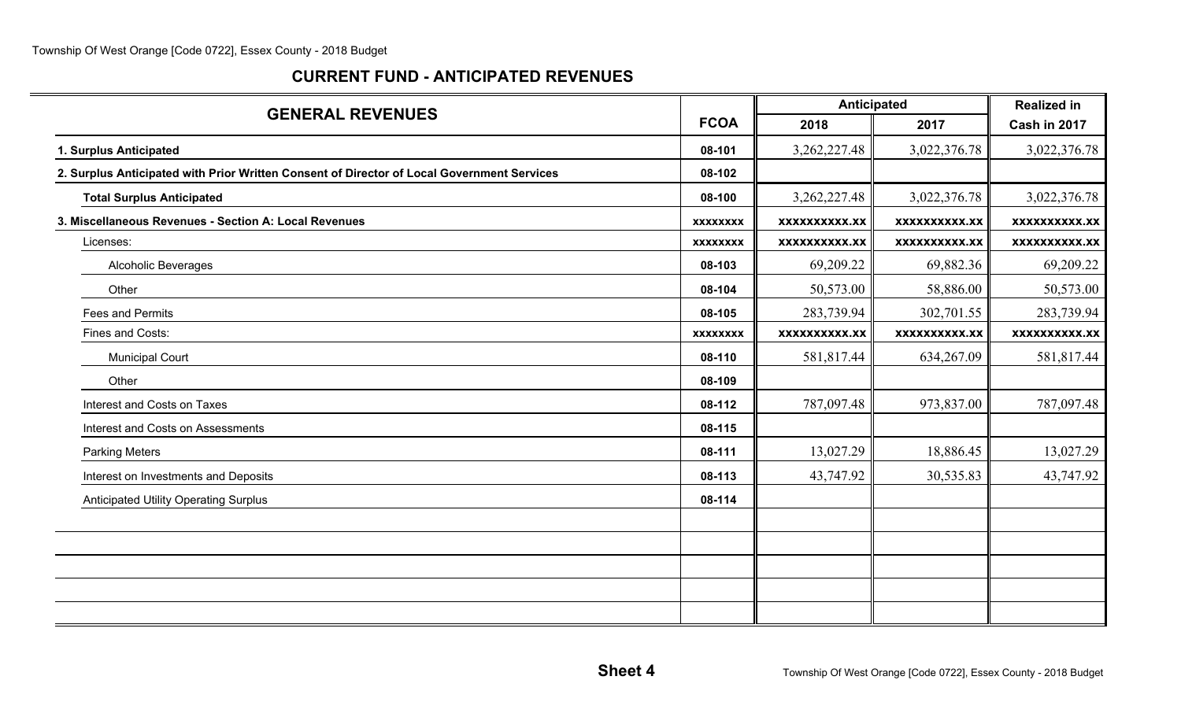## CURRENT FUND - ANTICIPATED REVENUES

| GENERAL REVENUES | FCOA | Anticipated | | Realized in |
|---|---|---|---|---|
| | | 2018 | 2017 | Cash in 2017 |
| **1. Surplus Anticipated** | 08-101 | 3,262,227.48 | 3,022,376.78 | 3,022,376.78 |
| **2. Surplus Anticipated with Prior Written Consent of Director of Local Government Services** | 08-102 | | | |
| **Total Surplus Anticipated** | 08-100 | 3,262,227.48 | 3,022,376.78 | 3,022,376.78 |
| **3. Miscellaneous Revenues - Section A: Local Revenues** | xxxxxxxx | xxxxxxxxxx.xx | xxxxxxxxxx.xx | xxxxxxxxxx.xx |
| Licenses: | xxxxxxxx | xxxxxxxxxx.xx | xxxxxxxxxx.xx | xxxxxxxxxx.xx |
| Alcoholic Beverages | 08-103 | 69,209.22 | 69,882.36 | 69,209.22 |
| Other | 08-104 | 50,573.00 | 58,886.00 | 50,573.00 |
| Fees and Permits | 08-105 | 283,739.94 | 302,701.55 | 283,739.94 |
| Fines and Costs: | xxxxxxxx | xxxxxxxxxx.xx | xxxxxxxxxx.xx | xxxxxxxxxx.xx |
| Municipal Court | 08-110 | 581,817.44 | 634,267.09 | 581,817.44 |
| Other | 08-109 | | | |
| Interest and Costs on Taxes | 08-112 | 787,097.48 | 973,837.00 | 787,097.48 |
| Interest and Costs on Assessments | 08-115 | | | |
| Parking Meters | 08-111 | 13,027.29 | 18,886.45 | 13,027.29 |
| Interest on Investments and Deposits | 08-113 | 43,747.92 | 30,535.83 | 43,747.92 |
| Anticipated Utility Operating Surplus | 08-114 | | | |
| | | | | |
| | | | | |
| | | | | |
| | | | | |
| | | | | |

**Sheet 4**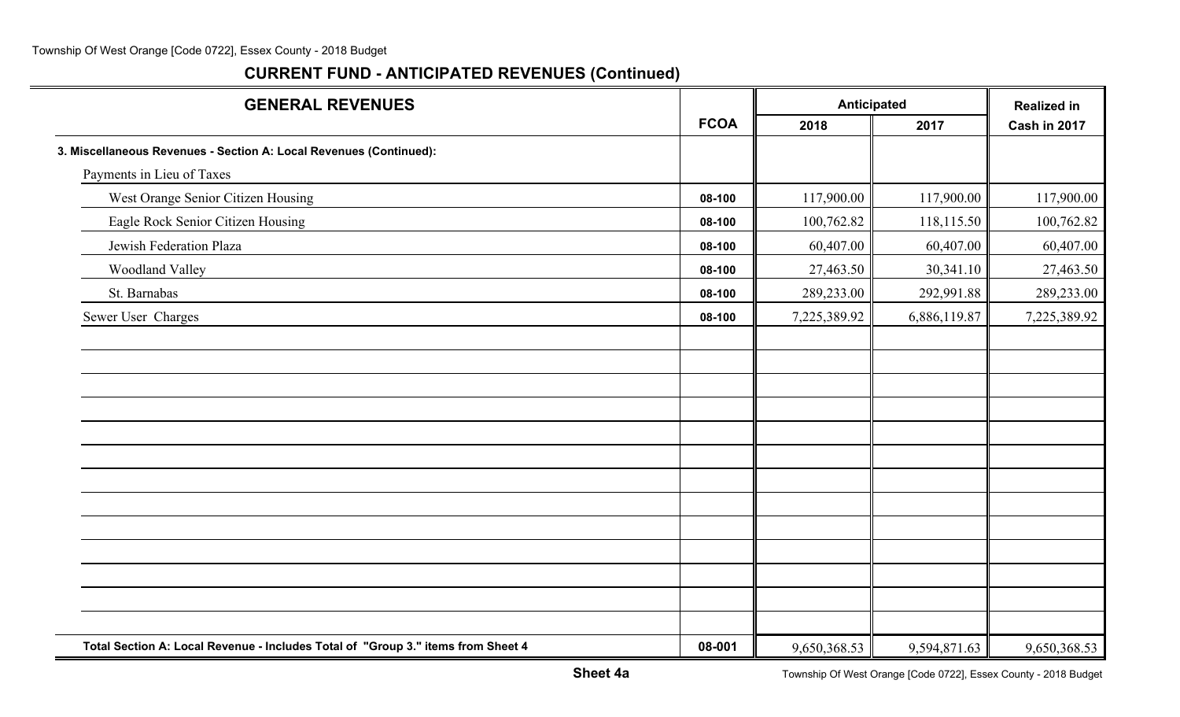## CURRENT FUND - ANTICIPATED REVENUES (Continued)

| GENERAL REVENUES | FCOA | Anticipated 2018 | Anticipated 2017 | Realized in Cash in 2017 |
|---|---|---|---|---|
| **3. Miscellaneous Revenues - Section A: Local Revenues (Continued):** | | | | |
| Payments in Lieu of Taxes | | | | |
| West Orange Senior Citizen Housing | 08-100 | 117,900.00 | 117,900.00 | 117,900.00 |
| Eagle Rock Senior Citizen Housing | 08-100 | 100,762.82 | 118,115.50 | 100,762.82 |
| Jewish Federation Plaza | 08-100 | 60,407.00 | 60,407.00 | 60,407.00 |
| Woodland Valley | 08-100 | 27,463.50 | 30,341.10 | 27,463.50 |
| St. Barnabas | 08-100 | 289,233.00 | 292,991.88 | 289,233.00 |
| Sewer User Charges | 08-100 | 7,225,389.92 | 6,886,119.87 | 7,225,389.92 |
| **Total Section A: Local Revenue - Includes Total of "Group 3." items from Sheet 4** | 08-001 | 9,650,368.53 | 9,594,871.63 | 9,650,368.53 |

**Sheet 4a**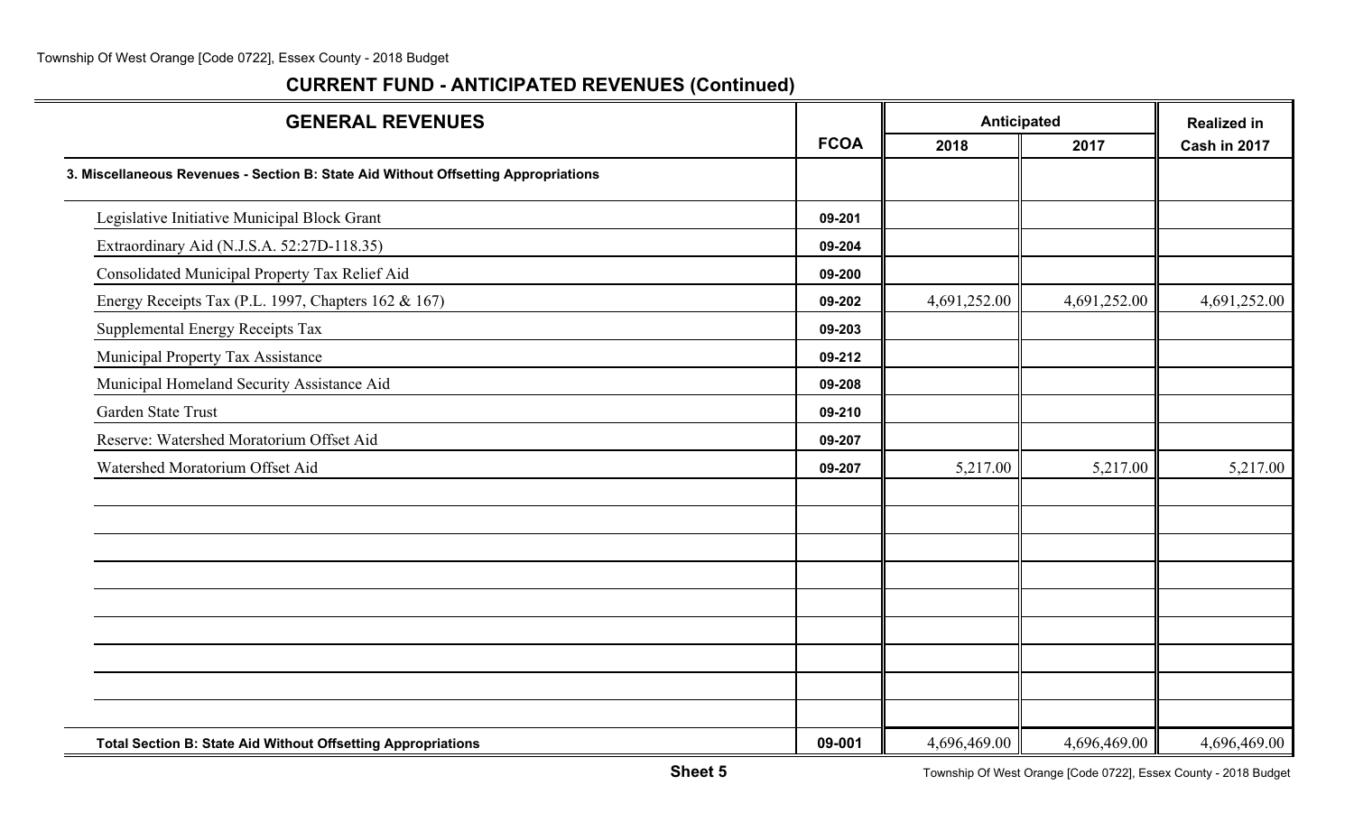## CURRENT FUND - ANTICIPATED REVENUES (Continued)

| GENERAL REVENUES | FCOA | Anticipated | | Realized in |
|---|---|---|---|---|
| | | 2018 | 2017 | Cash in 2017 |
| **3. Miscellaneous Revenues - Section B: State Aid Without Offsetting Appropriations** | | | | |
| Legislative Initiative Municipal Block Grant | 09-201 | | | |
| Extraordinary Aid (N.J.S.A. 52:27D-118.35) | 09-204 | | | |
| Consolidated Municipal Property Tax Relief Aid | 09-200 | | | |
| Energy Receipts Tax (P.L. 1997, Chapters 162 & 167) | 09-202 | 4,691,252.00 | 4,691,252.00 | 4,691,252.00 |
| Supplemental Energy Receipts Tax | 09-203 | | | |
| Municipal Property Tax Assistance | 09-212 | | | |
| Municipal Homeland Security Assistance Aid | 09-208 | | | |
| Garden State Trust | 09-210 | | | |
| Reserve: Watershed Moratorium Offset Aid | 09-207 | | | |
| Watershed Moratorium Offset Aid | 09-207 | 5,217.00 | 5,217.00 | 5,217.00 |
| **Total Section B: State Aid Without Offsetting Appropriations** | 09-001 | 4,696,469.00 | 4,696,469.00 | 4,696,469.00 |

**Sheet 5**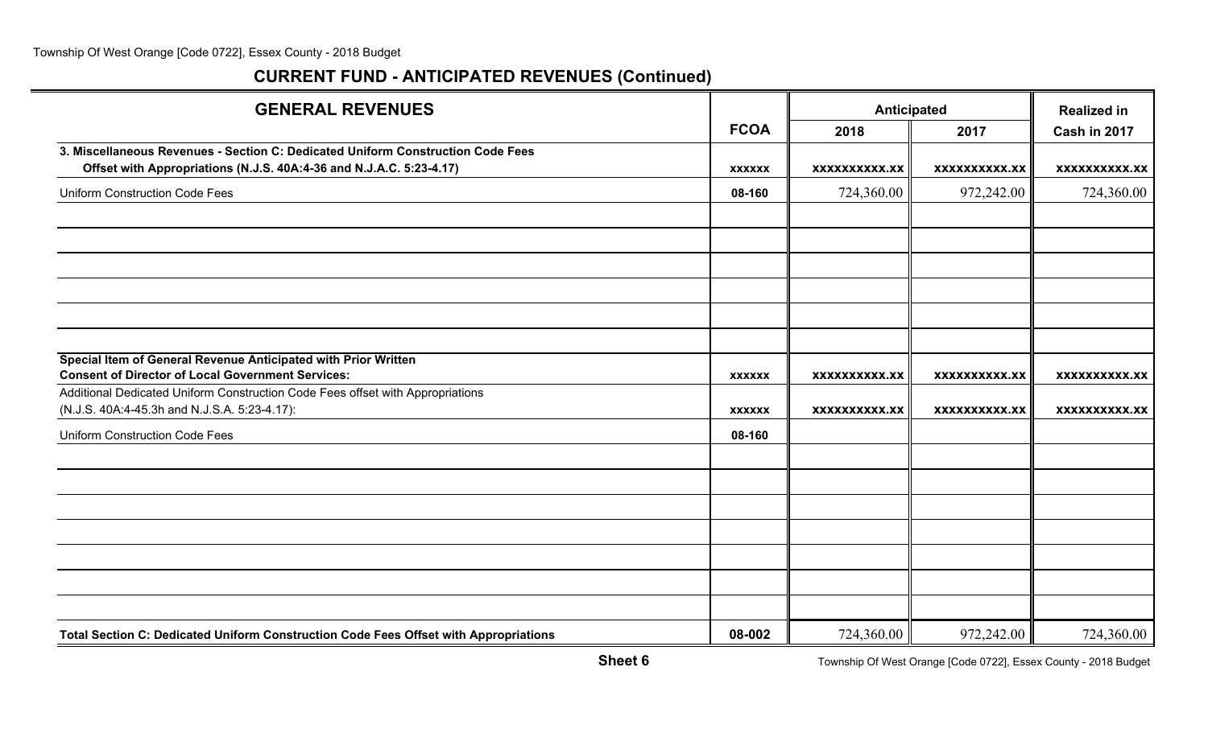## CURRENT FUND - ANTICIPATED REVENUES (Continued)

| GENERAL REVENUES | FCOA | Anticipated | | Realized in |
|---|---|---|---|---|
| | | 2018 | 2017 | Cash in 2017 |
| **3. Miscellaneous Revenues - Section C: Dedicated Uniform Construction Code Fees Offset with Appropriations (N.J.S. 40A:4-36 and N.J.A.C. 5:23-4.17)** | **xxxxxx** | **xxxxxxxxxx.xx** | **xxxxxxxxxx.xx** | **xxxxxxxxxx.xx** |
| Uniform Construction Code Fees | 08-160 | 724,360.00 | 972,242.00 | 724,360.00 |
| | | | | |
| | | | | |
| | | | | |
| | | | | |
| | | | | |
| | | | | |
| **Special Item of General Revenue Anticipated with Prior Written Consent of Director of Local Government Services:** | **xxxxxx** | **xxxxxxxxxx.xx** | **xxxxxxxxxx.xx** | **xxxxxxxxxx.xx** |
| Additional Dedicated Uniform Construction Code Fees offset with Appropriations (N.J.S. 40A:4-45.3h and N.J.S.A. 5:23-4.17): | **xxxxxx** | **xxxxxxxxxx.xx** | **xxxxxxxxxx.xx** | **xxxxxxxxxx.xx** |
| Uniform Construction Code Fees | 08-160 | | | |
| | | | | |
| | | | | |
| | | | | |
| | | | | |
| | | | | |
| | | | | |
| | | | | |
| **Total Section C: Dedicated Uniform Construction Code Fees Offset with Appropriations** | **08-002** | 724,360.00 | 972,242.00 | 724,360.00 |

**Sheet 6**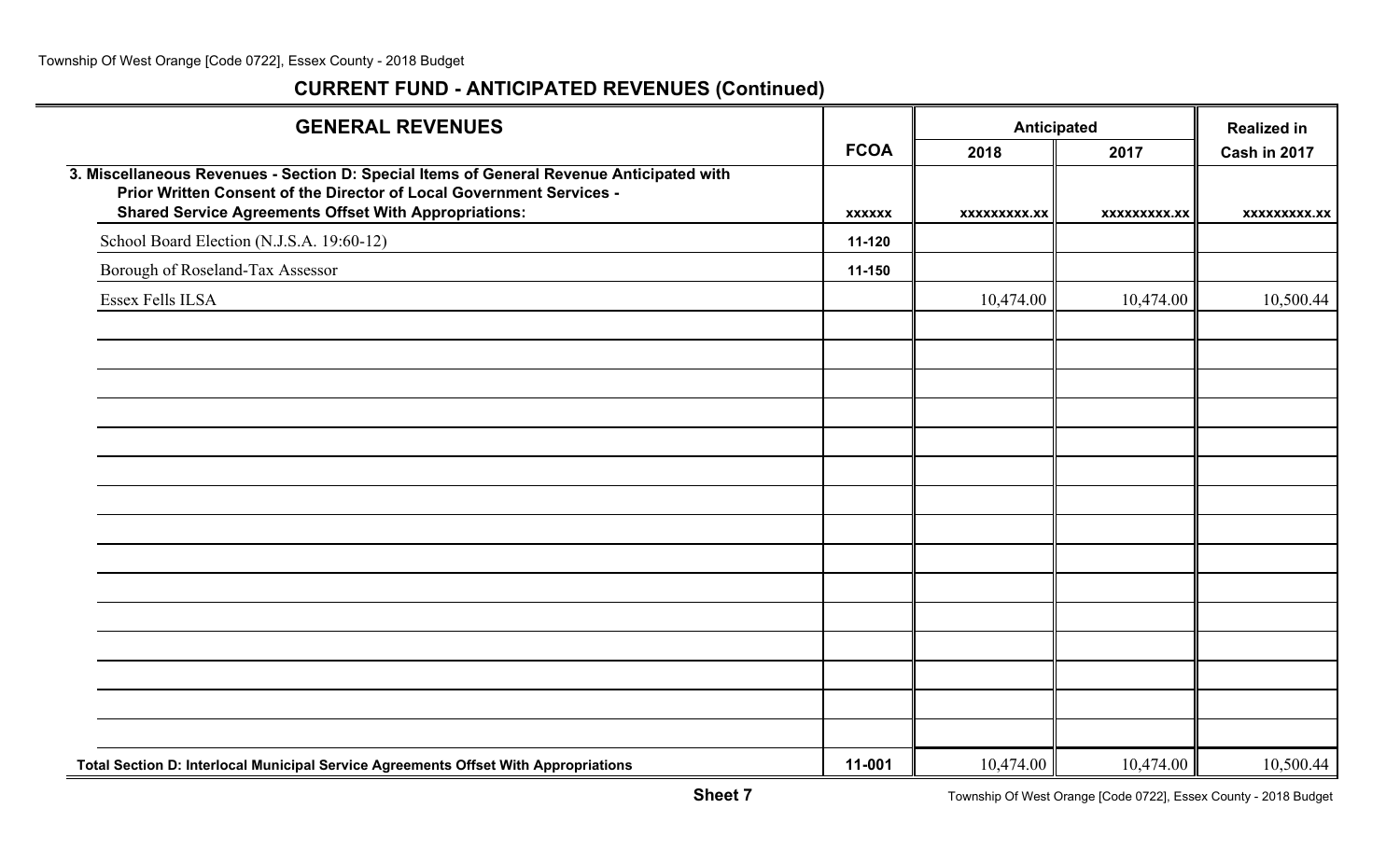## CURRENT FUND - ANTICIPATED REVENUES (Continued)

| GENERAL REVENUES | FCOA | Anticipated | | Realized in |
|---|---|---|---|---|
| | | 2018 | 2017 | Cash in 2017 |
| **3. Miscellaneous Revenues - Section D: Special Items of General Revenue Anticipated with Prior Written Consent of the Director of Local Government Services - Shared Service Agreements Offset With Appropriations:** | xxxxxx | xxxxxxxxx.xx | xxxxxxxxx.xx | xxxxxxxxx.xx |
| School Board Election (N.J.S.A. 19:60-12) | 11-120 | | | |
| Borough of Roseland-Tax Assessor | 11-150 | | | |
| Essex Fells ILSA | | 10,474.00 | 10,474.00 | 10,500.44 |
| **Total Section D: Interlocal Municipal Service Agreements Offset With Appropriations** | 11-001 | 10,474.00 | 10,474.00 | 10,500.44 |

**Sheet 7**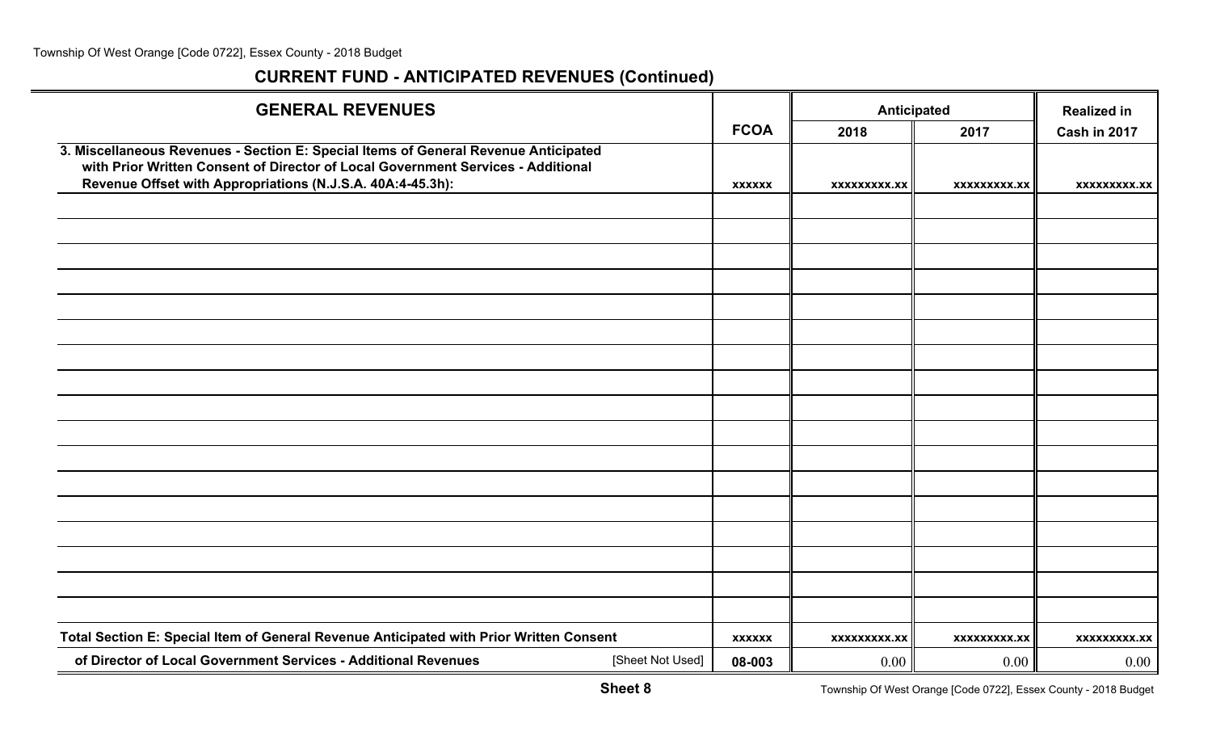## CURRENT FUND - ANTICIPATED REVENUES (Continued)

| GENERAL REVENUES | FCOA | Anticipated 2018 | Anticipated 2017 | Realized in Cash in 2017 |
|---|---|---|---|---|
| 3. Miscellaneous Revenues - Section E: Special Items of General Revenue Anticipated with Prior Written Consent of Director of Local Government Services - Additional Revenue Offset with Appropriations (N.J.S.A. 40A:4-45.3h): | xxxxxx | xxxxxxxxx.xx | xxxxxxxxx.xx | xxxxxxxxx.xx |
| | | | | |
| | | | | |
| | | | | |
| | | | | |
| | | | | |
| | | | | |
| | | | | |
| | | | | |
| | | | | |
| | | | | |
| | | | | |
| | | | | |
| | | | | |
| | | | | |
| | | | | |
| | | | | |
| | | | | |
| Total Section E: Special Item of General Revenue Anticipated with Prior Written Consent | xxxxxx | xxxxxxxxx.xx | xxxxxxxxx.xx | xxxxxxxxx.xx |
| of Director of Local Government Services - Additional Revenues [Sheet Not Used] | 08-003 | 0.00 | 0.00 | 0.00 |

**Sheet 8**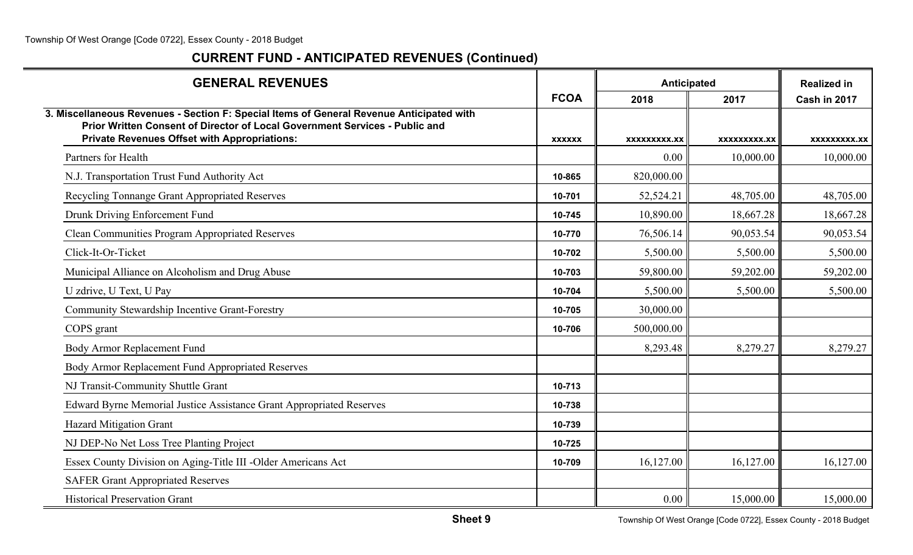## CURRENT FUND - ANTICIPATED REVENUES (Continued)

| GENERAL REVENUES | FCOA | Anticipated | | Realized in |
|---|---|---|---|---|
| | | 2018 | 2017 | Cash in 2017 |
| **3. Miscellaneous Revenues - Section F: Special Items of General Revenue Anticipated with Prior Written Consent of Director of Local Government Services - Public and Private Revenues Offset with Appropriations:** | **xxxxxx** | **xxxxxxxxx.xx** | **xxxxxxxxx.xx** | **xxxxxxxxx.xx** |
| Partners for Health | | 0.00 | 10,000.00 | 10,000.00 |
| N.J. Transportation Trust Fund Authority Act | 10-865 | 820,000.00 | | |
| Recycling Tonnange Grant Appropriated Reserves | 10-701 | 52,524.21 | 48,705.00 | 48,705.00 |
| Drunk Driving Enforcement Fund | 10-745 | 10,890.00 | 18,667.28 | 18,667.28 |
| Clean Communities Program Appropriated Reserves | 10-770 | 76,506.14 | 90,053.54 | 90,053.54 |
| Click-It-Or-Ticket | 10-702 | 5,500.00 | 5,500.00 | 5,500.00 |
| Municipal Alliance on Alcoholism and Drug Abuse | 10-703 | 59,800.00 | 59,202.00 | 59,202.00 |
| U zdrive, U Text, U Pay | 10-704 | 5,500.00 | 5,500.00 | 5,500.00 |
| Community Stewardship Incentive Grant-Forestry | 10-705 | 30,000.00 | | |
| COPS grant | 10-706 | 500,000.00 | | |
| Body Armor Replacement Fund | | 8,293.48 | 8,279.27 | 8,279.27 |
| Body Armor Replacement Fund Appropriated Reserves | | | | |
| NJ Transit-Community Shuttle Grant | 10-713 | | | |
| Edward Byrne Memorial Justice Assistance Grant Appropriated Reserves | 10-738 | | | |
| Hazard Mitigation Grant | 10-739 | | | |
| NJ DEP-No Net Loss Tree Planting Project | 10-725 | | | |
| Essex County Division on Aging-Title III -Older Americans Act | 10-709 | 16,127.00 | 16,127.00 | 16,127.00 |
| SAFER Grant Appropriated Reserves | | | | |
| Historical Preservation Grant | | 0.00 | 15,000.00 | 15,000.00 |

**Sheet 9**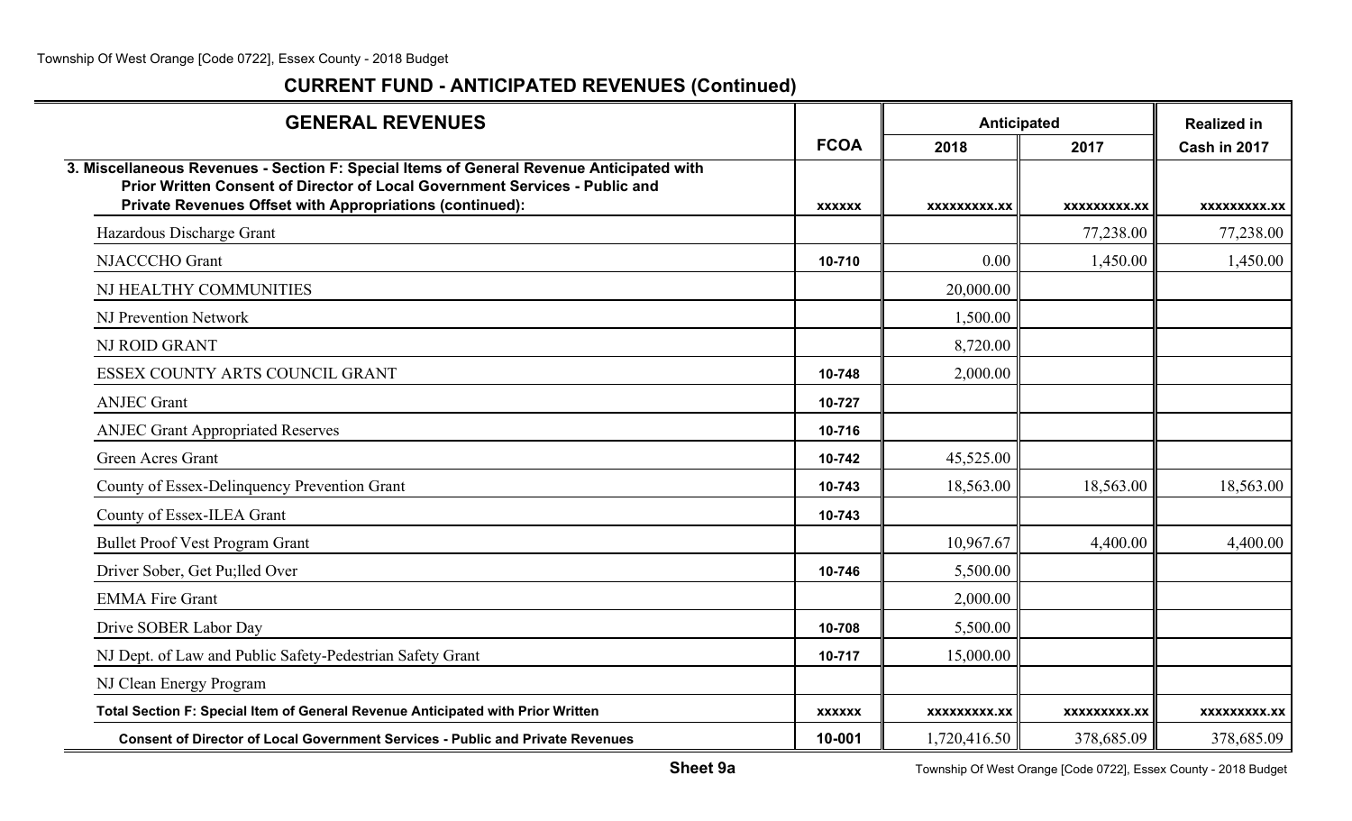## CURRENT FUND - ANTICIPATED REVENUES (Continued)

| GENERAL REVENUES | FCOA | Anticipated | | Realized in |
|---|---|---|---|---|
| | | 2018 | 2017 | Cash in 2017 |
| **3. Miscellaneous Revenues - Section F: Special Items of General Revenue Anticipated with Prior Written Consent of Director of Local Government Services - Public and Private Revenues Offset with Appropriations (continued):** | xxxxxx | xxxxxxxxx.xx | xxxxxxxxx.xx | xxxxxxxxx.xx |
| Hazardous Discharge Grant | | | 77,238.00 | 77,238.00 |
| NJACCCHO Grant | 10-710 | 0.00 | 1,450.00 | 1,450.00 |
| NJ HEALTHY COMMUNITIES | | 20,000.00 | | |
| NJ Prevention Network | | 1,500.00 | | |
| NJ ROID GRANT | | 8,720.00 | | |
| ESSEX COUNTY ARTS COUNCIL GRANT | 10-748 | 2,000.00 | | |
| ANJEC Grant | 10-727 | | | |
| ANJEC Grant Appropriated Reserves | 10-716 | | | |
| Green Acres Grant | 10-742 | 45,525.00 | | |
| County of Essex-Delinquency Prevention Grant | 10-743 | 18,563.00 | 18,563.00 | 18,563.00 |
| County of Essex-ILEA Grant | 10-743 | | | |
| Bullet Proof Vest Program Grant | | 10,967.67 | 4,400.00 | 4,400.00 |
| Driver Sober, Get Pu;lled Over | 10-746 | 5,500.00 | | |
| EMMA Fire Grant | | 2,000.00 | | |
| Drive SOBER Labor Day | 10-708 | 5,500.00 | | |
| NJ Dept. of Law and Public Safety-Pedestrian Safety Grant | 10-717 | 15,000.00 | | |
| NJ Clean Energy Program | | | | |
| **Total Section F: Special Item of General Revenue Anticipated with Prior Written** | xxxxxx | xxxxxxxxx.xx | xxxxxxxxx.xx | xxxxxxxxx.xx |
| **Consent of Director of Local Government Services - Public and Private Revenues** | 10-001 | 1,720,416.50 | 378,685.09 | 378,685.09 |

**Sheet 9a**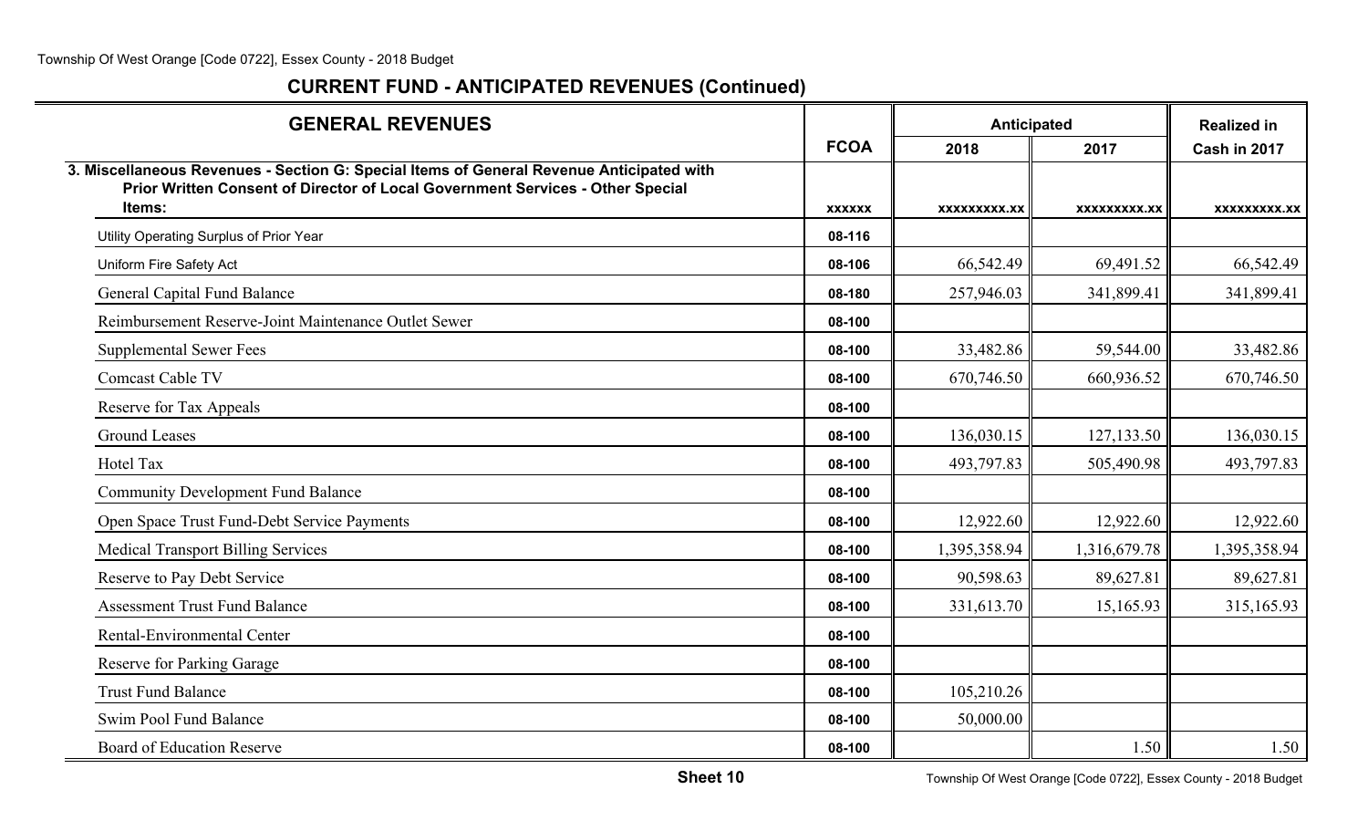## CURRENT FUND - ANTICIPATED REVENUES (Continued)

| GENERAL REVENUES | FCOA | Anticipated | | Realized in |
|---|---|---|---|---|
| | | 2018 | 2017 | Cash in 2017 |
| **3. Miscellaneous Revenues - Section G: Special Items of General Revenue Anticipated with Prior Written Consent of Director of Local Government Services - Other Special Items:** | **xxxxxx** | **xxxxxxxxx.xx** | **xxxxxxxxx.xx** | **xxxxxxxxx.xx** |
| Utility Operating Surplus of Prior Year | 08-116 | | | |
| Uniform Fire Safety Act | 08-106 | 66,542.49 | 69,491.52 | 66,542.49 |
| General Capital Fund Balance | 08-180 | 257,946.03 | 341,899.41 | 341,899.41 |
| Reimbursement Reserve-Joint Maintenance Outlet Sewer | 08-100 | | | |
| Supplemental Sewer Fees | 08-100 | 33,482.86 | 59,544.00 | 33,482.86 |
| Comcast Cable TV | 08-100 | 670,746.50 | 660,936.52 | 670,746.50 |
| Reserve for Tax Appeals | 08-100 | | | |
| Ground Leases | 08-100 | 136,030.15 | 127,133.50 | 136,030.15 |
| Hotel Tax | 08-100 | 493,797.83 | 505,490.98 | 493,797.83 |
| Community Development Fund Balance | 08-100 | | | |
| Open Space Trust Fund-Debt Service Payments | 08-100 | 12,922.60 | 12,922.60 | 12,922.60 |
| Medical Transport Billing Services | 08-100 | 1,395,358.94 | 1,316,679.78 | 1,395,358.94 |
| Reserve to Pay Debt Service | 08-100 | 90,598.63 | 89,627.81 | 89,627.81 |
| Assessment Trust Fund Balance | 08-100 | 331,613.70 | 15,165.93 | 315,165.93 |
| Rental-Environmental Center | 08-100 | | | |
| Reserve for Parking Garage | 08-100 | | | |
| Trust Fund Balance | 08-100 | 105,210.26 | | |
| Swim Pool Fund Balance | 08-100 | 50,000.00 | | |
| Board of Education Reserve | 08-100 | | 1.50 | 1.50 |

**Sheet 10**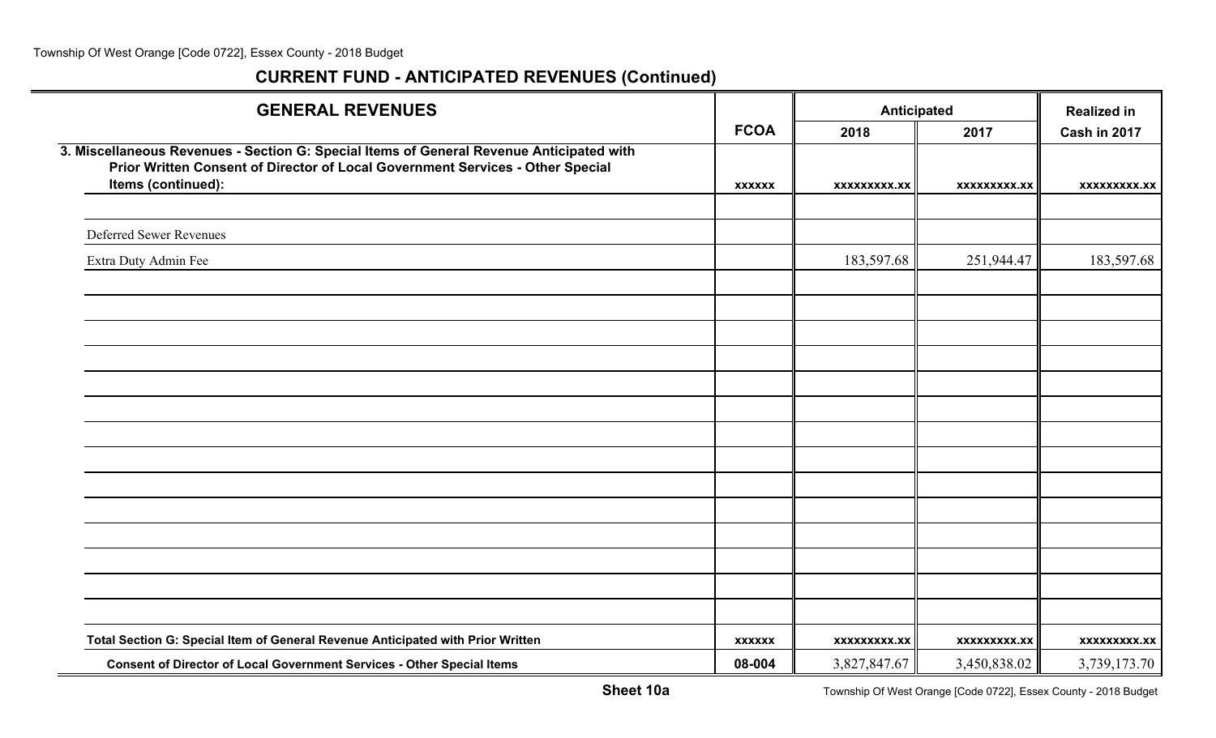## CURRENT FUND - ANTICIPATED REVENUES (Continued)

| GENERAL REVENUES | FCOA | Anticipated | | Realized in |
|---|---|---|---|---|
| | | 2018 | 2017 | Cash in 2017 |
| **3. Miscellaneous Revenues - Section G: Special Items of General Revenue Anticipated with Prior Written Consent of Director of Local Government Services - Other Special Items (continued):** | xxxxxx | xxxxxxxxx.xx | xxxxxxxxx.xx | xxxxxxxxx.xx |
| | | | | |
| Deferred Sewer Revenues | | | | |
| Extra Duty Admin Fee | | 183,597.68 | 251,944.47 | 183,597.68 |
| | | | | |
| | | | | |
| | | | | |
| | | | | |
| | | | | |
| | | | | |
| | | | | |
| | | | | |
| | | | | |
| | | | | |
| | | | | |
| | | | | |
| | | | | |
| | | | | |
| **Total Section G: Special Item of General Revenue Anticipated with Prior Written** | xxxxxx | xxxxxxxxx.xx | xxxxxxxxx.xx | xxxxxxxxx.xx |
| **Consent of Director of Local Government Services - Other Special Items** | 08-004 | 3,827,847.67 | 3,450,838.02 | 3,739,173.70 |

**Sheet 10a**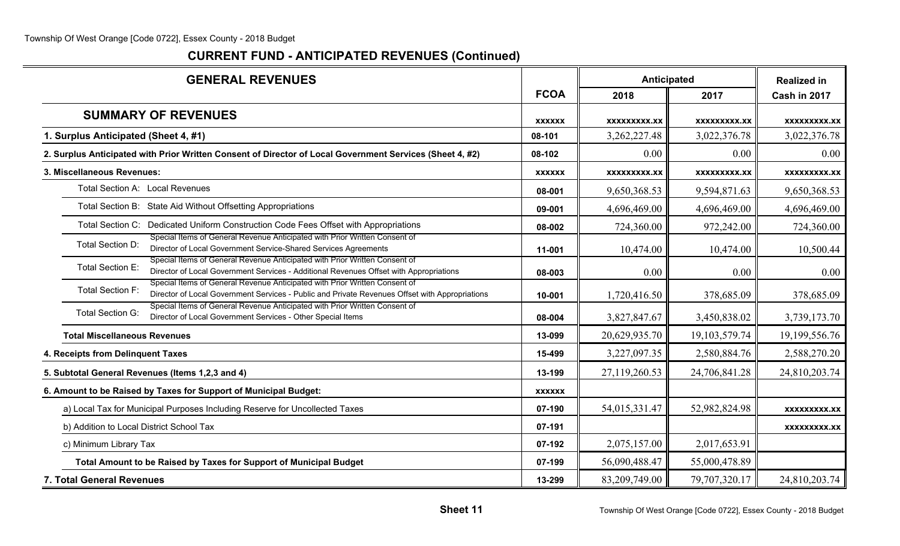## CURRENT FUND - ANTICIPATED REVENUES (Continued)

| GENERAL REVENUES | FCOA | Anticipated 2018 | Anticipated 2017 | Realized in Cash in 2017 |
|---|---|---|---|---|
| **SUMMARY OF REVENUES** | xxxxxx | xxxxxxxxx.xx | xxxxxxxxx.xx | xxxxxxxxx.xx |
| **1. Surplus Anticipated (Sheet 4, #1)** | 08-101 | 3,262,227.48 | 3,022,376.78 | 3,022,376.78 |
| **2. Surplus Anticipated with Prior Written Consent of Director of Local Government Services (Sheet 4, #2)** | 08-102 | 0.00 | 0.00 | 0.00 |
| **3. Miscellaneous Revenues:** | xxxxxx | xxxxxxxxx.xx | xxxxxxxxx.xx | xxxxxxxxx.xx |
| Total Section A: Local Revenues | 08-001 | 9,650,368.53 | 9,594,871.63 | 9,650,368.53 |
| Total Section B: State Aid Without Offsetting Appropriations | 09-001 | 4,696,469.00 | 4,696,469.00 | 4,696,469.00 |
| Total Section C: Dedicated Uniform Construction Code Fees Offset with Appropriations | 08-002 | 724,360.00 | 972,242.00 | 724,360.00 |
| Total Section D: Special Items of General Revenue Anticipated with Prior Written Consent of Director of Local Government Service-Shared Services Agreements | 11-001 | 10,474.00 | 10,474.00 | 10,500.44 |
| Total Section E: Special Items of General Revenue Anticipated with Prior Written Consent of Director of Local Government Services - Additional Revenues Offset with Appropriations | 08-003 | 0.00 | 0.00 | 0.00 |
| Total Section F: Special Items of General Revenue Anticipated with Prior Written Consent of Director of Local Government Services - Public and Private Revenues Offset with Appropriations | 10-001 | 1,720,416.50 | 378,685.09 | 378,685.09 |
| Total Section G: Special Items of General Revenue Anticipated with Prior Written Consent of Director of Local Government Services - Other Special Items | 08-004 | 3,827,847.67 | 3,450,838.02 | 3,739,173.70 |
| **Total Miscellaneous Revenues** | 13-099 | 20,629,935.70 | 19,103,579.74 | 19,199,556.76 |
| **4. Receipts from Delinquent Taxes** | 15-499 | 3,227,097.35 | 2,580,884.76 | 2,588,270.20 |
| **5. Subtotal General Revenues (Items 1,2,3 and 4)** | 13-199 | 27,119,260.53 | 24,706,841.28 | 24,810,203.74 |
| **6. Amount to be Raised by Taxes for Support of Municipal Budget:** | xxxxxx | | | |
| a) Local Tax for Municipal Purposes Including Reserve for Uncollected Taxes | 07-190 | 54,015,331.47 | 52,982,824.98 | xxxxxxxxx.xx |
| b) Addition to Local District School Tax | 07-191 | | | xxxxxxxxx.xx |
| c) Minimum Library Tax | 07-192 | 2,075,157.00 | 2,017,653.91 | |
| **Total Amount to be Raised by Taxes for Support of Municipal Budget** | 07-199 | 56,090,488.47 | 55,000,478.89 | |
| **7. Total General Revenues** | 13-299 | 83,209,749.00 | 79,707,320.17 | 24,810,203.74 |

**Sheet 11**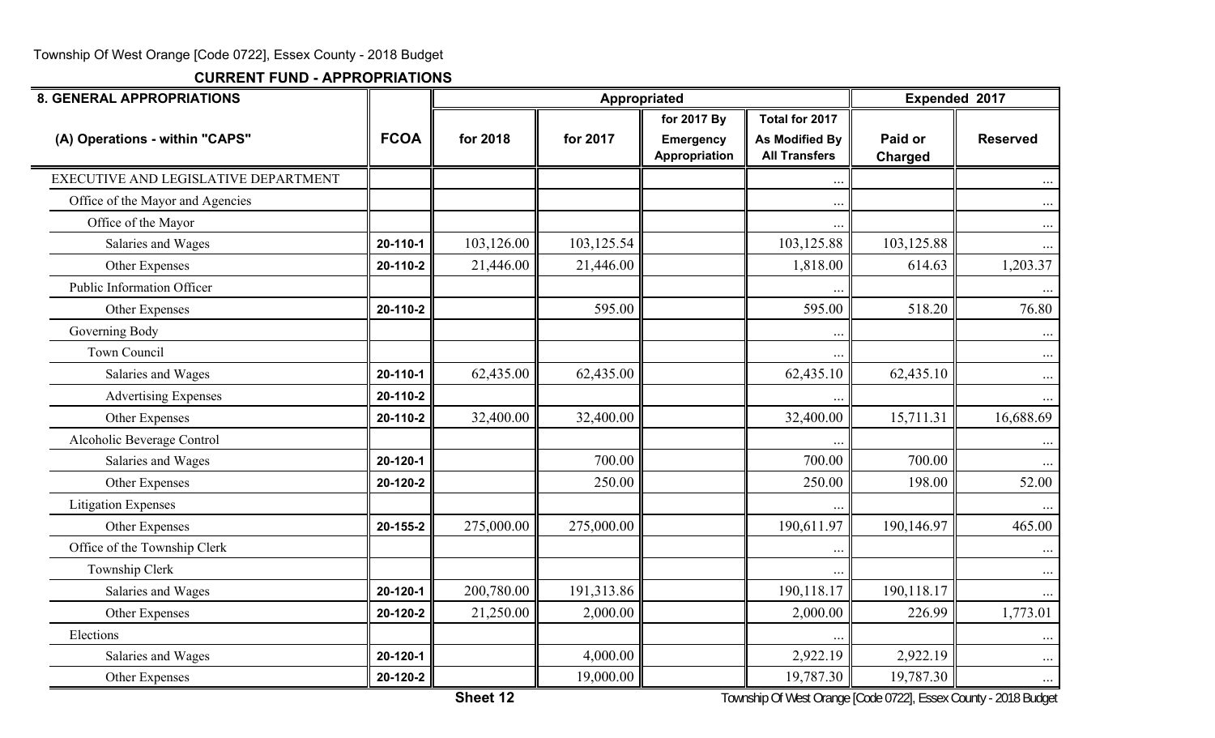Township Of West Orange [Code 0722], Essex County - 2018 Budget

**CURRENT FUND - APPROPRIATIONS**

| 8. GENERAL APPROPRIATIONS | | Appropriated | | | | Expended 2017 | |
|---|---|---|---|---|---|---|---|
| (A) Operations - within "CAPS" | FCOA | for 2018 | for 2017 | for 2017 By Emergency Appropriation | Total for 2017 As Modified By All Transfers | Paid or Charged | Reserved |
| EXECUTIVE AND LEGISLATIVE DEPARTMENT | | | | | ... | | ... |
| Office of the Mayor and Agencies | | | | | ... | | ... |
| Office of the Mayor | | | | | ... | | ... |
| Salaries and Wages | 20-110-1 | 103,126.00 | 103,125.54 | | 103,125.88 | 103,125.88 | ... |
| Other Expenses | 20-110-2 | 21,446.00 | 21,446.00 | | 1,818.00 | 614.63 | 1,203.37 |
| Public Information Officer | | | | | ... | | ... |
| Other Expenses | 20-110-2 | | 595.00 | | 595.00 | 518.20 | 76.80 |
| Governing Body | | | | | ... | | ... |
| Town Council | | | | | ... | | ... |
| Salaries and Wages | 20-110-1 | 62,435.00 | 62,435.00 | | 62,435.10 | 62,435.10 | ... |
| Advertising Expenses | 20-110-2 | | | | ... | | ... |
| Other Expenses | 20-110-2 | 32,400.00 | 32,400.00 | | 32,400.00 | 15,711.31 | 16,688.69 |
| Alcoholic Beverage Control | | | | | ... | | ... |
| Salaries and Wages | 20-120-1 | | 700.00 | | 700.00 | 700.00 | ... |
| Other Expenses | 20-120-2 | | 250.00 | | 250.00 | 198.00 | 52.00 |
| Litigation Expenses | | | | | ... | | ... |
| Other Expenses | 20-155-2 | 275,000.00 | 275,000.00 | | 190,611.97 | 190,146.97 | 465.00 |
| Office of the Township Clerk | | | | | ... | | ... |
| Township Clerk | | | | | ... | | ... |
| Salaries and Wages | 20-120-1 | 200,780.00 | 191,313.86 | | 190,118.17 | 190,118.17 | ... |
| Other Expenses | 20-120-2 | 21,250.00 | 2,000.00 | | 2,000.00 | 226.99 | 1,773.01 |
| Elections | | | | | ... | | ... |
| Salaries and Wages | 20-120-1 | | 4,000.00 | | 2,922.19 | 2,922.19 | ... |
| Other Expenses | 20-120-2 | | 19,000.00 | | 19,787.30 | 19,787.30 | ... |

Sheet 12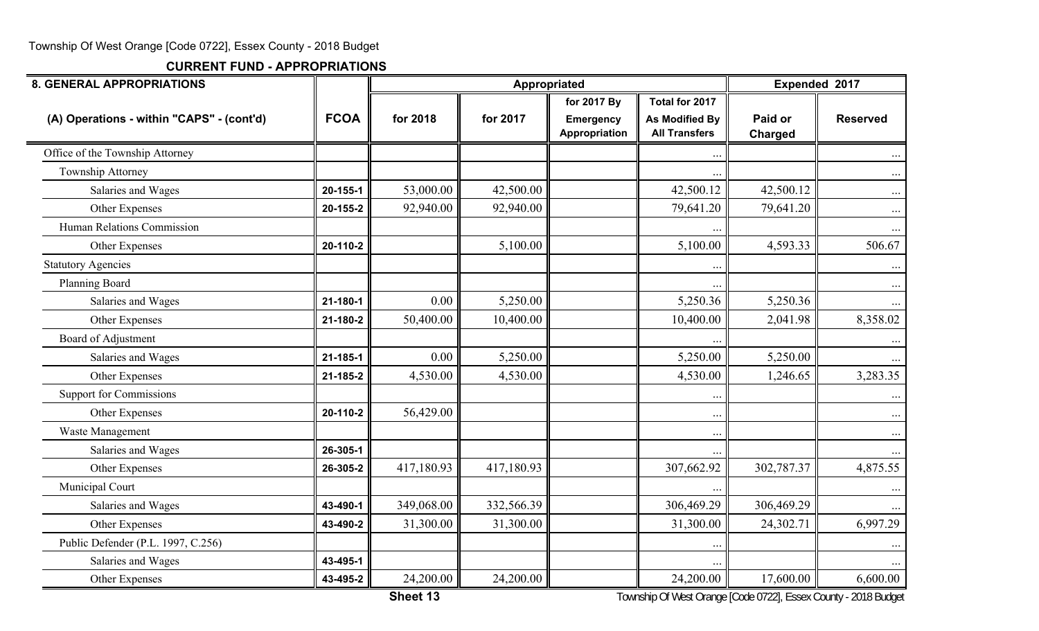Township Of West Orange [Code 0722], Essex County - 2018 Budget

## CURRENT FUND - APPROPRIATIONS

| 8. GENERAL APPROPRIATIONS | | Appropriated | | | | Expended 2017 | |
|---|---|---|---|---|---|---|---|
| (A) Operations - within "CAPS" - (cont'd) | FCOA | for 2018 | for 2017 | for 2017 By Emergency Appropriation | Total for 2017 As Modified By All Transfers | Paid or Charged | Reserved |
| Office of the Township Attorney | | | | | ... | | ... |
| Township Attorney | | | | | ... | | ... |
| Salaries and Wages | 20-155-1 | 53,000.00 | 42,500.00 | | 42,500.12 | 42,500.12 | ... |
| Other Expenses | 20-155-2 | 92,940.00 | 92,940.00 | | 79,641.20 | 79,641.20 | ... |
| Human Relations Commission | | | | | ... | | ... |
| Other Expenses | 20-110-2 | | 5,100.00 | | 5,100.00 | 4,593.33 | 506.67 |
| Statutory Agencies | | | | | ... | | ... |
| Planning Board | | | | | ... | | ... |
| Salaries and Wages | 21-180-1 | 0.00 | 5,250.00 | | 5,250.36 | 5,250.36 | ... |
| Other Expenses | 21-180-2 | 50,400.00 | 10,400.00 | | 10,400.00 | 2,041.98 | 8,358.02 |
| Board of Adjustment | | | | | ... | | ... |
| Salaries and Wages | 21-185-1 | 0.00 | 5,250.00 | | 5,250.00 | 5,250.00 | ... |
| Other Expenses | 21-185-2 | 4,530.00 | 4,530.00 | | 4,530.00 | 1,246.65 | 3,283.35 |
| Support for Commissions | | | | | ... | | ... |
| Other Expenses | 20-110-2 | 56,429.00 | | | ... | | ... |
| Waste Management | | | | | ... | | ... |
| Salaries and Wages | 26-305-1 | | | | ... | | ... |
| Other Expenses | 26-305-2 | 417,180.93 | 417,180.93 | | 307,662.92 | 302,787.37 | 4,875.55 |
| Municipal Court | | | | | ... | | ... |
| Salaries and Wages | 43-490-1 | 349,068.00 | 332,566.39 | | 306,469.29 | 306,469.29 | ... |
| Other Expenses | 43-490-2 | 31,300.00 | 31,300.00 | | 31,300.00 | 24,302.71 | 6,997.29 |
| Public Defender (P.L. 1997, C.256) | | | | | ... | | ... |
| Salaries and Wages | 43-495-1 | | | | ... | | ... |
| Other Expenses | 43-495-2 | 24,200.00 | 24,200.00 | | 24,200.00 | 17,600.00 | 6,600.00 |

Sheet 13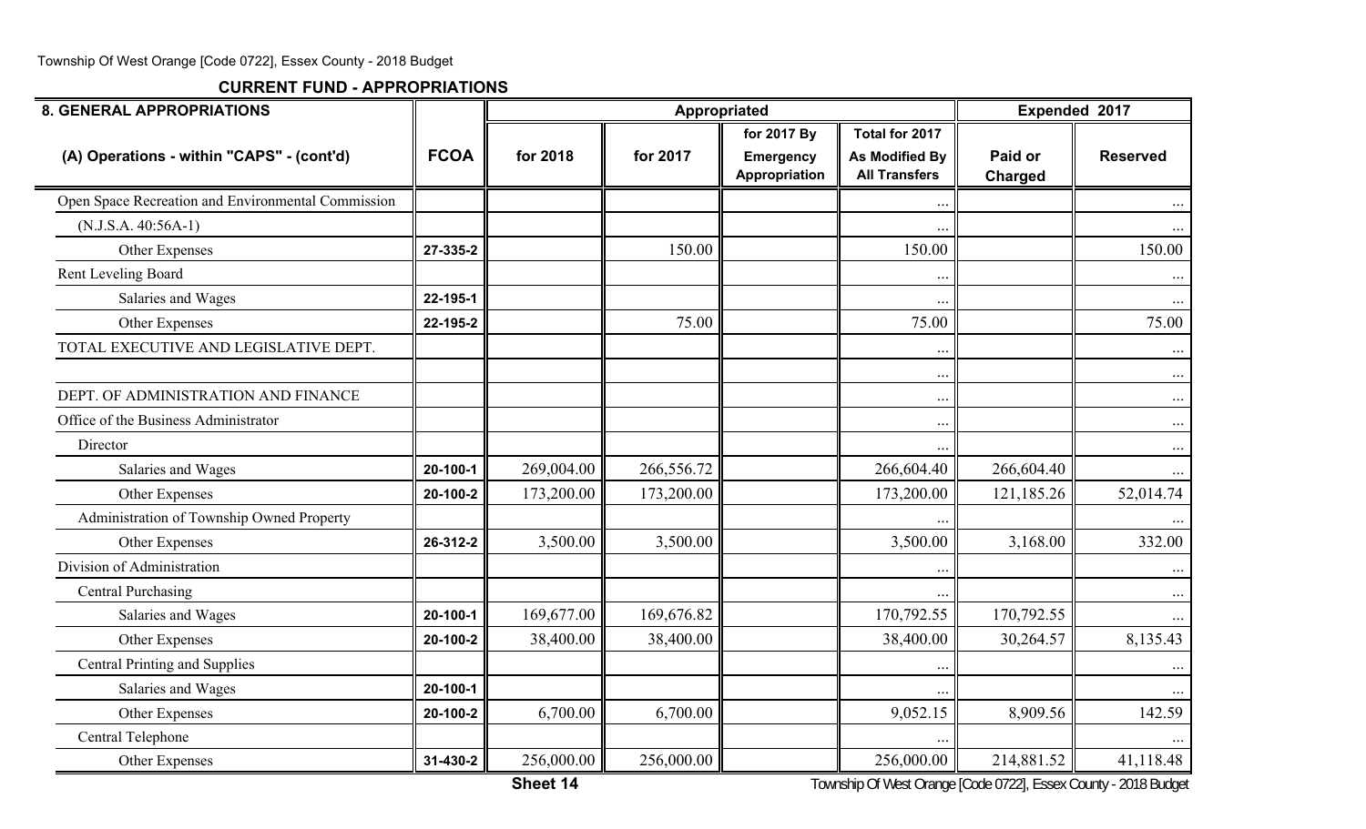## CURRENT FUND - APPROPRIATIONS

| 8. GENERAL APPROPRIATIONS | | Appropriated | | | | Expended 2017 | |
|---|---|---|---|---|---|---|---|
| (A) Operations - within "CAPS" - (cont'd) | FCOA | for 2018 | for 2017 | for 2017 By Emergency Appropriation | Total for 2017 As Modified By All Transfers | Paid or Charged | Reserved |
| Open Space Recreation and Environmental Commission | | | | | ... | | ... |
| (N.J.S.A. 40:56A-1) | | | | | ... | | ... |
| Other Expenses | 27-335-2 | | 150.00 | | 150.00 | | 150.00 |
| Rent Leveling Board | | | | | ... | | ... |
| Salaries and Wages | 22-195-1 | | | | ... | | ... |
| Other Expenses | 22-195-2 | | 75.00 | | 75.00 | | 75.00 |
| TOTAL EXECUTIVE AND LEGISLATIVE DEPT. | | | | | ... | | ... |
| | | | | | ... | | ... |
| DEPT. OF ADMINISTRATION AND FINANCE | | | | | ... | | ... |
| Office of the Business Administrator | | | | | ... | | ... |
| Director | | | | | ... | | ... |
| Salaries and Wages | 20-100-1 | 269,004.00 | 266,556.72 | | 266,604.40 | 266,604.40 | ... |
| Other Expenses | 20-100-2 | 173,200.00 | 173,200.00 | | 173,200.00 | 121,185.26 | 52,014.74 |
| Administration of Township Owned Property | | | | | ... | | ... |
| Other Expenses | 26-312-2 | 3,500.00 | 3,500.00 | | 3,500.00 | 3,168.00 | 332.00 |
| Division of Administration | | | | | ... | | ... |
| Central Purchasing | | | | | ... | | ... |
| Salaries and Wages | 20-100-1 | 169,677.00 | 169,676.82 | | 170,792.55 | 170,792.55 | ... |
| Other Expenses | 20-100-2 | 38,400.00 | 38,400.00 | | 38,400.00 | 30,264.57 | 8,135.43 |
| Central Printing and Supplies | | | | | ... | | ... |
| Salaries and Wages | 20-100-1 | | | | ... | | ... |
| Other Expenses | 20-100-2 | 6,700.00 | 6,700.00 | | 9,052.15 | 8,909.56 | 142.59 |
| Central Telephone | | | | | ... | | ... |
| Other Expenses | 31-430-2 | 256,000.00 | 256,000.00 | | 256,000.00 | 214,881.52 | 41,118.48 |

Sheet 14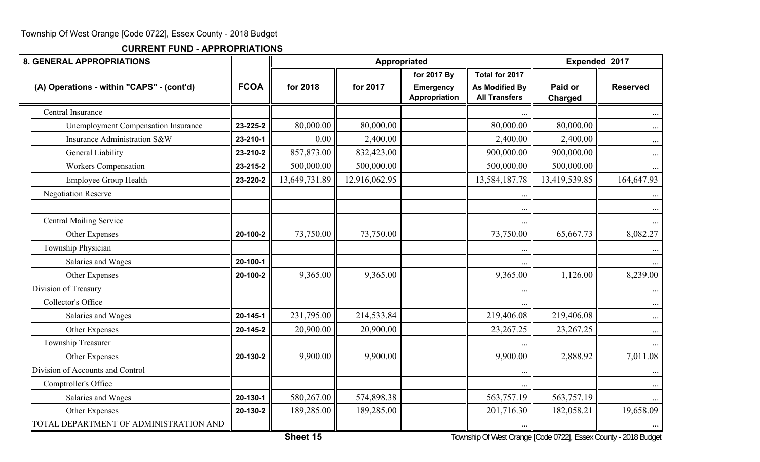## CURRENT FUND - APPROPRIATIONS

| 8. GENERAL APPROPRIATIONS | | Appropriated | | | | Expended 2017 | |
|---|---|---|---|---|---|---|---|
| (A) Operations - within "CAPS" - (cont'd) | FCOA | for 2018 | for 2017 | for 2017 By Emergency Appropriation | Total for 2017 As Modified By All Transfers | Paid or Charged | Reserved |
| Central Insurance | | | | | ... | | ... |
| Unemployment Compensation Insurance | 23-225-2 | 80,000.00 | 80,000.00 | | 80,000.00 | 80,000.00 | ... |
| Insurance Administration S&W | 23-210-1 | 0.00 | 2,400.00 | | 2,400.00 | 2,400.00 | ... |
| General Liability | 23-210-2 | 857,873.00 | 832,423.00 | | 900,000.00 | 900,000.00 | ... |
| Workers Compensation | 23-215-2 | 500,000.00 | 500,000.00 | | 500,000.00 | 500,000.00 | ... |
| Employee Group Health | 23-220-2 | 13,649,731.89 | 12,916,062.95 | | 13,584,187.78 | 13,419,539.85 | 164,647.93 |
| Negotiation Reserve | | | | | ... | | ... |
| | | | | | ... | | ... |
| Central Mailing Service | | | | | ... | | ... |
| Other Expenses | 20-100-2 | 73,750.00 | 73,750.00 | | 73,750.00 | 65,667.73 | 8,082.27 |
| Township Physician | | | | | ... | | ... |
| Salaries and Wages | 20-100-1 | | | | ... | | ... |
| Other Expenses | 20-100-2 | 9,365.00 | 9,365.00 | | 9,365.00 | 1,126.00 | 8,239.00 |
| Division of Treasury | | | | | ... | | ... |
| Collector's Office | | | | | ... | | ... |
| Salaries and Wages | 20-145-1 | 231,795.00 | 214,533.84 | | 219,406.08 | 219,406.08 | ... |
| Other Expenses | 20-145-2 | 20,900.00 | 20,900.00 | | 23,267.25 | 23,267.25 | ... |
| Township Treasurer | | | | | ... | | ... |
| Other Expenses | 20-130-2 | 9,900.00 | 9,900.00 | | 9,900.00 | 2,888.92 | 7,011.08 |
| Division of Accounts and Control | | | | | ... | | ... |
| Comptroller's Office | | | | | ... | | ... |
| Salaries and Wages | 20-130-1 | 580,267.00 | 574,898.38 | | 563,757.19 | 563,757.19 | ... |
| Other Expenses | 20-130-2 | 189,285.00 | 189,285.00 | | 201,716.30 | 182,058.21 | 19,658.09 |
| TOTAL DEPARTMENT OF ADMINISTRATION AND | | | | | ... | | ... |

Sheet 15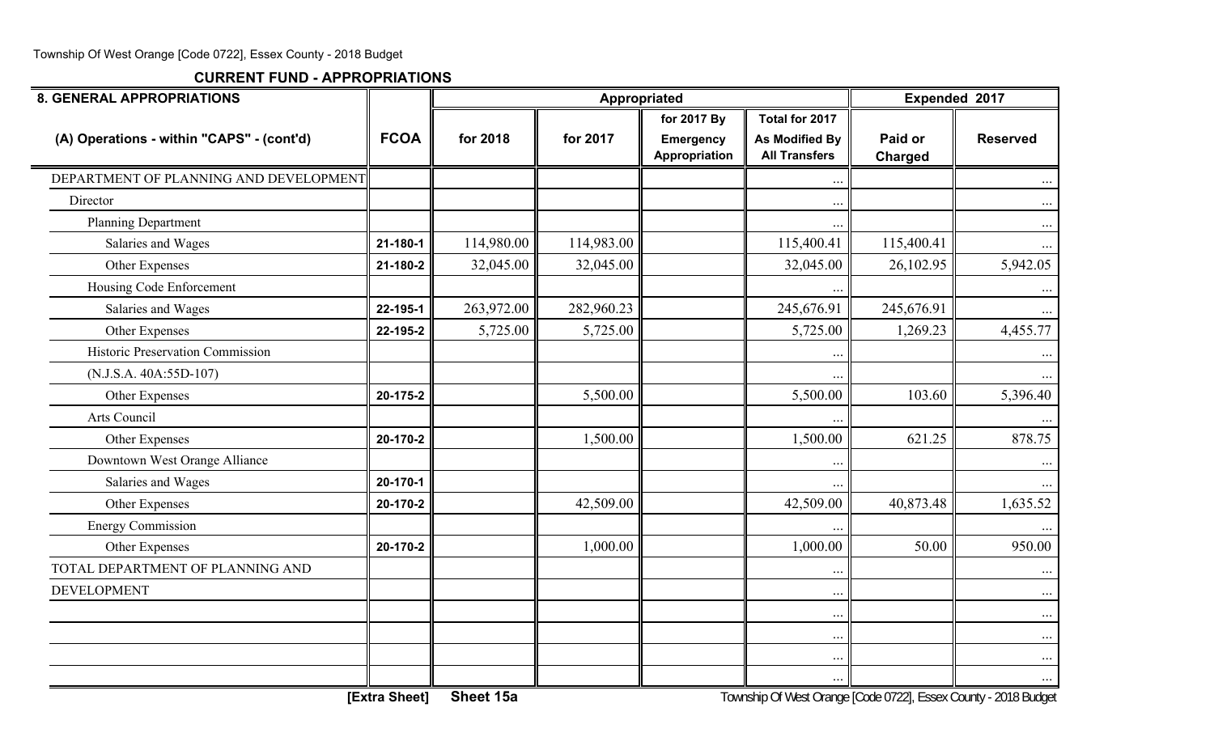Township Of West Orange [Code 0722], Essex County - 2018 Budget

## CURRENT FUND - APPROPRIATIONS

| 8. GENERAL APPROPRIATIONS | | Appropriated | | | | Expended 2017 | |
|---|---|---|---|---|---|---|---|
| (A) Operations - within "CAPS" - (cont'd) | FCOA | for 2018 | for 2017 | for 2017 By Emergency Appropriation | Total for 2017 As Modified By All Transfers | Paid or Charged | Reserved |
| DEPARTMENT OF PLANNING AND DEVELOPMENT | | | | | ... | | ... |
| Director | | | | | ... | | ... |
| Planning Department | | | | | ... | | ... |
| Salaries and Wages | 21-180-1 | 114,980.00 | 114,983.00 | | 115,400.41 | 115,400.41 | ... |
| Other Expenses | 21-180-2 | 32,045.00 | 32,045.00 | | 32,045.00 | 26,102.95 | 5,942.05 |
| Housing Code Enforcement | | | | | ... | | ... |
| Salaries and Wages | 22-195-1 | 263,972.00 | 282,960.23 | | 245,676.91 | 245,676.91 | ... |
| Other Expenses | 22-195-2 | 5,725.00 | 5,725.00 | | 5,725.00 | 1,269.23 | 4,455.77 |
| Historic Preservation Commission | | | | | ... | | ... |
| (N.J.S.A. 40A:55D-107) | | | | | ... | | ... |
| Other Expenses | 20-175-2 | | 5,500.00 | | 5,500.00 | 103.60 | 5,396.40 |
| Arts Council | | | | | ... | | ... |
| Other Expenses | 20-170-2 | | 1,500.00 | | 1,500.00 | 621.25 | 878.75 |
| Downtown West Orange Alliance | | | | | ... | | ... |
| Salaries and Wages | 20-170-1 | | | | ... | | ... |
| Other Expenses | 20-170-2 | | 42,509.00 | | 42,509.00 | 40,873.48 | 1,635.52 |
| Energy Commission | | | | | ... | | ... |
| Other Expenses | 20-170-2 | | 1,000.00 | | 1,000.00 | 50.00 | 950.00 |
| TOTAL DEPARTMENT OF PLANNING AND | | | | | ... | | ... |
| DEVELOPMENT | | | | | ... | | ... |
| | | | | | ... | | ... |
| | | | | | ... | | ... |
| | | | | | ... | | ... |
| | | | | | ... | | ... |

[Extra Sheet] Sheet 15a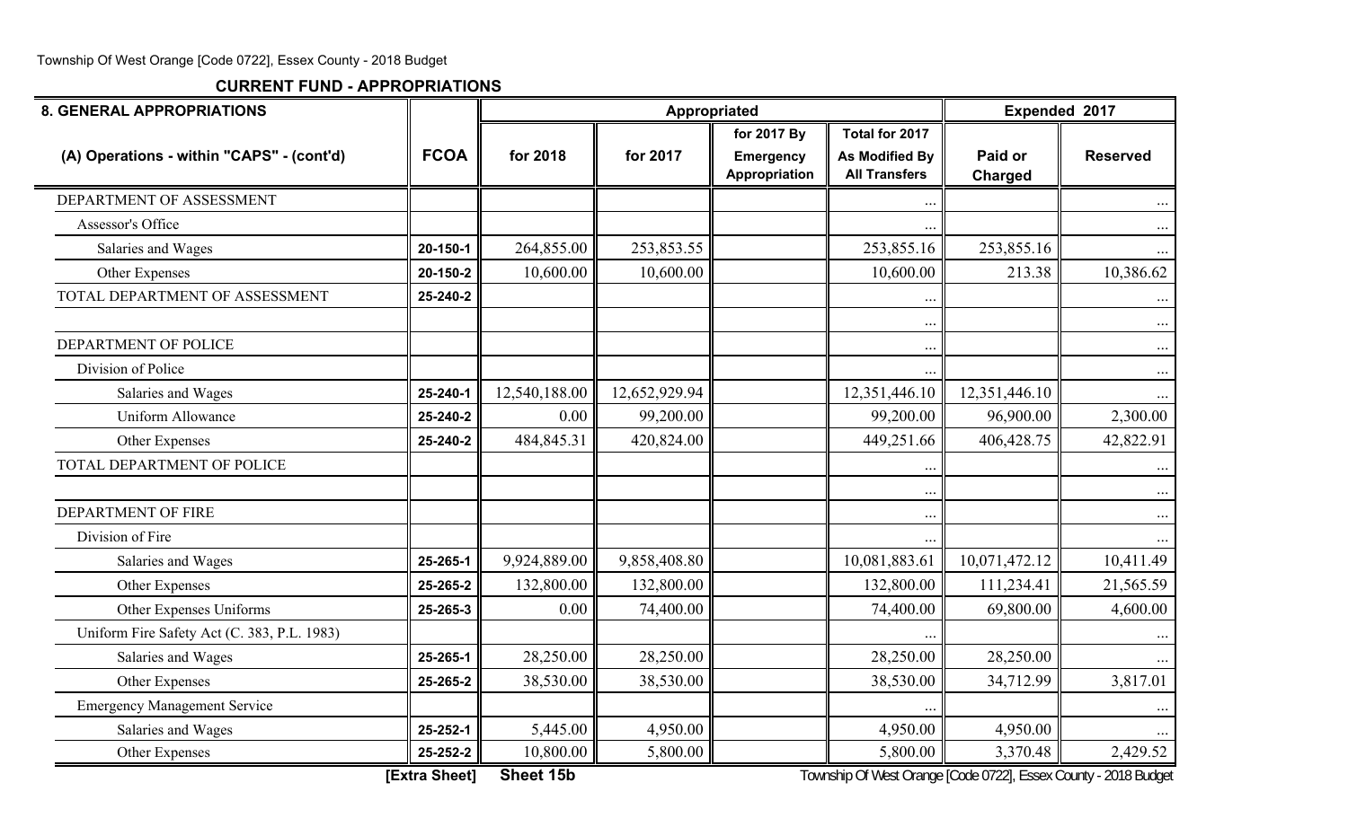Township Of West Orange [Code 0722], Essex County - 2018 Budget

## CURRENT FUND - APPROPRIATIONS

| 8. GENERAL APPROPRIATIONS | | Appropriated | | | | Expended 2017 | |
|---|---|---|---|---|---|---|---|
| (A) Operations - within "CAPS" - (cont'd) | FCOA | for 2018 | for 2017 | for 2017 By Emergency Appropriation | Total for 2017 As Modified By All Transfers | Paid or Charged | Reserved |
| DEPARTMENT OF ASSESSMENT | | | | | ... | | ... |
| Assessor's Office | | | | | ... | | ... |
| Salaries and Wages | 20-150-1 | 264,855.00 | 253,853.55 | | 253,855.16 | 253,855.16 | ... |
| Other Expenses | 20-150-2 | 10,600.00 | 10,600.00 | | 10,600.00 | 213.38 | 10,386.62 |
| TOTAL DEPARTMENT OF ASSESSMENT | 25-240-2 | | | | ... | | ... |
| | | | | | ... | | ... |
| DEPARTMENT OF POLICE | | | | | ... | | ... |
| Division of Police | | | | | ... | | ... |
| Salaries and Wages | 25-240-1 | 12,540,188.00 | 12,652,929.94 | | 12,351,446.10 | 12,351,446.10 | ... |
| Uniform Allowance | 25-240-2 | 0.00 | 99,200.00 | | 99,200.00 | 96,900.00 | 2,300.00 |
| Other Expenses | 25-240-2 | 484,845.31 | 420,824.00 | | 449,251.66 | 406,428.75 | 42,822.91 |
| TOTAL DEPARTMENT OF POLICE | | | | | ... | | ... |
| | | | | | ... | | ... |
| DEPARTMENT OF FIRE | | | | | ... | | ... |
| Division of Fire | | | | | ... | | ... |
| Salaries and Wages | 25-265-1 | 9,924,889.00 | 9,858,408.80 | | 10,081,883.61 | 10,071,472.12 | 10,411.49 |
| Other Expenses | 25-265-2 | 132,800.00 | 132,800.00 | | 132,800.00 | 111,234.41 | 21,565.59 |
| Other Expenses Uniforms | 25-265-3 | 0.00 | 74,400.00 | | 74,400.00 | 69,800.00 | 4,600.00 |
| Uniform Fire Safety Act (C. 383, P.L. 1983) | | | | | ... | | ... |
| Salaries and Wages | 25-265-1 | 28,250.00 | 28,250.00 | | 28,250.00 | 28,250.00 | ... |
| Other Expenses | 25-265-2 | 38,530.00 | 38,530.00 | | 38,530.00 | 34,712.99 | 3,817.01 |
| Emergency Management Service | | | | | ... | | ... |
| Salaries and Wages | 25-252-1 | 5,445.00 | 4,950.00 | | 4,950.00 | 4,950.00 | ... |
| Other Expenses | 25-252-2 | 10,800.00 | 5,800.00 | | 5,800.00 | 3,370.48 | 2,429.52 |

[Extra Sheet] Sheet 15b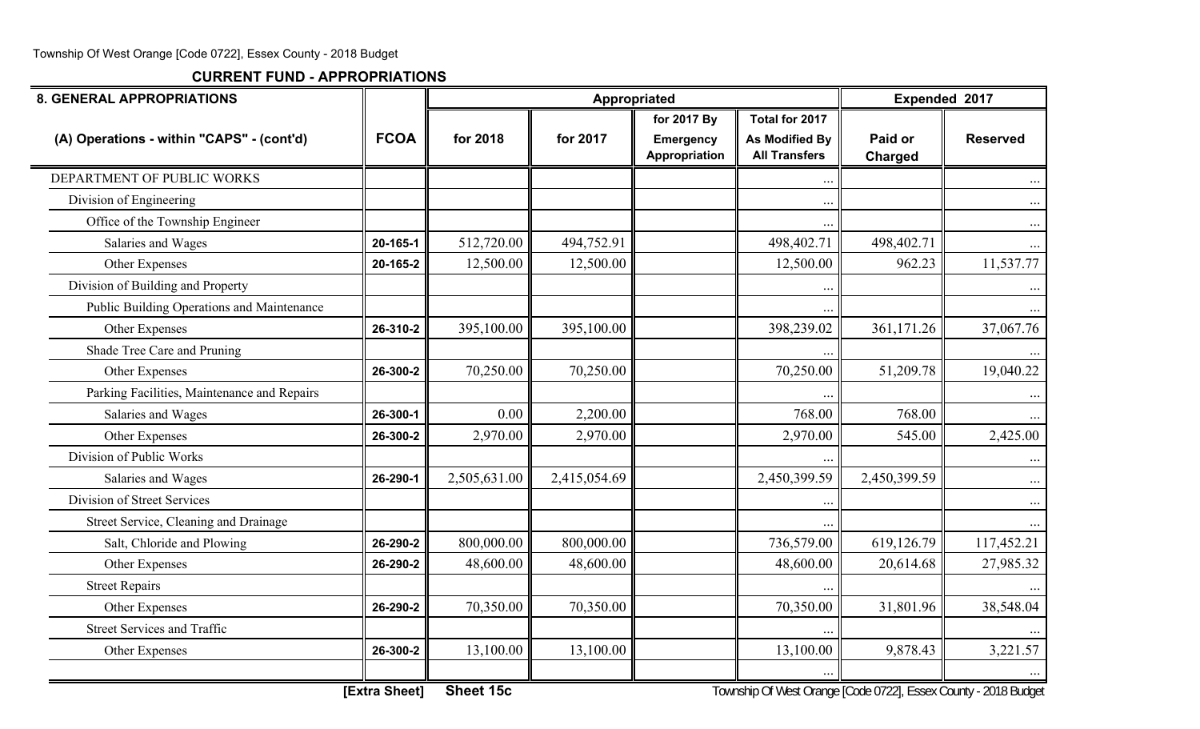Township Of West Orange [Code 0722], Essex County - 2018 Budget

## CURRENT FUND - APPROPRIATIONS

| 8. GENERAL APPROPRIATIONS | | Appropriated | | | | Expended 2017 | |
|---|---|---|---|---|---|---|---|
| (A) Operations - within "CAPS" - (cont'd) | FCOA | for 2018 | for 2017 | for 2017 By Emergency Appropriation | Total for 2017 As Modified By All Transfers | Paid or Charged | Reserved |
| DEPARTMENT OF PUBLIC WORKS | | | | | ... | | ... |
| Division of Engineering | | | | | ... | | ... |
| Office of the Township Engineer | | | | | ... | | ... |
| Salaries and Wages | 20-165-1 | 512,720.00 | 494,752.91 | | 498,402.71 | 498,402.71 | ... |
| Other Expenses | 20-165-2 | 12,500.00 | 12,500.00 | | 12,500.00 | 962.23 | 11,537.77 |
| Division of Building and Property | | | | | ... | | ... |
| Public Building Operations and Maintenance | | | | | ... | | ... |
| Other Expenses | 26-310-2 | 395,100.00 | 395,100.00 | | 398,239.02 | 361,171.26 | 37,067.76 |
| Shade Tree Care and Pruning | | | | | ... | | ... |
| Other Expenses | 26-300-2 | 70,250.00 | 70,250.00 | | 70,250.00 | 51,209.78 | 19,040.22 |
| Parking Facilities, Maintenance and Repairs | | | | | ... | | ... |
| Salaries and Wages | 26-300-1 | 0.00 | 2,200.00 | | 768.00 | 768.00 | ... |
| Other Expenses | 26-300-2 | 2,970.00 | 2,970.00 | | 2,970.00 | 545.00 | 2,425.00 |
| Division of Public Works | | | | | ... | | ... |
| Salaries and Wages | 26-290-1 | 2,505,631.00 | 2,415,054.69 | | 2,450,399.59 | 2,450,399.59 | ... |
| Division of Street Services | | | | | ... | | ... |
| Street Service, Cleaning and Drainage | | | | | ... | | ... |
| Salt, Chloride and Plowing | 26-290-2 | 800,000.00 | 800,000.00 | | 736,579.00 | 619,126.79 | 117,452.21 |
| Other Expenses | 26-290-2 | 48,600.00 | 48,600.00 | | 48,600.00 | 20,614.68 | 27,985.32 |
| Street Repairs | | | | | ... | | ... |
| Other Expenses | 26-290-2 | 70,350.00 | 70,350.00 | | 70,350.00 | 31,801.96 | 38,548.04 |
| Street Services and Traffic | | | | | ... | | ... |
| Other Expenses | 26-300-2 | 13,100.00 | 13,100.00 | | 13,100.00 | 9,878.43 | 3,221.57 |
| | | | | | ... | | ... |

[Extra Sheet] Sheet 15c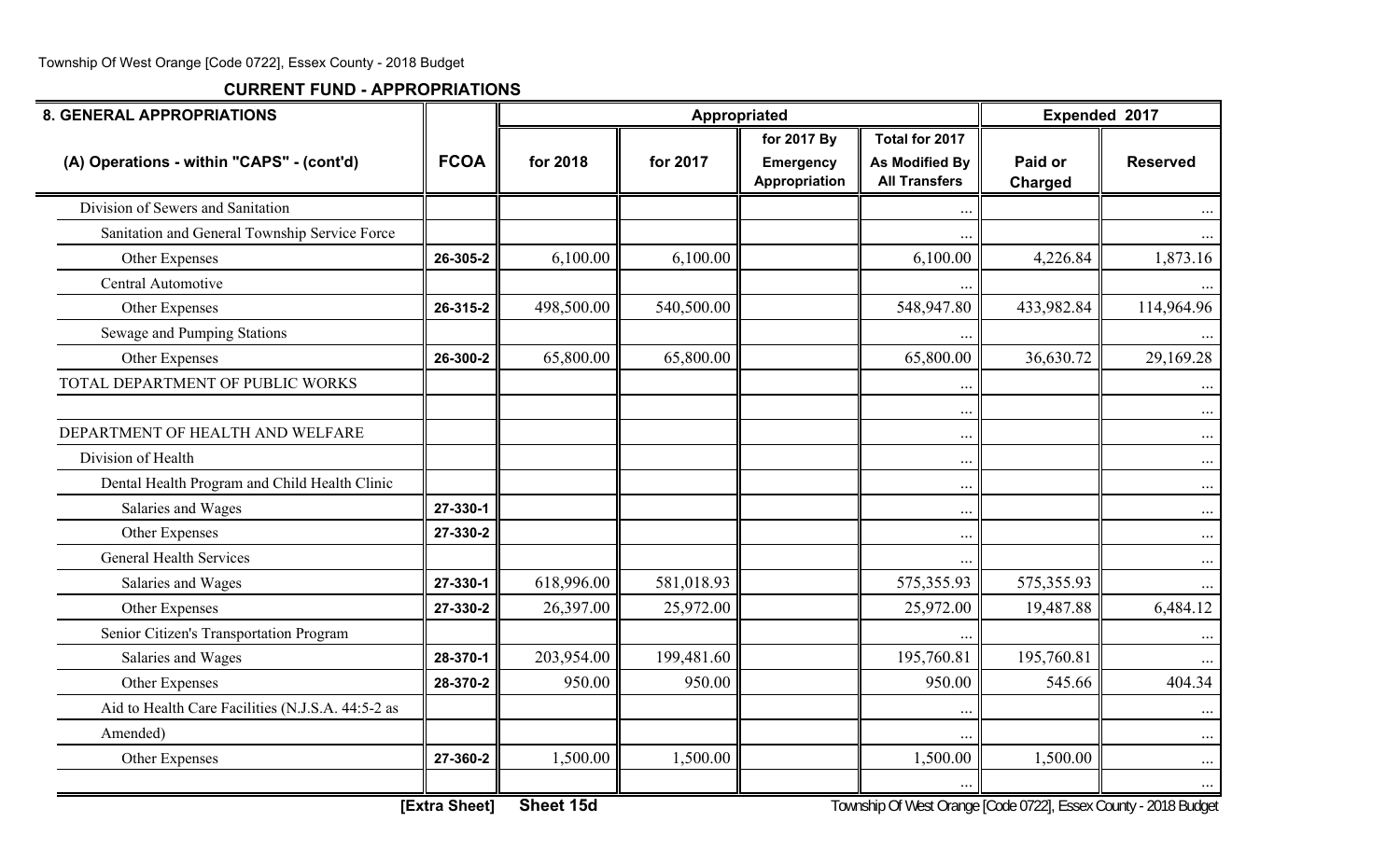**CURRENT FUND - APPROPRIATIONS**

| 8. GENERAL APPROPRIATIONS | | Appropriated | | | | Expended 2017 | |
|---|---|---|---|---|---|---|---|
| (A) Operations - within "CAPS" - (cont'd) | FCOA | for 2018 | for 2017 | for 2017 By Emergency Appropriation | Total for 2017 As Modified By All Transfers | Paid or Charged | Reserved |
| Division of Sewers and Sanitation | | | | | ... | | ... |
| Sanitation and General Township Service Force | | | | | ... | | ... |
| Other Expenses | 26-305-2 | 6,100.00 | 6,100.00 | | 6,100.00 | 4,226.84 | 1,873.16 |
| Central Automotive | | | | | ... | | ... |
| Other Expenses | 26-315-2 | 498,500.00 | 540,500.00 | | 548,947.80 | 433,982.84 | 114,964.96 |
| Sewage and Pumping Stations | | | | | ... | | ... |
| Other Expenses | 26-300-2 | 65,800.00 | 65,800.00 | | 65,800.00 | 36,630.72 | 29,169.28 |
| TOTAL DEPARTMENT OF PUBLIC WORKS | | | | | ... | | ... |
| | | | | | ... | | ... |
| DEPARTMENT OF HEALTH AND WELFARE | | | | | ... | | ... |
| Division of Health | | | | | ... | | ... |
| Dental Health Program and Child Health Clinic | | | | | ... | | ... |
| Salaries and Wages | 27-330-1 | | | | ... | | ... |
| Other Expenses | 27-330-2 | | | | ... | | ... |
| General Health Services | | | | | ... | | ... |
| Salaries and Wages | 27-330-1 | 618,996.00 | 581,018.93 | | 575,355.93 | 575,355.93 | ... |
| Other Expenses | 27-330-2 | 26,397.00 | 25,972.00 | | 25,972.00 | 19,487.88 | 6,484.12 |
| Senior Citizen's Transportation Program | | | | | ... | | ... |
| Salaries and Wages | 28-370-1 | 203,954.00 | 199,481.60 | | 195,760.81 | 195,760.81 | ... |
| Other Expenses | 28-370-2 | 950.00 | 950.00 | | 950.00 | 545.66 | 404.34 |
| Aid to Health Care Facilities (N.J.S.A. 44:5-2 as | | | | | ... | | ... |
| Amended) | | | | | ... | | ... |
| Other Expenses | 27-360-2 | 1,500.00 | 1,500.00 | | 1,500.00 | 1,500.00 | ... |
| | | | | | ... | | ... |

[Extra Sheet] Sheet 15d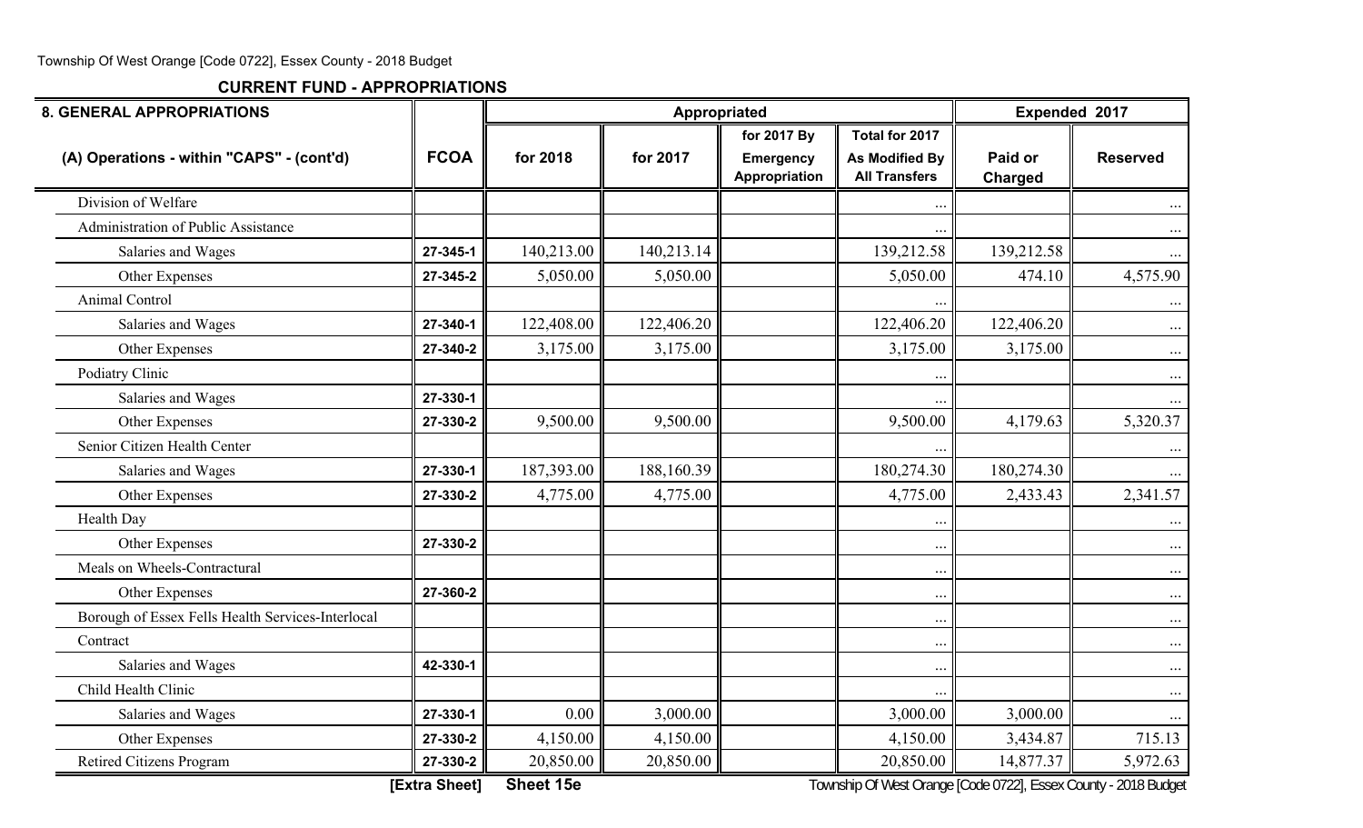## CURRENT FUND - APPROPRIATIONS

| 8. GENERAL APPROPRIATIONS | | Appropriated | | | | Expended 2017 | |
|---|---|---|---|---|---|---|---|
| (A) Operations - within "CAPS" - (cont'd) | FCOA | for 2018 | for 2017 | for 2017 By Emergency Appropriation | Total for 2017 As Modified By All Transfers | Paid or Charged | Reserved |
| Division of Welfare | | | | | ... | | ... |
| Administration of Public Assistance | | | | | ... | | ... |
| Salaries and Wages | 27-345-1 | 140,213.00 | 140,213.14 | | 139,212.58 | 139,212.58 | ... |
| Other Expenses | 27-345-2 | 5,050.00 | 5,050.00 | | 5,050.00 | 474.10 | 4,575.90 |
| Animal Control | | | | | ... | | ... |
| Salaries and Wages | 27-340-1 | 122,408.00 | 122,406.20 | | 122,406.20 | 122,406.20 | ... |
| Other Expenses | 27-340-2 | 3,175.00 | 3,175.00 | | 3,175.00 | 3,175.00 | ... |
| Podiatry Clinic | | | | | ... | | ... |
| Salaries and Wages | 27-330-1 | | | | ... | | ... |
| Other Expenses | 27-330-2 | 9,500.00 | 9,500.00 | | 9,500.00 | 4,179.63 | 5,320.37 |
| Senior Citizen Health Center | | | | | ... | | ... |
| Salaries and Wages | 27-330-1 | 187,393.00 | 188,160.39 | | 180,274.30 | 180,274.30 | ... |
| Other Expenses | 27-330-2 | 4,775.00 | 4,775.00 | | 4,775.00 | 2,433.43 | 2,341.57 |
| Health Day | | | | | ... | | ... |
| Other Expenses | 27-330-2 | | | | ... | | ... |
| Meals on Wheels-Contractural | | | | | ... | | ... |
| Other Expenses | 27-360-2 | | | | ... | | ... |
| Borough of Essex Fells Health Services-Interlocal | | | | | ... | | ... |
| Contract | | | | | ... | | ... |
| Salaries and Wages | 42-330-1 | | | | ... | | ... |
| Child Health Clinic | | | | | ... | | ... |
| Salaries and Wages | 27-330-1 | 0.00 | 3,000.00 | | 3,000.00 | 3,000.00 | ... |
| Other Expenses | 27-330-2 | 4,150.00 | 4,150.00 | | 4,150.00 | 3,434.87 | 715.13 |
| Retired Citizens Program | 27-330-2 | 20,850.00 | 20,850.00 | | 20,850.00 | 14,877.37 | 5,972.63 |

[Extra Sheet] Sheet 15e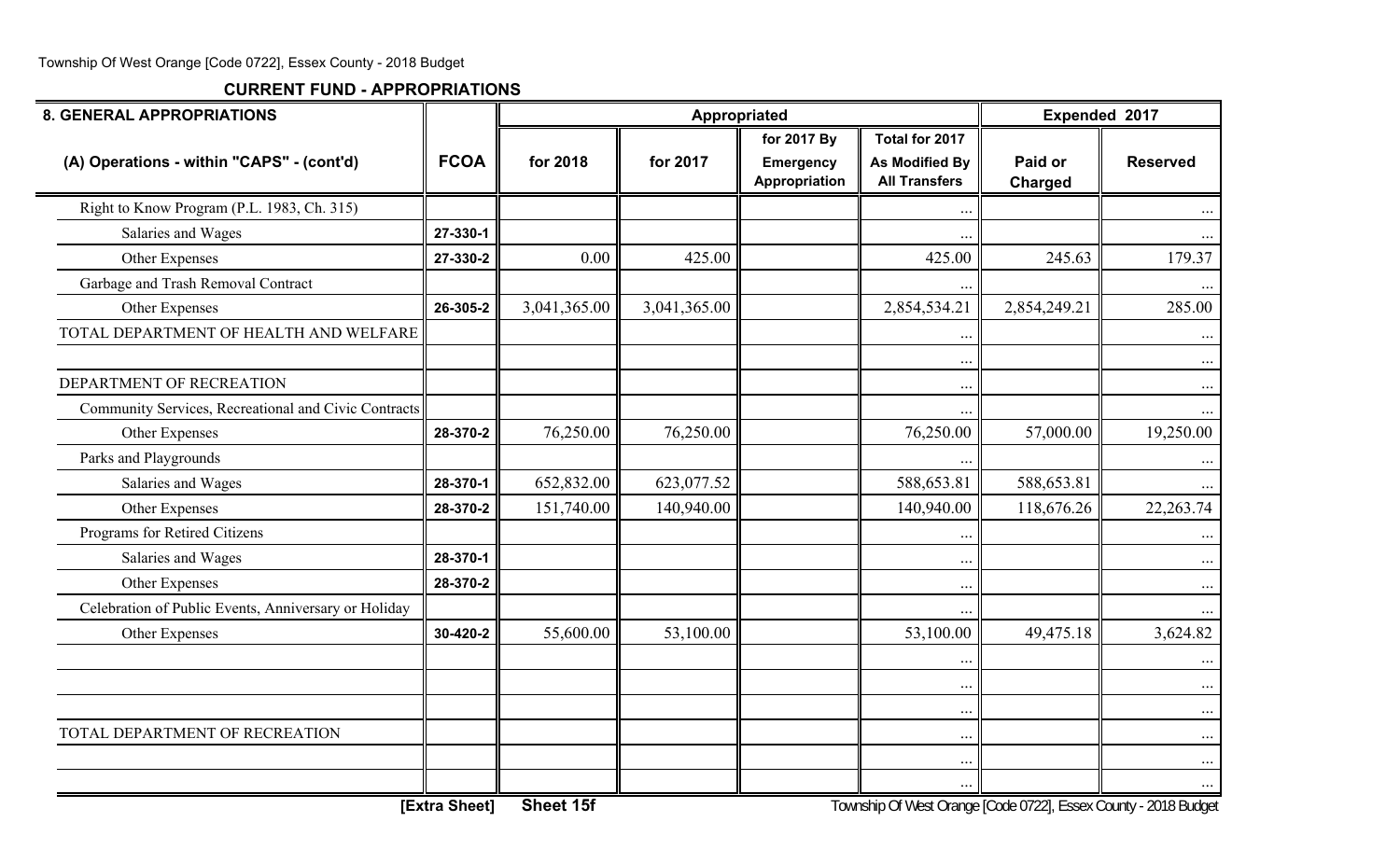## CURRENT FUND - APPROPRIATIONS

| 8. GENERAL APPROPRIATIONS | | Appropriated | | | | Expended 2017 | |
|---|---|---|---|---|---|---|---|
| (A) Operations - within "CAPS" - (cont'd) | FCOA | for 2018 | for 2017 | for 2017 By Emergency Appropriation | Total for 2017 As Modified By All Transfers | Paid or Charged | Reserved |
| Right to Know Program (P.L. 1983, Ch. 315) | | | | | ... | | ... |
| Salaries and Wages | 27-330-1 | | | | ... | | ... |
| Other Expenses | 27-330-2 | 0.00 | 425.00 | | 425.00 | 245.63 | 179.37 |
| Garbage and Trash Removal Contract | | | | | ... | | ... |
| Other Expenses | 26-305-2 | 3,041,365.00 | 3,041,365.00 | | 2,854,534.21 | 2,854,249.21 | 285.00 |
| TOTAL DEPARTMENT OF HEALTH AND WELFARE | | | | | ... | | ... |
| | | | | | ... | | ... |
| DEPARTMENT OF RECREATION | | | | | ... | | ... |
| Community Services, Recreational and Civic Contracts | | | | | ... | | ... |
| Other Expenses | 28-370-2 | 76,250.00 | 76,250.00 | | 76,250.00 | 57,000.00 | 19,250.00 |
| Parks and Playgrounds | | | | | ... | | ... |
| Salaries and Wages | 28-370-1 | 652,832.00 | 623,077.52 | | 588,653.81 | 588,653.81 | ... |
| Other Expenses | 28-370-2 | 151,740.00 | 140,940.00 | | 140,940.00 | 118,676.26 | 22,263.74 |
| Programs for Retired Citizens | | | | | ... | | ... |
| Salaries and Wages | 28-370-1 | | | | ... | | ... |
| Other Expenses | 28-370-2 | | | | ... | | ... |
| Celebration of Public Events, Anniversary or Holiday | | | | | ... | | ... |
| Other Expenses | 30-420-2 | 55,600.00 | 53,100.00 | | 53,100.00 | 49,475.18 | 3,624.82 |
| | | | | | ... | | ... |
| | | | | | ... | | ... |
| | | | | | ... | | ... |
| TOTAL DEPARTMENT OF RECREATION | | | | | ... | | ... |
| | | | | | ... | | ... |
| | | | | | ... | | ... |

[Extra Sheet] Sheet 15f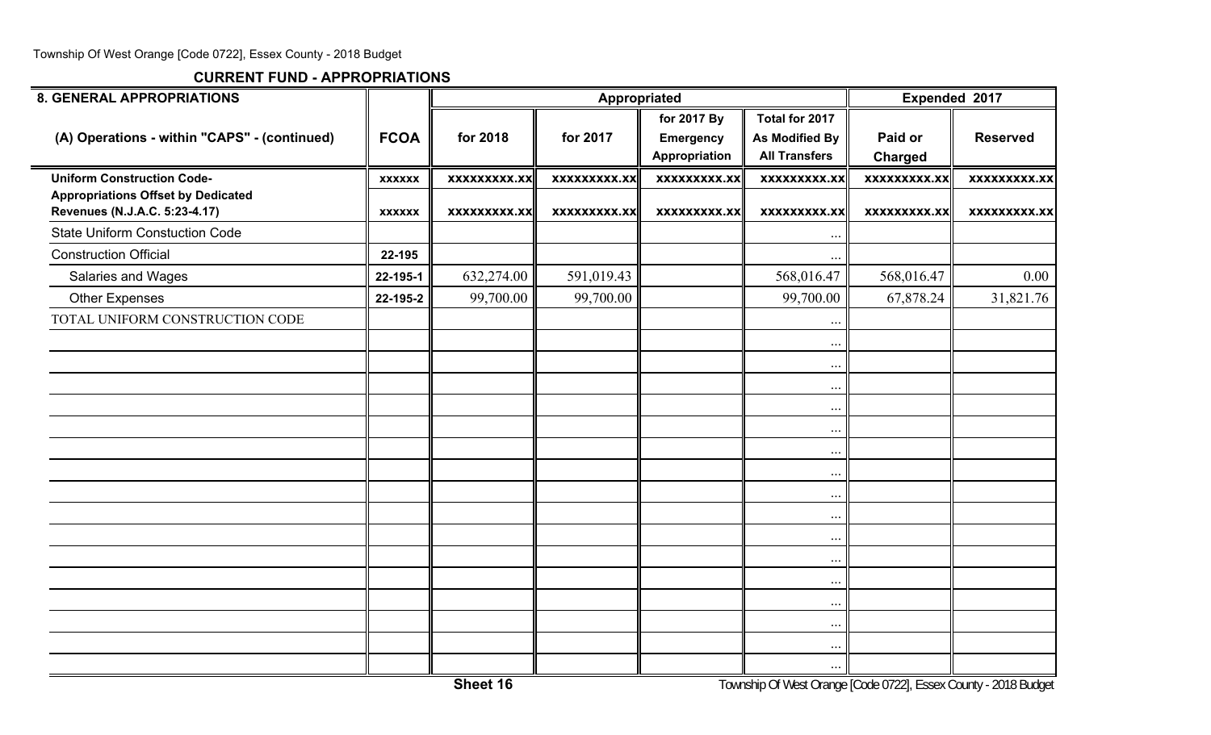## CURRENT FUND - APPROPRIATIONS

| 8. GENERAL APPROPRIATIONS | | Appropriated | | | | Expended 2017 | |
|---|---|---|---|---|---|---|---|
| (A) Operations - within "CAPS" - (continued) | FCOA | for 2018 | for 2017 | for 2017 By Emergency Appropriation | Total for 2017 As Modified By All Transfers | Paid or Charged | Reserved |
| **Uniform Construction Code-** | xxxxxx | xxxxxxxxx.xx | xxxxxxxxx.xx | xxxxxxxxx.xx | xxxxxxxxx.xx | xxxxxxxxx.xx | xxxxxxxxx.xx |
| **Appropriations Offset by Dedicated Revenues (N.J.A.C. 5:23-4.17)** | xxxxxx | xxxxxxxxx.xx | xxxxxxxxx.xx | xxxxxxxxx.xx | xxxxxxxxx.xx | xxxxxxxxx.xx | xxxxxxxxx.xx |
| State Uniform Constuction Code | | | | | ... | | |
| Construction Official | 22-195 | | | | ... | | |
| Salaries and Wages | 22-195-1 | 632,274.00 | 591,019.43 | | 568,016.47 | 568,016.47 | 0.00 |
| Other Expenses | 22-195-2 | 99,700.00 | 99,700.00 | | 99,700.00 | 67,878.24 | 31,821.76 |
| TOTAL UNIFORM CONSTRUCTION CODE | | | | | ... | | |
| | | | | | ... | | |
| | | | | | ... | | |
| | | | | | ... | | |
| | | | | | ... | | |
| | | | | | ... | | |
| | | | | | ... | | |
| | | | | | ... | | |
| | | | | | ... | | |
| | | | | | ... | | |
| | | | | | ... | | |
| | | | | | ... | | |
| | | | | | ... | | |
| | | | | | ... | | |
| | | | | | ... | | |
| | | | | | ... | | |
| | | | | | ... | | |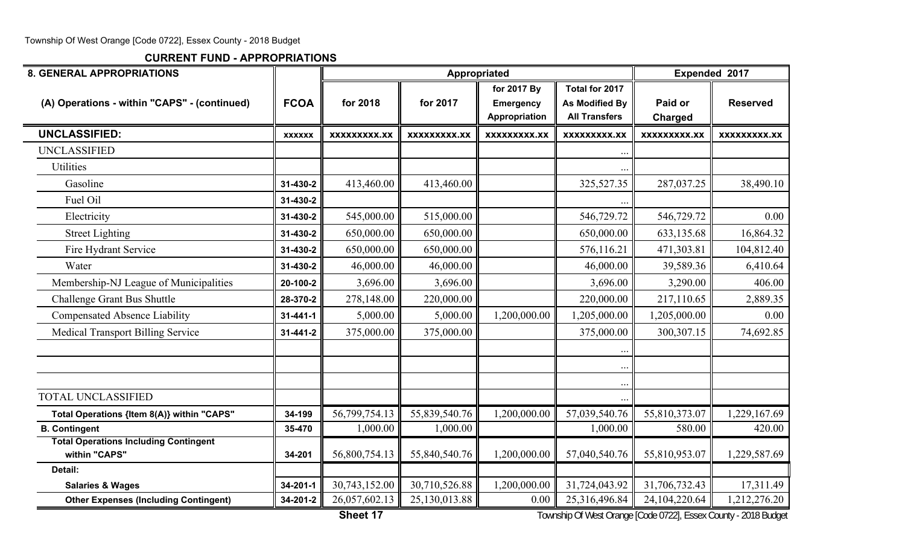## CURRENT FUND - APPROPRIATIONS

| 8. GENERAL APPROPRIATIONS | | Appropriated | | | | Expended 2017 | |
|---|---|---|---|---|---|---|---|
| (A) Operations - within "CAPS" - (continued) | FCOA | for 2018 | for 2017 | for 2017 By Emergency Appropriation | Total for 2017 As Modified By All Transfers | Paid or Charged | Reserved |
| **UNCLASSIFIED:** | xxxxxx | xxxxxxxxx.xx | xxxxxxxxx.xx | xxxxxxxxx.xx | xxxxxxxxx.xx | xxxxxxxxx.xx | xxxxxxxxx.xx |
| UNCLASSIFIED | | | | | ... | | |
| Utilities | | | | | ... | | |
| Gasoline | 31-430-2 | 413,460.00 | 413,460.00 | | 325,527.35 | 287,037.25 | 38,490.10 |
| Fuel Oil | 31-430-2 | | | | ... | | |
| Electricity | 31-430-2 | 545,000.00 | 515,000.00 | | 546,729.72 | 546,729.72 | 0.00 |
| Street Lighting | 31-430-2 | 650,000.00 | 650,000.00 | | 650,000.00 | 633,135.68 | 16,864.32 |
| Fire Hydrant Service | 31-430-2 | 650,000.00 | 650,000.00 | | 576,116.21 | 471,303.81 | 104,812.40 |
| Water | 31-430-2 | 46,000.00 | 46,000.00 | | 46,000.00 | 39,589.36 | 6,410.64 |
| Membership-NJ League of Municipalities | 20-100-2 | 3,696.00 | 3,696.00 | | 3,696.00 | 3,290.00 | 406.00 |
| Challenge Grant Bus Shuttle | 28-370-2 | 278,148.00 | 220,000.00 | | 220,000.00 | 217,110.65 | 2,889.35 |
| Compensated Absence Liability | 31-441-1 | 5,000.00 | 5,000.00 | 1,200,000.00 | 1,205,000.00 | 1,205,000.00 | 0.00 |
| Medical Transport Billing Service | 31-441-2 | 375,000.00 | 375,000.00 | | 375,000.00 | 300,307.15 | 74,692.85 |
| | | | | | ... | | |
| | | | | | ... | | |
| | | | | | ... | | |
| TOTAL UNCLASSIFIED | | | | | ... | | |
| **Total Operations {Item 8(A)} within "CAPS"** | 34-199 | 56,799,754.13 | 55,839,540.76 | 1,200,000.00 | 57,039,540.76 | 55,810,373.07 | 1,229,167.69 |
| **B. Contingent** | 35-470 | 1,000.00 | 1,000.00 | | 1,000.00 | 580.00 | 420.00 |
| **Total Operations Including Contingent within "CAPS"** | 34-201 | 56,800,754.13 | 55,840,540.76 | 1,200,000.00 | 57,040,540.76 | 55,810,953.07 | 1,229,587.69 |
| **Detail:** | | | | | | | |
| **Salaries & Wages** | 34-201-1 | 30,743,152.00 | 30,710,526.88 | 1,200,000.00 | 31,724,043.92 | 31,706,732.43 | 17,311.49 |
| **Other Expenses (Including Contingent)** | 34-201-2 | 26,057,602.13 | 25,130,013.88 | 0.00 | 25,316,496.84 | 24,104,220.64 | 1,212,276.20 |

Sheet 17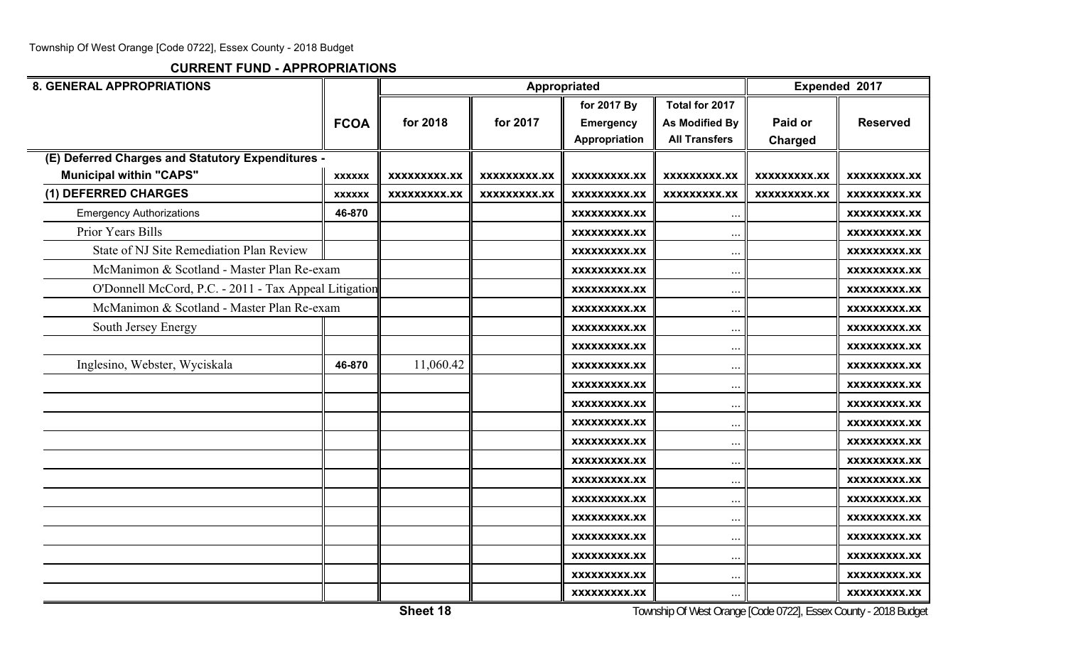## CURRENT FUND - APPROPRIATIONS

| 8. GENERAL APPROPRIATIONS | FCOA | Appropriated for 2018 | Appropriated for 2017 | Appropriated for 2017 By Emergency Appropriation | Total for 2017 As Modified By All Transfers | Expended 2017 Paid or Charged | Expended 2017 Reserved |
|---|---|---|---|---|---|---|---|
| (E) Deferred Charges and Statutory Expenditures - Municipal within "CAPS" | xxxxxx | xxxxxxxxx.xx | xxxxxxxxx.xx | xxxxxxxxx.xx | xxxxxxxxx.xx | xxxxxxxxx.xx | xxxxxxxxx.xx |
| (1) DEFERRED CHARGES | xxxxxx | xxxxxxxxx.xx | xxxxxxxxx.xx | xxxxxxxxx.xx | xxxxxxxxx.xx | xxxxxxxxx.xx | xxxxxxxxx.xx |
| Emergency Authorizations | 46-870 | | | xxxxxxxxx.xx | ... | | xxxxxxxxx.xx |
| Prior Years Bills | | | | xxxxxxxxx.xx | ... | | xxxxxxxxx.xx |
| State of NJ Site Remediation Plan Review | | | | xxxxxxxxx.xx | ... | | xxxxxxxxx.xx |
| McManimon & Scotland - Master Plan Re-exam | | | | xxxxxxxxx.xx | ... | | xxxxxxxxx.xx |
| O'Donnell McCord, P.C. - 2011 - Tax Appeal Litigation | | | | xxxxxxxxx.xx | ... | | xxxxxxxxx.xx |
| McManimon & Scotland - Master Plan Re-exam | | | | xxxxxxxxx.xx | ... | | xxxxxxxxx.xx |
| South Jersey Energy | | | | xxxxxxxxx.xx | ... | | xxxxxxxxx.xx |
| | | | | xxxxxxxxx.xx | ... | | xxxxxxxxx.xx |
| Inglesino, Webster, Wyciskala | 46-870 | 11,060.42 | | xxxxxxxxx.xx | ... | | xxxxxxxxx.xx |
| | | | | xxxxxxxxx.xx | ... | | xxxxxxxxx.xx |
| | | | | xxxxxxxxx.xx | ... | | xxxxxxxxx.xx |
| | | | | xxxxxxxxx.xx | ... | | xxxxxxxxx.xx |
| | | | | xxxxxxxxx.xx | ... | | xxxxxxxxx.xx |
| | | | | xxxxxxxxx.xx | ... | | xxxxxxxxx.xx |
| | | | | xxxxxxxxx.xx | ... | | xxxxxxxxx.xx |
| | | | | xxxxxxxxx.xx | ... | | xxxxxxxxx.xx |
| | | | | xxxxxxxxx.xx | ... | | xxxxxxxxx.xx |
| | | | | xxxxxxxxx.xx | ... | | xxxxxxxxx.xx |
| | | | | xxxxxxxxx.xx | ... | | xxxxxxxxx.xx |
| | | | | xxxxxxxxx.xx | ... | | xxxxxxxxx.xx |
| | | | | xxxxxxxxx.xx | ... | | xxxxxxxxx.xx |

Sheet 18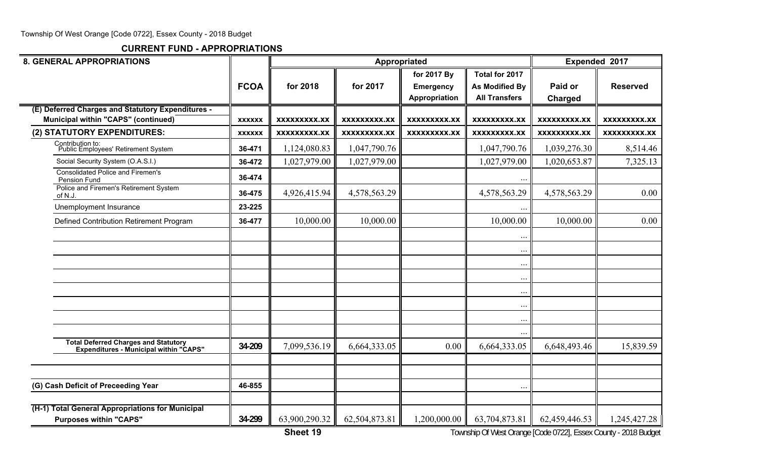Township Of West Orange [Code 0722], Essex County - 2018 Budget

## CURRENT FUND - APPROPRIATIONS

| 8. GENERAL APPROPRIATIONS | FCOA | Appropriated for 2018 | Appropriated for 2017 | for 2017 By Emergency Appropriation | Total for 2017 As Modified By All Transfers | Expended 2017 Paid or Charged | Expended 2017 Reserved |
|---|---|---|---|---|---|---|---|
| (E) Deferred Charges and Statutory Expenditures - Municipal within "CAPS" (continued) | xxxxxx | xxxxxxxxx.xx | xxxxxxxxx.xx | xxxxxxxxx.xx | xxxxxxxxx.xx | xxxxxxxxx.xx | xxxxxxxxx.xx |
| (2) STATUTORY EXPENDITURES: | xxxxxx | xxxxxxxxx.xx | xxxxxxxxx.xx | xxxxxxxxx.xx | xxxxxxxxx.xx | xxxxxxxxx.xx | xxxxxxxxx.xx |
| Contribution to: Public Employees' Retirement System | 36-471 | 1,124,080.83 | 1,047,790.76 | | 1,047,790.76 | 1,039,276.30 | 8,514.46 |
| Social Security System (O.A.S.I.) | 36-472 | 1,027,979.00 | 1,027,979.00 | | 1,027,979.00 | 1,020,653.87 | 7,325.13 |
| Consolidated Police and Firemen's Pension Fund | 36-474 | | | | ... | | |
| Police and Firemen's Retirement System of N.J. | 36-475 | 4,926,415.94 | 4,578,563.29 | | 4,578,563.29 | 4,578,563.29 | 0.00 |
| Unemployment Insurance | 23-225 | | | | ... | | |
| Defined Contribution Retirement Program | 36-477 | 10,000.00 | 10,000.00 | | 10,000.00 | 10,000.00 | 0.00 |
| | | | | | ... | | |
| | | | | | ... | | |
| | | | | | ... | | |
| | | | | | ... | | |
| | | | | | ... | | |
| | | | | | ... | | |
| | | | | | ... | | |
| | | | | | ... | | |
| Total Deferred Charges and Statutory Expenditures - Municipal within "CAPS" | 34-209 | 7,099,536.19 | 6,664,333.05 | 0.00 | 6,664,333.05 | 6,648,493.46 | 15,839.59 |
| | | | | | | | |
| | | | | | | | |
| (G) Cash Deficit of Preceeding Year | 46-855 | | | | ... | | |
| | | | | | | | |
| (H-1) Total General Appropriations for Municipal Purposes within "CAPS" | 34-299 | 63,900,290.32 | 62,504,873.81 | 1,200,000.00 | 63,704,873.81 | 62,459,446.53 | 1,245,427.28 |

Sheet 19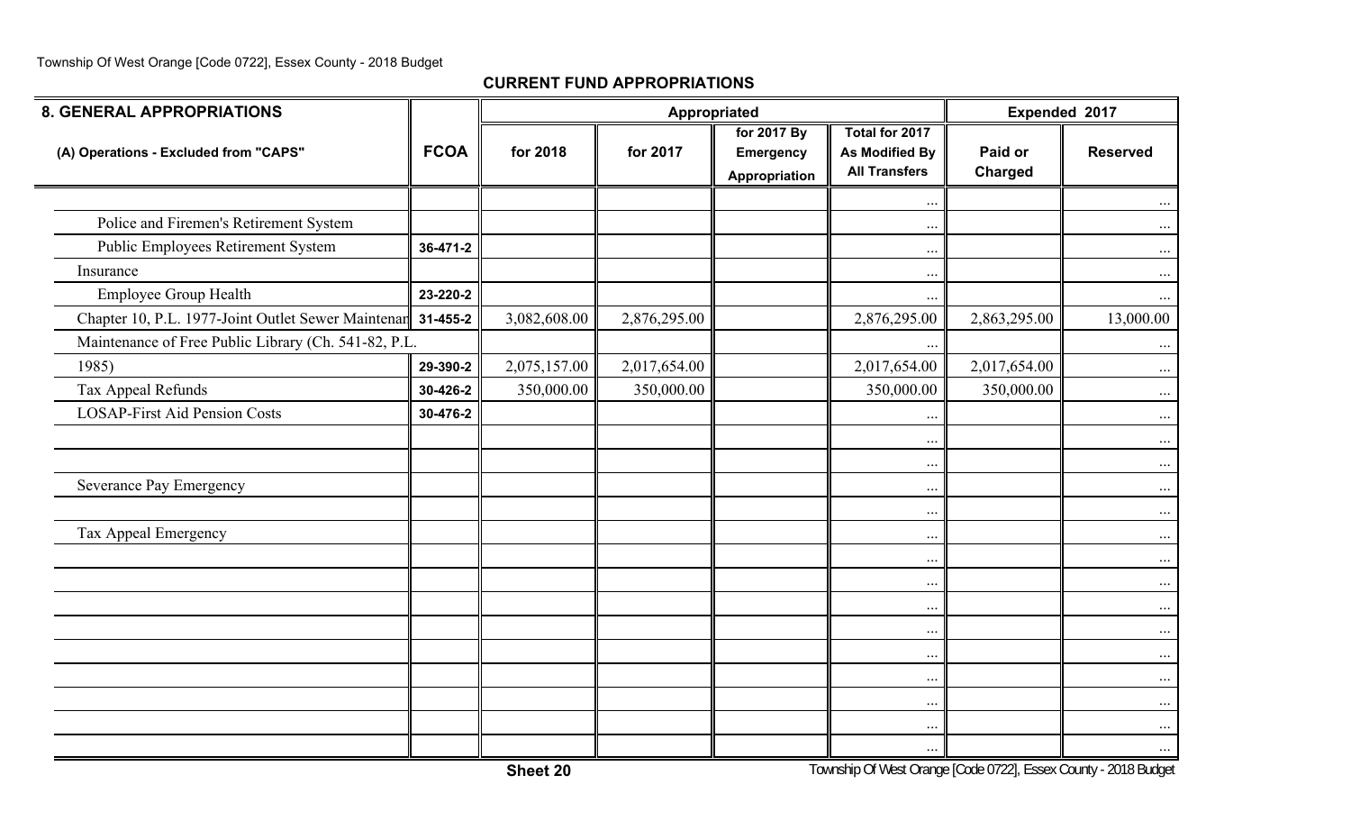**CURRENT FUND APPROPRIATIONS**

| 8. GENERAL APPROPRIATIONS | | Appropriated | | | | Expended 2017 | |
|---|---|---|---|---|---|---|---|
| (A) Operations - Excluded from "CAPS" | FCOA | for 2018 | for 2017 | for 2017 By Emergency Appropriation | Total for 2017 As Modified By All Transfers | Paid or Charged | Reserved |
| | | | | | ... | | ... |
| Police and Firemen's Retirement System | | | | | ... | | ... |
| Public Employees Retirement System | 36-471-2 | | | | ... | | ... |
| Insurance | | | | | ... | | ... |
| Employee Group Health | 23-220-2 | | | | ... | | ... |
| Chapter 10, P.L. 1977-Joint Outlet Sewer Maintenar | 31-455-2 | 3,082,608.00 | 2,876,295.00 | | 2,876,295.00 | 2,863,295.00 | 13,000.00 |
| Maintenance of Free Public Library (Ch. 541-82, P.L. | | | | | ... | | ... |
| 1985) | 29-390-2 | 2,075,157.00 | 2,017,654.00 | | 2,017,654.00 | 2,017,654.00 | ... |
| Tax Appeal Refunds | 30-426-2 | 350,000.00 | 350,000.00 | | 350,000.00 | 350,000.00 | ... |
| LOSAP-First Aid Pension Costs | 30-476-2 | | | | ... | | ... |
| | | | | | ... | | ... |
| | | | | | ... | | ... |
| Severance Pay Emergency | | | | | ... | | ... |
| | | | | | ... | | ... |
| Tax Appeal Emergency | | | | | ... | | ... |
| | | | | | ... | | ... |
| | | | | | ... | | ... |
| | | | | | ... | | ... |
| | | | | | ... | | ... |
| | | | | | ... | | ... |
| | | | | | ... | | ... |
| | | | | | ... | | ... |
| | | | | | ... | | ... |
| | | | | | ... | | ... |

Sheet 20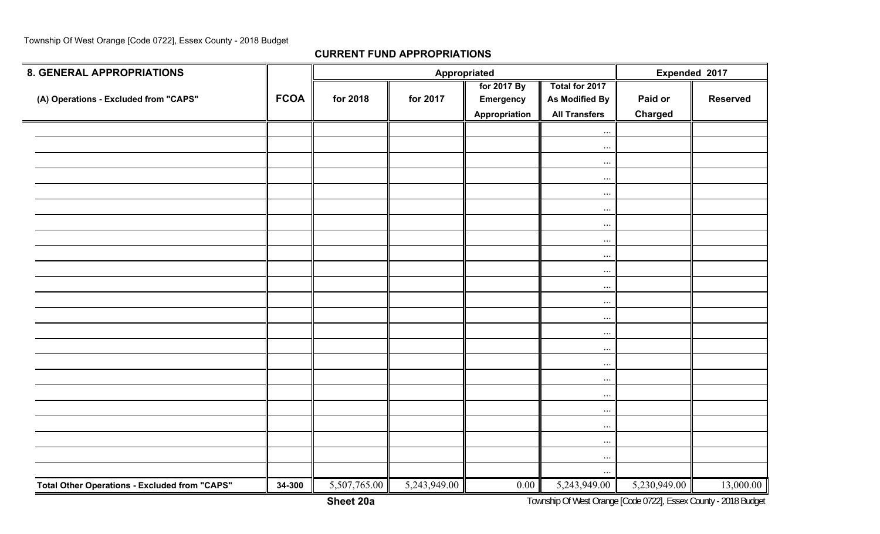## CURRENT FUND APPROPRIATIONS

| 8. GENERAL APPROPRIATIONS | | Appropriated | | | | Expended 2017 | |
|---|---|---|---|---|---|---|---|
| (A) Operations - Excluded from "CAPS" | FCOA | for 2018 | for 2017 | for 2017 By Emergency Appropriation | Total for 2017 As Modified By All Transfers | Paid or Charged | Reserved |
| | | | | | ... | | |
| | | | | | ... | | |
| | | | | | ... | | |
| | | | | | ... | | |
| | | | | | ... | | |
| | | | | | ... | | |
| | | | | | ... | | |
| | | | | | ... | | |
| | | | | | ... | | |
| | | | | | ... | | |
| | | | | | ... | | |
| | | | | | ... | | |
| | | | | | ... | | |
| | | | | | ... | | |
| | | | | | ... | | |
| | | | | | ... | | |
| | | | | | ... | | |
| | | | | | ... | | |
| | | | | | ... | | |
| | | | | | ... | | |
| | | | | | ... | | |
| | | | | | ... | | |
| | | | | | ... | | |
| **Total Other Operations - Excluded from "CAPS"** | **34-300** | 5,507,765.00 | 5,243,949.00 | 0.00 | 5,243,949.00 | 5,230,949.00 | 13,000.00 |

**Sheet 20a**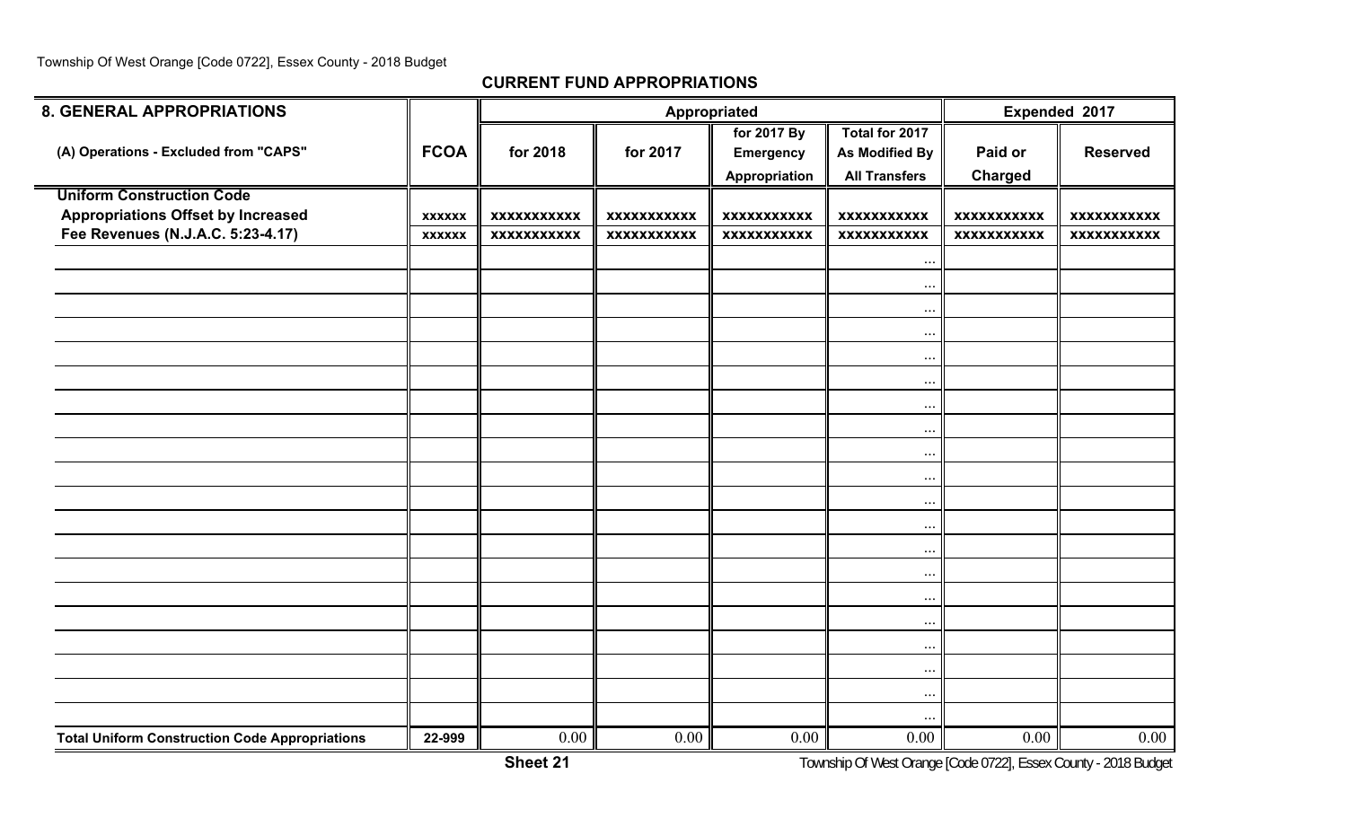## CURRENT FUND APPROPRIATIONS

| 8. GENERAL APPROPRIATIONS | | Appropriated | | | | Expended 2017 | |
|---|---|---|---|---|---|---|---|
| (A) Operations - Excluded from "CAPS" | FCOA | for 2018 | for 2017 | for 2017 By Emergency Appropriation | Total for 2017 As Modified By All Transfers | Paid or Charged | Reserved |
| **Uniform Construction Code Appropriations Offset by Increased Fee Revenues (N.J.A.C. 5:23-4.17)** | xxxxxx | xxxxxxxxxxx | xxxxxxxxxxx | xxxxxxxxxxx | xxxxxxxxxxx | xxxxxxxxxxx | xxxxxxxxxxx |
| | | | | | ... | | |
| | | | | | ... | | |
| | | | | | ... | | |
| | | | | | ... | | |
| | | | | | ... | | |
| | | | | | ... | | |
| | | | | | ... | | |
| | | | | | ... | | |
| | | | | | ... | | |
| | | | | | ... | | |
| | | | | | ... | | |
| | | | | | ... | | |
| | | | | | ... | | |
| | | | | | ... | | |
| | | | | | ... | | |
| | | | | | ... | | |
| | | | | | ... | | |
| | | | | | ... | | |
| | | | | | ... | | |
| | | | | | ... | | |
| **Total Uniform Construction Code Appropriations** | 22-999 | 0.00 | 0.00 | 0.00 | 0.00 | 0.00 | 0.00 |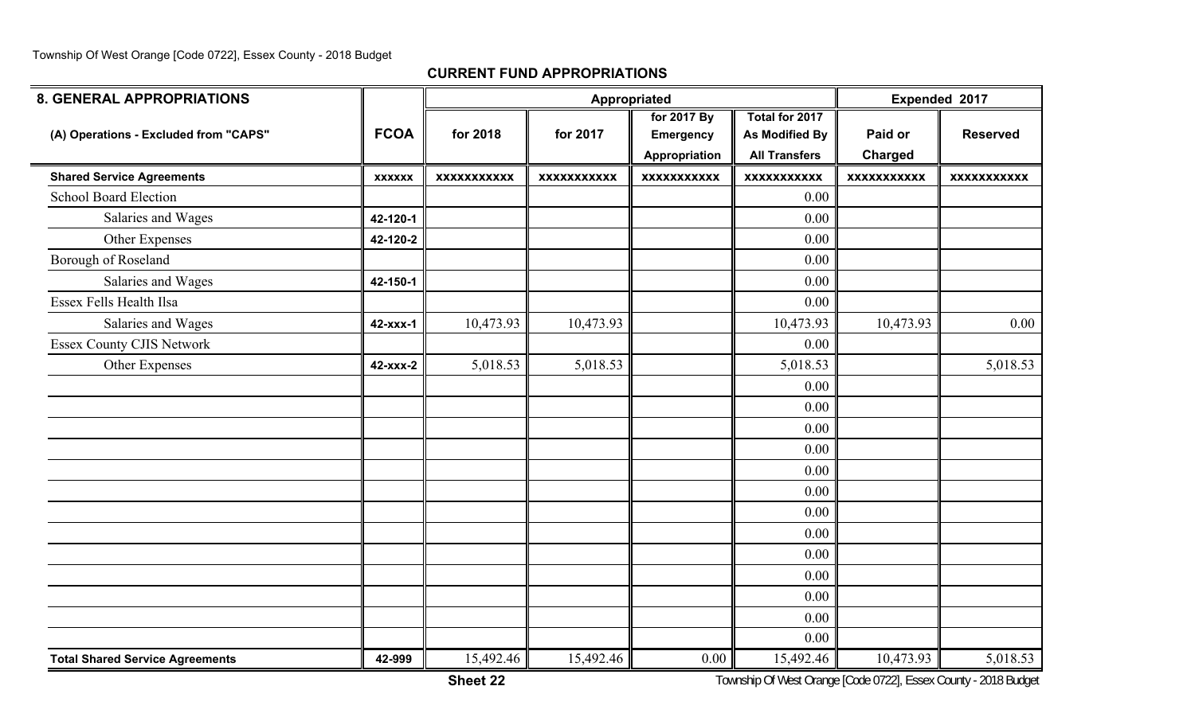## CURRENT FUND APPROPRIATIONS

| 8. GENERAL APPROPRIATIONS | | Appropriated | | | | Expended 2017 | |
|---|---|---|---|---|---|---|---|
| (A) Operations - Excluded from "CAPS" | FCOA | for 2018 | for 2017 | for 2017 By Emergency Appropriation | Total for 2017 As Modified By All Transfers | Paid or Charged | Reserved |
| **Shared Service Agreements** | xxxxxx | xxxxxxxxxxx | xxxxxxxxxxx | xxxxxxxxxxx | xxxxxxxxxxx | xxxxxxxxxxx | xxxxxxxxxxx |
| School Board Election | | | | | 0.00 | | |
| Salaries and Wages | 42-120-1 | | | | 0.00 | | |
| Other Expenses | 42-120-2 | | | | 0.00 | | |
| Borough of Roseland | | | | | 0.00 | | |
| Salaries and Wages | 42-150-1 | | | | 0.00 | | |
| Essex Fells Health Ilsa | | | | | 0.00 | | |
| Salaries and Wages | 42-xxx-1 | 10,473.93 | 10,473.93 | | 10,473.93 | 10,473.93 | 0.00 |
| Essex County CJIS Network | | | | | 0.00 | | |
| Other Expenses | 42-xxx-2 | 5,018.53 | 5,018.53 | | 5,018.53 | | 5,018.53 |
| | | | | | 0.00 | | |
| | | | | | 0.00 | | |
| | | | | | 0.00 | | |
| | | | | | 0.00 | | |
| | | | | | 0.00 | | |
| | | | | | 0.00 | | |
| | | | | | 0.00 | | |
| | | | | | 0.00 | | |
| | | | | | 0.00 | | |
| | | | | | 0.00 | | |
| | | | | | 0.00 | | |
| | | | | | 0.00 | | |
| | | | | | 0.00 | | |
| **Total Shared Service Agreements** | 42-999 | 15,492.46 | 15,492.46 | 0.00 | 15,492.46 | 10,473.93 | 5,018.53 |

**Sheet 22**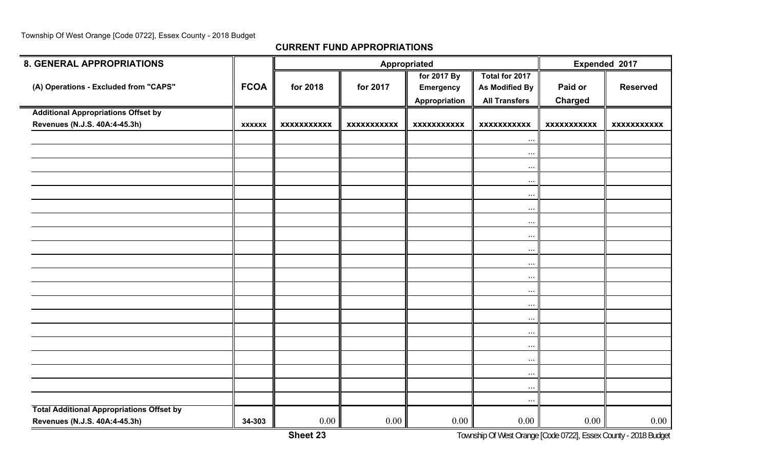## CURRENT FUND APPROPRIATIONS

| 8. GENERAL APPROPRIATIONS | | Appropriated | | | | Expended 2017 | |
|---|---|---|---|---|---|---|---|
| (A) Operations - Excluded from "CAPS" | FCOA | for 2018 | for 2017 | for 2017 By Emergency Appropriation | Total for 2017 As Modified By All Transfers | Paid or Charged | Reserved |
| Additional Appropriations Offset by Revenues (N.J.S. 40A:4-45.3h) | xxxxxx | xxxxxxxxxxx | xxxxxxxxxxx | xxxxxxxxxxx | xxxxxxxxxxx | xxxxxxxxxxx | xxxxxxxxxxx |
| | | | | | ... | | |
| | | | | | ... | | |
| | | | | | ... | | |
| | | | | | ... | | |
| | | | | | ... | | |
| | | | | | ... | | |
| | | | | | ... | | |
| | | | | | ... | | |
| | | | | | ... | | |
| | | | | | ... | | |
| | | | | | ... | | |
| | | | | | ... | | |
| | | | | | ... | | |
| | | | | | ... | | |
| | | | | | ... | | |
| | | | | | ... | | |
| | | | | | ... | | |
| | | | | | ... | | |
| | | | | | ... | | |
| | | | | | ... | | |
| Total Additional Appropriations Offset by Revenues (N.J.S. 40A:4-45.3h) | 34-303 | 0.00 | 0.00 | 0.00 | 0.00 | 0.00 | 0.00 |

Sheet 23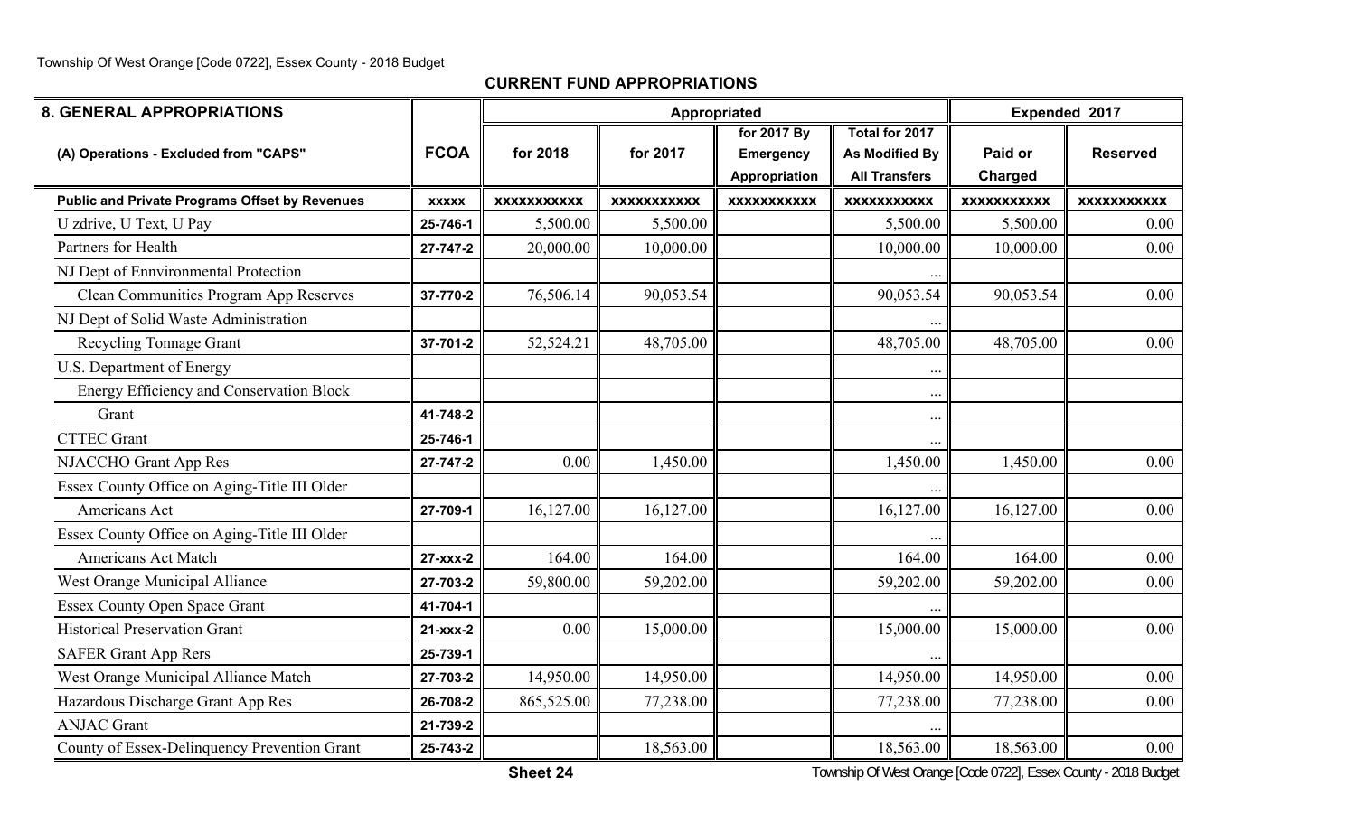## CURRENT FUND APPROPRIATIONS

| 8. GENERAL APPROPRIATIONS | | Appropriated | | | | Expended 2017 | |
|---|---|---|---|---|---|---|---|
| (A) Operations - Excluded from "CAPS" | FCOA | for 2018 | for 2017 | for 2017 By Emergency Appropriation | Total for 2017 As Modified By All Transfers | Paid or Charged | Reserved |
| **Public and Private Programs Offset by Revenues** | xxxxx | xxxxxxxxxxx | xxxxxxxxxxx | xxxxxxxxxxx | xxxxxxxxxxx | xxxxxxxxxxx | xxxxxxxxxxx |
| U zdrive, U Text, U Pay | 25-746-1 | 5,500.00 | 5,500.00 | | 5,500.00 | 5,500.00 | 0.00 |
| Partners for Health | 27-747-2 | 20,000.00 | 10,000.00 | | 10,000.00 | 10,000.00 | 0.00 |
| NJ Dept of Ennvironmental Protection | | | | | ... | | |
| Clean Communities Program App Reserves | 37-770-2 | 76,506.14 | 90,053.54 | | 90,053.54 | 90,053.54 | 0.00 |
| NJ Dept of Solid Waste Administration | | | | | ... | | |
| Recycling Tonnage Grant | 37-701-2 | 52,524.21 | 48,705.00 | | 48,705.00 | 48,705.00 | 0.00 |
| U.S. Department of Energy | | | | | ... | | |
| Energy Efficiency and Conservation Block | | | | | ... | | |
| Grant | 41-748-2 | | | | ... | | |
| CTTEC Grant | 25-746-1 | | | | ... | | |
| NJACCHO Grant App Res | 27-747-2 | 0.00 | 1,450.00 | | 1,450.00 | 1,450.00 | 0.00 |
| Essex County Office on Aging-Title III Older | | | | | ... | | |
| Americans Act | 27-709-1 | 16,127.00 | 16,127.00 | | 16,127.00 | 16,127.00 | 0.00 |
| Essex County Office on Aging-Title III Older | | | | | ... | | |
| Americans Act Match | 27-xxx-2 | 164.00 | 164.00 | | 164.00 | 164.00 | 0.00 |
| West Orange Municipal Alliance | 27-703-2 | 59,800.00 | 59,202.00 | | 59,202.00 | 59,202.00 | 0.00 |
| Essex County Open Space Grant | 41-704-1 | | | | ... | | |
| Historical Preservation Grant | 21-xxx-2 | 0.00 | 15,000.00 | | 15,000.00 | 15,000.00 | 0.00 |
| SAFER Grant App Rers | 25-739-1 | | | | ... | | |
| West Orange Municipal Alliance Match | 27-703-2 | 14,950.00 | 14,950.00 | | 14,950.00 | 14,950.00 | 0.00 |
| Hazardous Discharge Grant App Res | 26-708-2 | 865,525.00 | 77,238.00 | | 77,238.00 | 77,238.00 | 0.00 |
| ANJAC Grant | 21-739-2 | | | | ... | | |
| County of Essex-Delinquency Prevention Grant | 25-743-2 | | 18,563.00 | | 18,563.00 | 18,563.00 | 0.00 |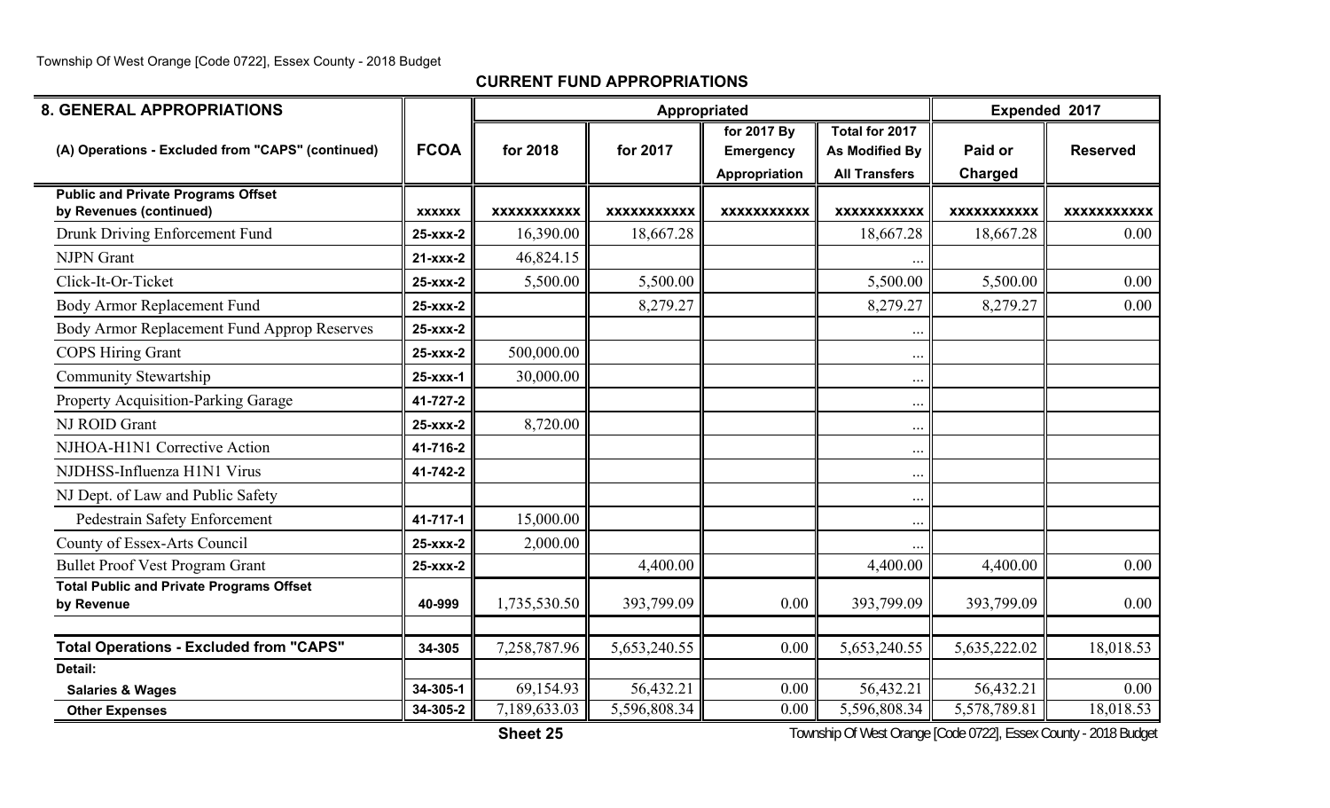## CURRENT FUND APPROPRIATIONS

| 8. GENERAL APPROPRIATIONS | | Appropriated | | | | Expended 2017 | |
|---|---|---|---|---|---|---|---|
| (A) Operations - Excluded from "CAPS" (continued) | FCOA | for 2018 | for 2017 | for 2017 By Emergency Appropriation | Total for 2017 As Modified By All Transfers | Paid or Charged | Reserved |
| **Public and Private Programs Offset by Revenues (continued)** | xxxxxx | xxxxxxxxxxx | xxxxxxxxxxx | xxxxxxxxxxx | xxxxxxxxxxx | xxxxxxxxxxx | xxxxxxxxxxx |
| Drunk Driving Enforcement Fund | 25-xxx-2 | 16,390.00 | 18,667.28 | | 18,667.28 | 18,667.28 | 0.00 |
| NJPN Grant | 21-xxx-2 | 46,824.15 | | | ... | | |
| Click-It-Or-Ticket | 25-xxx-2 | 5,500.00 | 5,500.00 | | 5,500.00 | 5,500.00 | 0.00 |
| Body Armor Replacement Fund | 25-xxx-2 | | 8,279.27 | | 8,279.27 | 8,279.27 | 0.00 |
| Body Armor Replacement Fund Approp Reserves | 25-xxx-2 | | | | ... | | |
| COPS Hiring Grant | 25-xxx-2 | 500,000.00 | | | ... | | |
| Community Stewartship | 25-xxx-1 | 30,000.00 | | | ... | | |
| Property Acquisition-Parking Garage | 41-727-2 | | | | ... | | |
| NJ ROID Grant | 25-xxx-2 | 8,720.00 | | | ... | | |
| NJHOA-H1N1 Corrective Action | 41-716-2 | | | | ... | | |
| NJDHSS-Influenza H1N1 Virus | 41-742-2 | | | | ... | | |
| NJ Dept. of Law and Public Safety | | | | | ... | | |
| Pedestrain Safety Enforcement | 41-717-1 | 15,000.00 | | | ... | | |
| County of Essex-Arts Council | 25-xxx-2 | 2,000.00 | | | ... | | |
| Bullet Proof Vest Program Grant | 25-xxx-2 | | 4,400.00 | | 4,400.00 | 4,400.00 | 0.00 |
| **Total Public and Private Programs Offset by Revenue** | 40-999 | 1,735,530.50 | 393,799.09 | 0.00 | 393,799.09 | 393,799.09 | 0.00 |
| **Total Operations - Excluded from "CAPS"** | 34-305 | 7,258,787.96 | 5,653,240.55 | 0.00 | 5,653,240.55 | 5,635,222.02 | 18,018.53 |
| **Detail:** | | | | | | | |
| **Salaries & Wages** | 34-305-1 | 69,154.93 | 56,432.21 | 0.00 | 56,432.21 | 56,432.21 | 0.00 |
| **Other Expenses** | 34-305-2 | 7,189,633.03 | 5,596,808.34 | 0.00 | 5,596,808.34 | 5,578,789.81 | 18,018.53 |

Sheet 25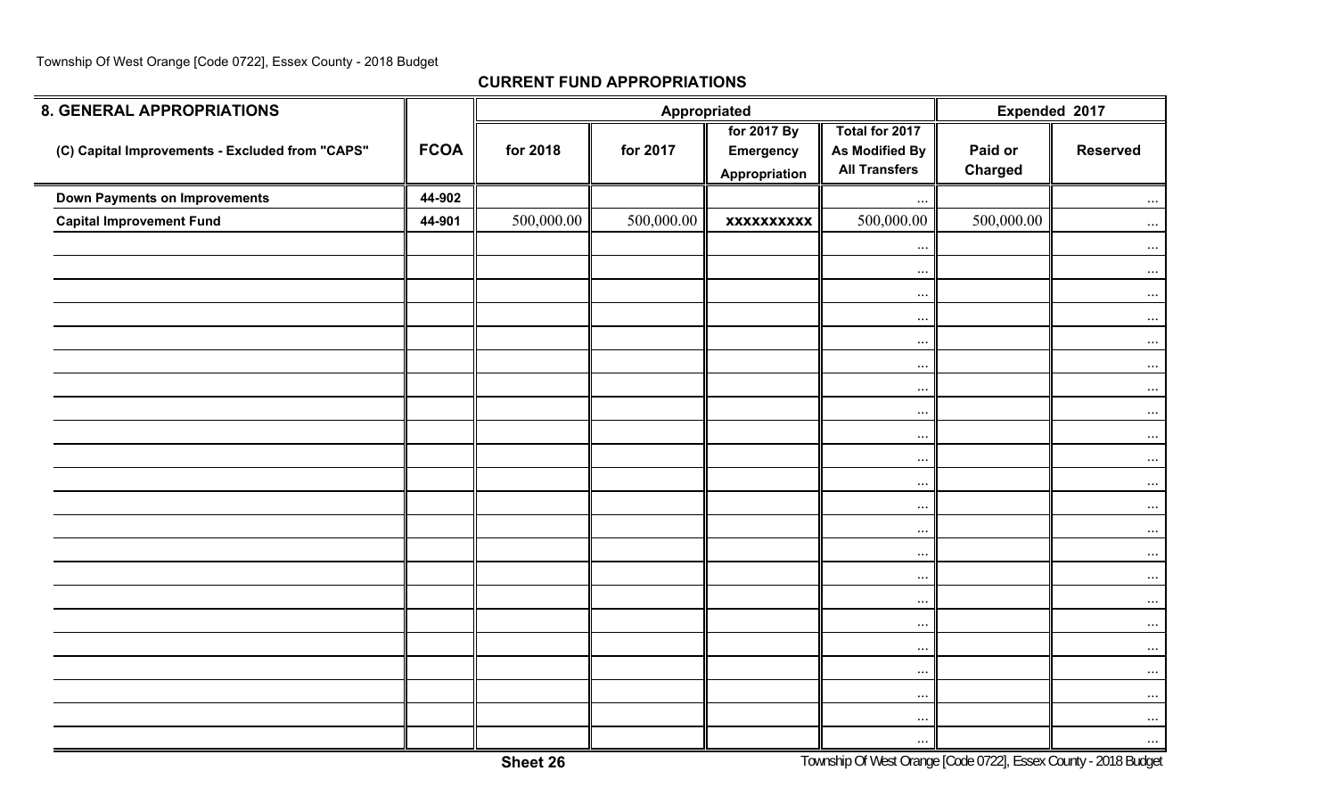## CURRENT FUND APPROPRIATIONS

| 8. GENERAL APPROPRIATIONS | | Appropriated | | | | Expended 2017 | |
|---|---|---|---|---|---|---|---|
| (C) Capital Improvements - Excluded from "CAPS" | FCOA | for 2018 | for 2017 | for 2017 By Emergency Appropriation | Total for 2017 As Modified By All Transfers | Paid or Charged | Reserved |
| **Down Payments on Improvements** | 44-902 | | | | ... | | ... |
| **Capital Improvement Fund** | 44-901 | 500,000.00 | 500,000.00 | xxxxxxxxxx | 500,000.00 | 500,000.00 | ... |
| | | | | | ... | | ... |
| | | | | | ... | | ... |
| | | | | | ... | | ... |
| | | | | | ... | | ... |
| | | | | | ... | | ... |
| | | | | | ... | | ... |
| | | | | | ... | | ... |
| | | | | | ... | | ... |
| | | | | | ... | | ... |
| | | | | | ... | | ... |
| | | | | | ... | | ... |
| | | | | | ... | | ... |
| | | | | | ... | | ... |
| | | | | | ... | | ... |
| | | | | | ... | | ... |
| | | | | | ... | | ... |
| | | | | | ... | | ... |
| | | | | | ... | | ... |
| | | | | | ... | | ... |
| | | | | | ... | | ... |
| | | | | | ... | | ... |
| | | | | | ... | | ... |

Sheet 26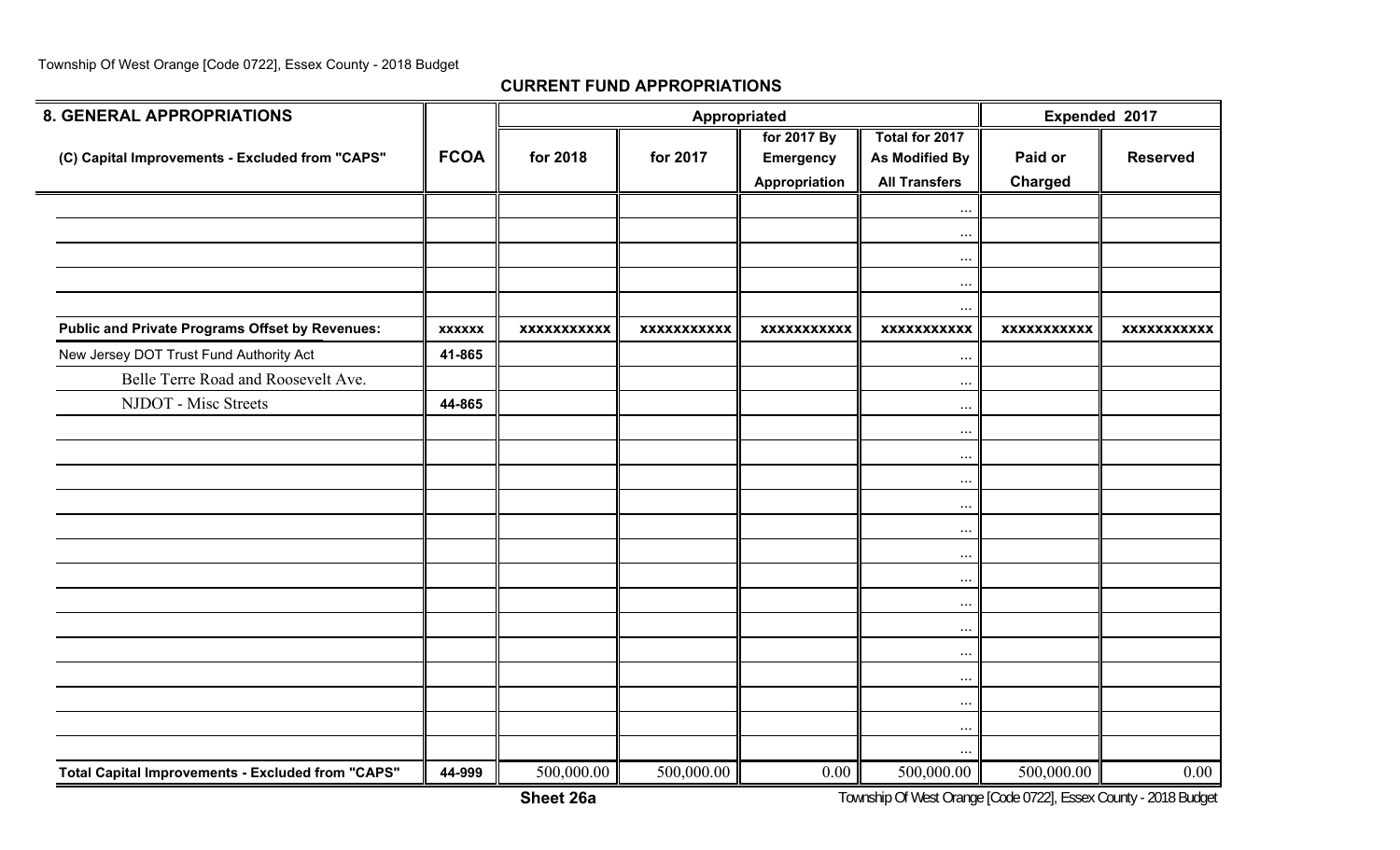**CURRENT FUND APPROPRIATIONS**

| 8. GENERAL APPROPRIATIONS | | Appropriated | | | | Expended 2017 | |
|---|---|---|---|---|---|---|---|
| (C) Capital Improvements - Excluded from "CAPS" | FCOA | for 2018 | for 2017 | for 2017 By Emergency Appropriation | Total for 2017 As Modified By All Transfers | Paid or Charged | Reserved |
| | | | | | ... | | |
| | | | | | ... | | |
| | | | | | ... | | |
| | | | | | ... | | |
| | | | | | ... | | |
| **Public and Private Programs Offset by Revenues:** | xxxxxx | xxxxxxxxxxx | xxxxxxxxxxx | xxxxxxxxxxx | xxxxxxxxxxx | xxxxxxxxxxx | xxxxxxxxxxx |
| New Jersey DOT Trust Fund Authority Act | 41-865 | | | | ... | | |
| Belle Terre Road and Roosevelt Ave. | | | | | ... | | |
| NJDOT - Misc Streets | 44-865 | | | | ... | | |
| | | | | | ... | | |
| | | | | | ... | | |
| | | | | | ... | | |
| | | | | | ... | | |
| | | | | | ... | | |
| | | | | | ... | | |
| | | | | | ... | | |
| | | | | | ... | | |
| | | | | | ... | | |
| | | | | | ... | | |
| | | | | | ... | | |
| | | | | | ... | | |
| | | | | | ... | | |
| | | | | | ... | | |
| **Total Capital Improvements - Excluded from "CAPS"** | 44-999 | 500,000.00 | 500,000.00 | 0.00 | 500,000.00 | 500,000.00 | 0.00 |

**Sheet 26a**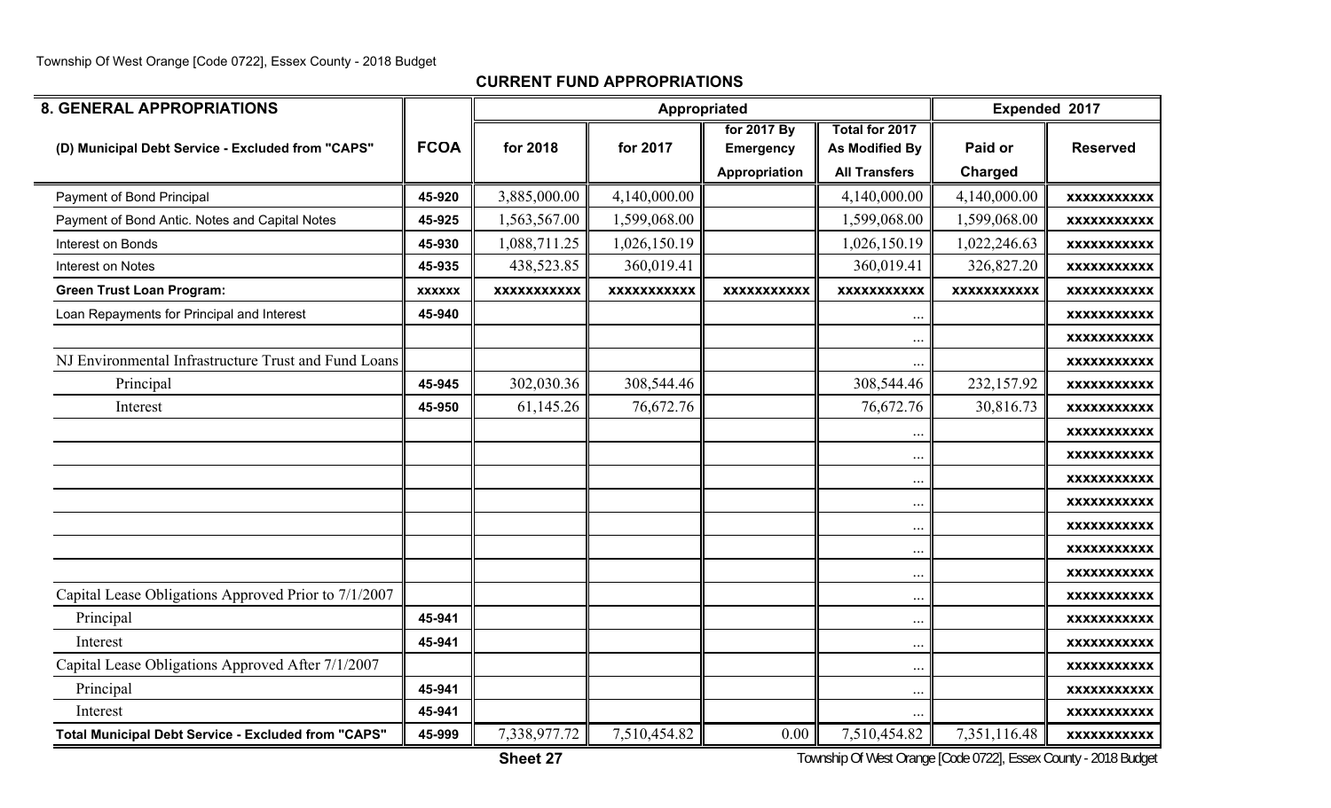## CURRENT FUND APPROPRIATIONS

| 8. GENERAL APPROPRIATIONS | | Appropriated | | | | Expended 2017 | |
|---|---|---|---|---|---|---|---|
| (D) Municipal Debt Service - Excluded from "CAPS" | FCOA | for 2018 | for 2017 | for 2017 By Emergency Appropriation | Total for 2017 As Modified By All Transfers | Paid or Charged | Reserved |
| Payment of Bond Principal | 45-920 | 3,885,000.00 | 4,140,000.00 | | 4,140,000.00 | 4,140,000.00 | xxxxxxxxxxx |
| Payment of Bond Antic. Notes and Capital Notes | 45-925 | 1,563,567.00 | 1,599,068.00 | | 1,599,068.00 | 1,599,068.00 | xxxxxxxxxxx |
| Interest on Bonds | 45-930 | 1,088,711.25 | 1,026,150.19 | | 1,026,150.19 | 1,022,246.63 | xxxxxxxxxxx |
| Interest on Notes | 45-935 | 438,523.85 | 360,019.41 | | 360,019.41 | 326,827.20 | xxxxxxxxxxx |
| **Green Trust Loan Program:** | xxxxxx | xxxxxxxxxxx | xxxxxxxxxxx | xxxxxxxxxxx | xxxxxxxxxxx | xxxxxxxxxxx | xxxxxxxxxxx |
| Loan Repayments for Principal and Interest | 45-940 | | | | ... | | xxxxxxxxxxx |
| | | | | | ... | | xxxxxxxxxxx |
| NJ Environmental Infrastructure Trust and Fund Loans | | | | | ... | | xxxxxxxxxxx |
| Principal | 45-945 | 302,030.36 | 308,544.46 | | 308,544.46 | 232,157.92 | xxxxxxxxxxx |
| Interest | 45-950 | 61,145.26 | 76,672.76 | | 76,672.76 | 30,816.73 | xxxxxxxxxxx |
| | | | | | ... | | xxxxxxxxxxx |
| | | | | | ... | | xxxxxxxxxxx |
| | | | | | ... | | xxxxxxxxxxx |
| | | | | | ... | | xxxxxxxxxxx |
| | | | | | ... | | xxxxxxxxxxx |
| | | | | | ... | | xxxxxxxxxxx |
| | | | | | ... | | xxxxxxxxxxx |
| Capital Lease Obligations Approved Prior to 7/1/2007 | | | | | ... | | xxxxxxxxxxx |
| Principal | 45-941 | | | | ... | | xxxxxxxxxxx |
| Interest | 45-941 | | | | ... | | xxxxxxxxxxx |
| Capital Lease Obligations Approved After 7/1/2007 | | | | | ... | | xxxxxxxxxxx |
| Principal | 45-941 | | | | ... | | xxxxxxxxxxx |
| Interest | 45-941 | | | | ... | | xxxxxxxxxxx |
| **Total Municipal Debt Service - Excluded from "CAPS"** | 45-999 | 7,338,977.72 | 7,510,454.82 | 0.00 | 7,510,454.82 | 7,351,116.48 | xxxxxxxxxxx |

Sheet 27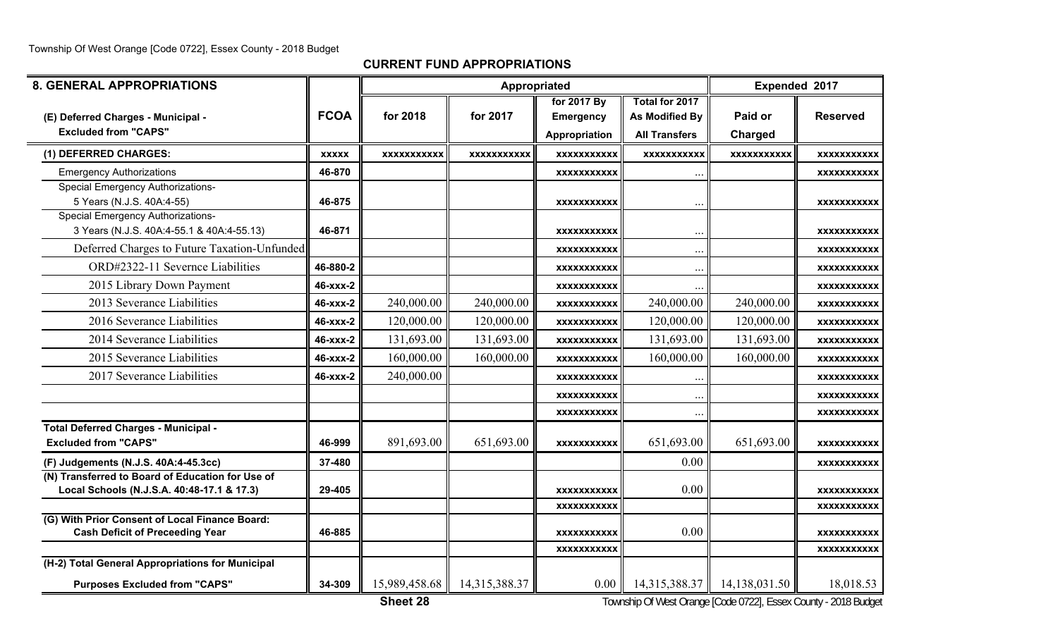## CURRENT FUND APPROPRIATIONS

| 8. GENERAL APPROPRIATIONS | | Appropriated | | | | Expended 2017 | |
|---|---|---|---|---|---|---|---|
| (E) Deferred Charges - Municipal - Excluded from "CAPS" | FCOA | for 2018 | for 2017 | for 2017 By Emergency Appropriation | Total for 2017 As Modified By All Transfers | Paid or Charged | Reserved |
| **(1) DEFERRED CHARGES:** | xxxxx | xxxxxxxxxxx | xxxxxxxxxxx | xxxxxxxxxxx | xxxxxxxxxxx | xxxxxxxxxxx | xxxxxxxxxxx |
| Emergency Authorizations | 46-870 | | | xxxxxxxxxxx | ... | | xxxxxxxxxxx |
| Special Emergency Authorizations- 5 Years (N.J.S. 40A:4-55) | 46-875 | | | xxxxxxxxxxx | ... | | xxxxxxxxxxx |
| Special Emergency Authorizations- 3 Years (N.J.S. 40A:4-55.1 & 40A:4-55.13) | 46-871 | | | xxxxxxxxxxx | ... | | xxxxxxxxxxx |
| Deferred Charges to Future Taxation-Unfunded | | | | xxxxxxxxxxx | ... | | xxxxxxxxxxx |
| ORD#2322-11 Severnce Liabilities | 46-880-2 | | | xxxxxxxxxxx | ... | | xxxxxxxxxxx |
| 2015 Library Down Payment | 46-xxx-2 | | | xxxxxxxxxxx | ... | | xxxxxxxxxxx |
| 2013 Severance Liabilities | 46-xxx-2 | 240,000.00 | 240,000.00 | xxxxxxxxxxx | 240,000.00 | 240,000.00 | xxxxxxxxxxx |
| 2016 Severance Liabilities | 46-xxx-2 | 120,000.00 | 120,000.00 | xxxxxxxxxxx | 120,000.00 | 120,000.00 | xxxxxxxxxxx |
| 2014 Severance Liabilities | 46-xxx-2 | 131,693.00 | 131,693.00 | xxxxxxxxxxx | 131,693.00 | 131,693.00 | xxxxxxxxxxx |
| 2015 Severance Liabilities | 46-xxx-2 | 160,000.00 | 160,000.00 | xxxxxxxxxxx | 160,000.00 | 160,000.00 | xxxxxxxxxxx |
| 2017 Severance Liabilities | 46-xxx-2 | 240,000.00 | | xxxxxxxxxxx | ... | | xxxxxxxxxxx |
| | | | | xxxxxxxxxxx | ... | | xxxxxxxxxxx |
| | | | | xxxxxxxxxxx | ... | | xxxxxxxxxxx |
| **Total Deferred Charges - Municipal - Excluded from "CAPS"** | 46-999 | 891,693.00 | 651,693.00 | xxxxxxxxxxx | 651,693.00 | 651,693.00 | xxxxxxxxxxx |
| **(F) Judgements (N.J.S. 40A:4-45.3cc)** | 37-480 | | | | 0.00 | | xxxxxxxxxxx |
| **(N) Transferred to Board of Education for Use of Local Schools (N.J.S.A. 40:48-17.1 & 17.3)** | 29-405 | | | xxxxxxxxxxx | 0.00 | | xxxxxxxxxxx |
| | | | | xxxxxxxxxxx | | | xxxxxxxxxxx |
| **(G) With Prior Consent of Local Finance Board: Cash Deficit of Preceeding Year** | 46-885 | | | xxxxxxxxxxx | 0.00 | | xxxxxxxxxxx |
| | | | | xxxxxxxxxxx | | | xxxxxxxxxxx |
| **(H-2) Total General Appropriations for Municipal Purposes Excluded from "CAPS"** | 34-309 | 15,989,458.68 | 14,315,388.37 | 0.00 | 14,315,388.37 | 14,138,031.50 | 18,018.53 |

Sheet 28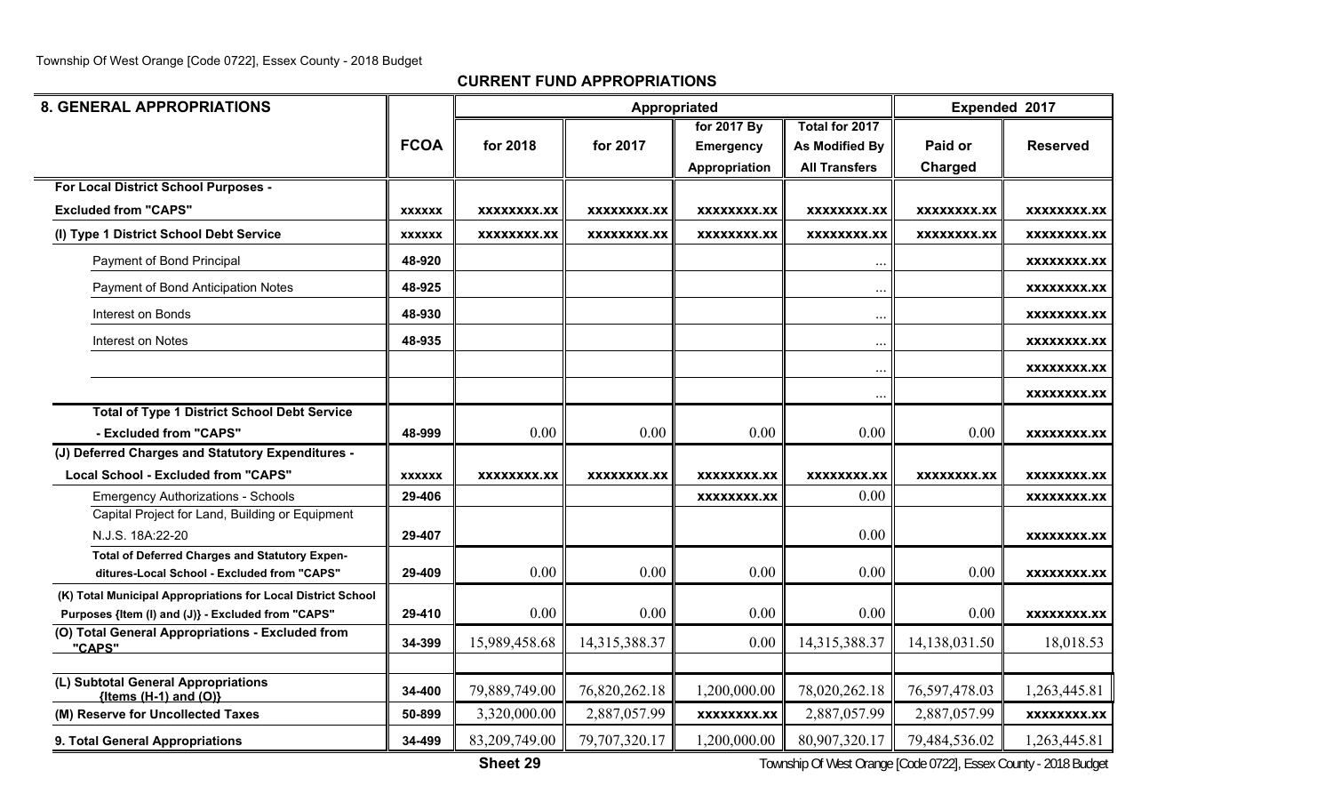## CURRENT FUND APPROPRIATIONS

| 8. GENERAL APPROPRIATIONS | | Appropriated | | | | Expended 2017 | |
|---|---|---|---|---|---|---|---|
| | FCOA | for 2018 | for 2017 | for 2017 By Emergency Appropriation | Total for 2017 As Modified By All Transfers | Paid or Charged | Reserved |
| **For Local District School Purposes - Excluded from "CAPS"** | xxxxxx | xxxxxxxx.xx | xxxxxxxx.xx | xxxxxxxx.xx | xxxxxxxx.xx | xxxxxxxx.xx | xxxxxxxx.xx |
| **(I) Type 1 District School Debt Service** | xxxxxx | xxxxxxxx.xx | xxxxxxxx.xx | xxxxxxxx.xx | xxxxxxxx.xx | xxxxxxxx.xx | xxxxxxxx.xx |
| Payment of Bond Principal | 48-920 | | | | ... | | xxxxxxxx.xx |
| Payment of Bond Anticipation Notes | 48-925 | | | | ... | | xxxxxxxx.xx |
| Interest on Bonds | 48-930 | | | | ... | | xxxxxxxx.xx |
| Interest on Notes | 48-935 | | | | ... | | xxxxxxxx.xx |
| | | | | | ... | | xxxxxxxx.xx |
| | | | | | ... | | xxxxxxxx.xx |
| **Total of Type 1 District School Debt Service - Excluded from "CAPS"** | 48-999 | 0.00 | 0.00 | 0.00 | 0.00 | 0.00 | xxxxxxxx.xx |
| **(J) Deferred Charges and Statutory Expenditures - Local School - Excluded from "CAPS"** | xxxxxx | xxxxxxxx.xx | xxxxxxxx.xx | xxxxxxxx.xx | xxxxxxxx.xx | xxxxxxxx.xx | xxxxxxxx.xx |
| Emergency Authorizations - Schools | 29-406 | | | xxxxxxxx.xx | 0.00 | | xxxxxxxx.xx |
| Capital Project for Land, Building or Equipment N.J.S. 18A:22-20 | 29-407 | | | | 0.00 | | xxxxxxxx.xx |
| **Total of Deferred Charges and Statutory Expenditures-Local School - Excluded from "CAPS"** | 29-409 | 0.00 | 0.00 | 0.00 | 0.00 | 0.00 | xxxxxxxx.xx |
| **(K) Total Municipal Appropriations for Local District School Purposes {Item (I) and (J)} - Excluded from "CAPS"** | 29-410 | 0.00 | 0.00 | 0.00 | 0.00 | 0.00 | xxxxxxxx.xx |
| **(O) Total General Appropriations - Excluded from "CAPS"** | 34-399 | 15,989,458.68 | 14,315,388.37 | 0.00 | 14,315,388.37 | 14,138,031.50 | 18,018.53 |
| **(L) Subtotal General Appropriations {Items (H-1) and (O)}** | 34-400 | 79,889,749.00 | 76,820,262.18 | 1,200,000.00 | 78,020,262.18 | 76,597,478.03 | 1,263,445.81 |
| **(M) Reserve for Uncollected Taxes** | 50-899 | 3,320,000.00 | 2,887,057.99 | xxxxxxxx.xx | 2,887,057.99 | 2,887,057.99 | xxxxxxxx.xx |
| **9. Total General Appropriations** | 34-499 | 83,209,749.00 | 79,707,320.17 | 1,200,000.00 | 80,907,320.17 | 79,484,536.02 | 1,263,445.81 |

**Sheet 29**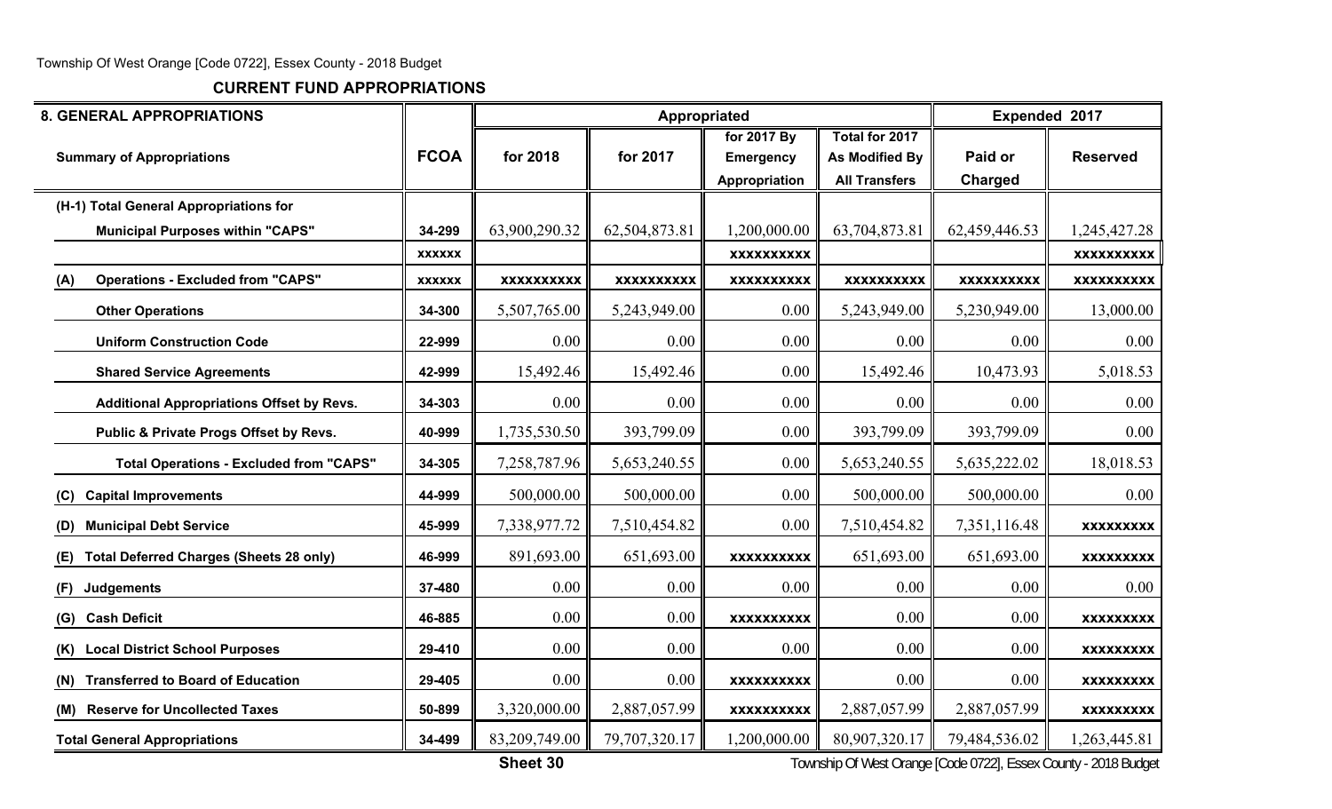## CURRENT FUND APPROPRIATIONS

| 8. GENERAL APPROPRIATIONS | | Appropriated | | | | Expended 2017 | |
|---|---|---|---|---|---|---|---|
| **Summary of Appropriations** | **FCOA** | **for 2018** | **for 2017** | **for 2017 By Emergency Appropriation** | **Total for 2017 As Modified By All Transfers** | **Paid or Charged** | **Reserved** |
| **(H-1) Total General Appropriations for Municipal Purposes within "CAPS"** | 34-299 | 63,900,290.32 | 62,504,873.81 | 1,200,000.00 | 63,704,873.81 | 62,459,446.53 | 1,245,427.28 |
| | XXXXXX | | | XXXXXXXXXX | | | XXXXXXXXXX |
| **(A) Operations - Excluded from "CAPS"** | XXXXXX | XXXXXXXXXX | XXXXXXXXXX | XXXXXXXXXX | XXXXXXXXXX | XXXXXXXXXX | XXXXXXXXXX |
| **Other Operations** | 34-300 | 5,507,765.00 | 5,243,949.00 | 0.00 | 5,243,949.00 | 5,230,949.00 | 13,000.00 |
| **Uniform Construction Code** | 22-999 | 0.00 | 0.00 | 0.00 | 0.00 | 0.00 | 0.00 |
| **Shared Service Agreements** | 42-999 | 15,492.46 | 15,492.46 | 0.00 | 15,492.46 | 10,473.93 | 5,018.53 |
| **Additional Appropriations Offset by Revs.** | 34-303 | 0.00 | 0.00 | 0.00 | 0.00 | 0.00 | 0.00 |
| **Public & Private Progs Offset by Revs.** | 40-999 | 1,735,530.50 | 393,799.09 | 0.00 | 393,799.09 | 393,799.09 | 0.00 |
| **Total Operations - Excluded from "CAPS"** | 34-305 | 7,258,787.96 | 5,653,240.55 | 0.00 | 5,653,240.55 | 5,635,222.02 | 18,018.53 |
| **(C) Capital Improvements** | 44-999 | 500,000.00 | 500,000.00 | 0.00 | 500,000.00 | 500,000.00 | 0.00 |
| **(D) Municipal Debt Service** | 45-999 | 7,338,977.72 | 7,510,454.82 | 0.00 | 7,510,454.82 | 7,351,116.48 | XXXXXXXXX |
| **(E) Total Deferred Charges (Sheets 28 only)** | 46-999 | 891,693.00 | 651,693.00 | XXXXXXXXXX | 651,693.00 | 651,693.00 | XXXXXXXXX |
| **(F) Judgements** | 37-480 | 0.00 | 0.00 | 0.00 | 0.00 | 0.00 | 0.00 |
| **(G) Cash Deficit** | 46-885 | 0.00 | 0.00 | XXXXXXXXXX | 0.00 | 0.00 | XXXXXXXXX |
| **(K) Local District School Purposes** | 29-410 | 0.00 | 0.00 | 0.00 | 0.00 | 0.00 | XXXXXXXXX |
| **(N) Transferred to Board of Education** | 29-405 | 0.00 | 0.00 | XXXXXXXXXX | 0.00 | 0.00 | XXXXXXXXX |
| **(M) Reserve for Uncollected Taxes** | 50-899 | 3,320,000.00 | 2,887,057.99 | XXXXXXXXXX | 2,887,057.99 | 2,887,057.99 | XXXXXXXXX |
| **Total General Appropriations** | 34-499 | 83,209,749.00 | 79,707,320.17 | 1,200,000.00 | 80,907,320.17 | 79,484,536.02 | 1,263,445.81 |

**Sheet 30**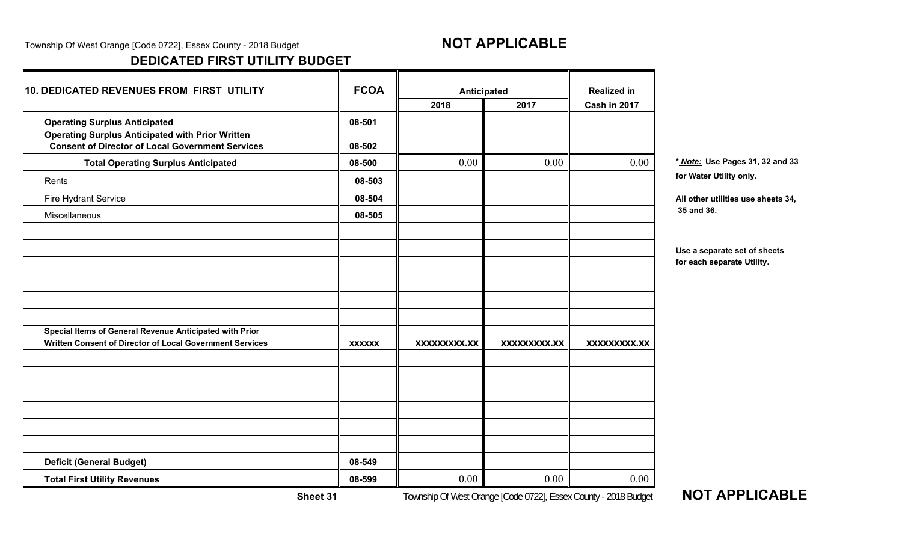**NOT APPLICABLE**

## DEDICATED FIRST UTILITY BUDGET

| 10. DEDICATED REVENUES FROM FIRST UTILITY | FCOA | Anticipated | | Realized in |
|---|---|---|---|---|
| | | 2018 | 2017 | Cash in 2017 |
| **Operating Surplus Anticipated** | 08-501 | | | |
| **Operating Surplus Anticipated with Prior Written Consent of Director of Local Government Services** | 08-502 | | | |
| **Total Operating Surplus Anticipated** | 08-500 | 0.00 | 0.00 | 0.00 |
| Rents | 08-503 | | | |
| Fire Hydrant Service | 08-504 | | | |
| Miscellaneous | 08-505 | | | |
| | | | | |
| | | | | |
| | | | | |
| | | | | |
| | | | | |
| | | | | |
| **Special Items of General Revenue Anticipated with Prior Written Consent of Director of Local Government Services** | xxxxxx | xxxxxxxxx.xx | xxxxxxxxx.xx | xxxxxxxxx.xx |
| | | | | |
| | | | | |
| | | | | |
| | | | | |
| | | | | |
| | | | | |
| **Deficit (General Budget)** | 08-549 | | | |
| **Total First Utility Revenues** | 08-599 | 0.00 | 0.00 | 0.00 |

**\* *Note:* Use Pages 31, 32 and 33 for Water Utility only.**

**All other utilities use sheets 34, 35 and 36.**

**Use a separate set of sheets for each separate Utility.**

**Sheet 31**

**NOT APPLICABLE**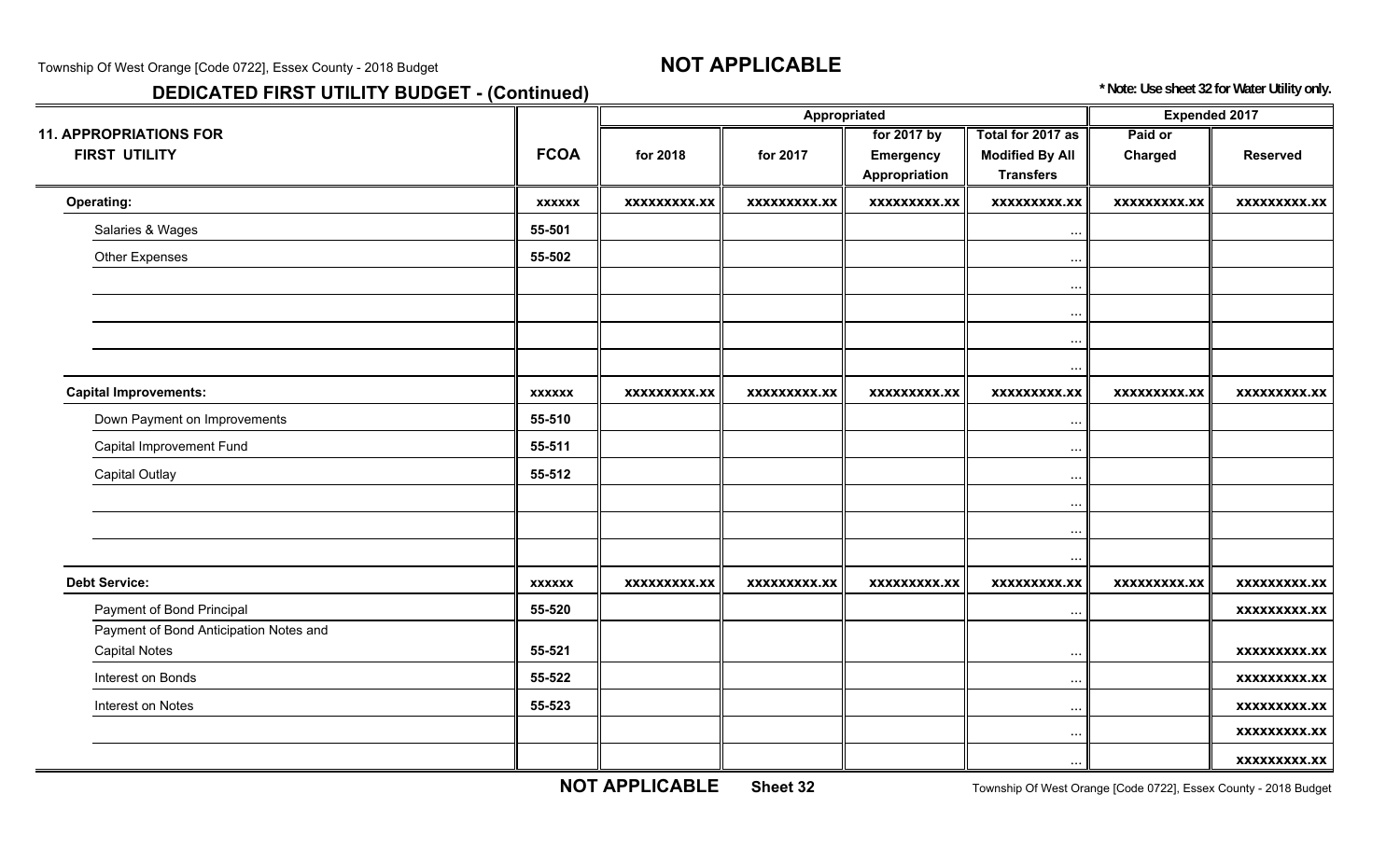**NOT APPLICABLE**

## DEDICATED FIRST UTILITY BUDGET - (Continued)

**\* Note: Use sheet 32 for Water Utility only.**

| 11. APPROPRIATIONS FOR FIRST UTILITY | FCOA | Appropriated | | | | Expended 2017 | |
|---|---|---|---|---|---|---|---|
| | | for 2018 | for 2017 | for 2017 by Emergency Appropriation | Total for 2017 as Modified By All Transfers | Paid or Charged | Reserved |
| **Operating:** | **xxxxxx** | **xxxxxxxxx.xx** | **xxxxxxxxx.xx** | **xxxxxxxxx.xx** | **xxxxxxxxx.xx** | **xxxxxxxxx.xx** | **xxxxxxxxx.xx** |
| Salaries & Wages | 55-501 | | | | ... | | |
| Other Expenses | 55-502 | | | | ... | | |
| | | | | | ... | | |
| | | | | | ... | | |
| | | | | | ... | | |
| | | | | | ... | | |
| **Capital Improvements:** | **xxxxxx** | **xxxxxxxxx.xx** | **xxxxxxxxx.xx** | **xxxxxxxxx.xx** | **xxxxxxxxx.xx** | **xxxxxxxxx.xx** | **xxxxxxxxx.xx** |
| Down Payment on Improvements | 55-510 | | | | ... | | |
| Capital Improvement Fund | 55-511 | | | | ... | | |
| Capital Outlay | 55-512 | | | | ... | | |
| | | | | | ... | | |
| | | | | | ... | | |
| | | | | | ... | | |
| **Debt Service:** | **xxxxxx** | **xxxxxxxxx.xx** | **xxxxxxxxx.xx** | **xxxxxxxxx.xx** | **xxxxxxxxx.xx** | **xxxxxxxxx.xx** | **xxxxxxxxx.xx** |
| Payment of Bond Principal | 55-520 | | | | ... | | **xxxxxxxxx.xx** |
| Payment of Bond Anticipation Notes and Capital Notes | 55-521 | | | | ... | | **xxxxxxxxx.xx** |
| Interest on Bonds | 55-522 | | | | ... | | **xxxxxxxxx.xx** |
| Interest on Notes | 55-523 | | | | ... | | **xxxxxxxxx.xx** |
| | | | | | ... | | **xxxxxxxxx.xx** |
| | | | | | ... | | **xxxxxxxxx.xx** |

**NOT APPLICABLE** **Sheet 32**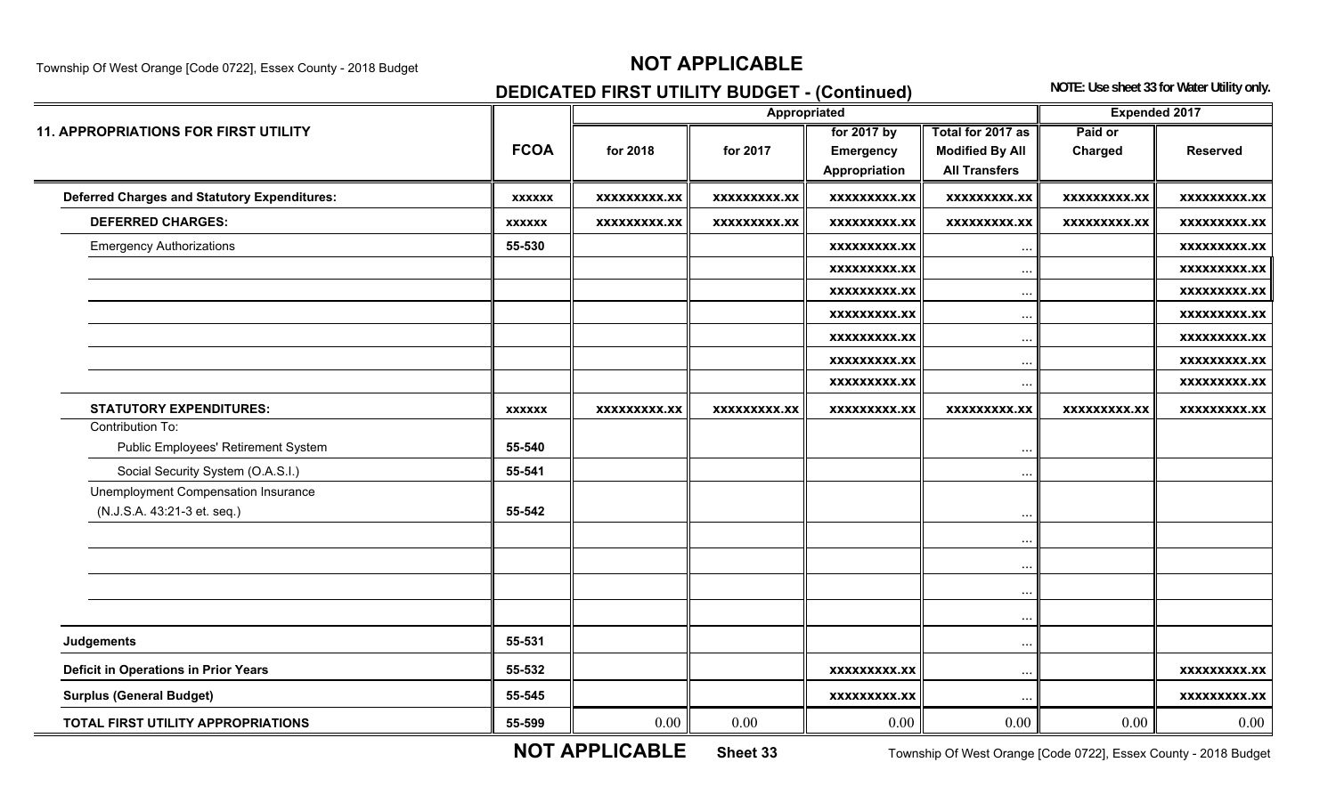# NOT APPLICABLE

## DEDICATED FIRST UTILITY BUDGET - (Continued)

**NOTE: Use sheet 33 for Water Utility only.**

| 11. APPROPRIATIONS FOR FIRST UTILITY | FCOA | Appropriated | | | | Expended 2017 | |
|---|---|---|---|---|---|---|---|
| | | for 2018 | for 2017 | for 2017 by Emergency Appropriation | Total for 2017 as Modified By All All Transfers | Paid or Charged | Reserved |
| **Deferred Charges and Statutory Expenditures:** | **xxxxxx** | **xxxxxxxxx.xx** | **xxxxxxxxx.xx** | **xxxxxxxxx.xx** | **xxxxxxxxx.xx** | **xxxxxxxxx.xx** | **xxxxxxxxx.xx** |
| **DEFERRED CHARGES:** | **xxxxxx** | **xxxxxxxxx.xx** | **xxxxxxxxx.xx** | **xxxxxxxxx.xx** | **xxxxxxxxx.xx** | **xxxxxxxxx.xx** | **xxxxxxxxx.xx** |
| Emergency Authorizations | 55-530 | | | **xxxxxxxxx.xx** | ... | | **xxxxxxxxx.xx** |
| | | | | **xxxxxxxxx.xx** | ... | | **xxxxxxxxx.xx** |
| | | | | **xxxxxxxxx.xx** | ... | | **xxxxxxxxx.xx** |
| | | | | **xxxxxxxxx.xx** | ... | | **xxxxxxxxx.xx** |
| | | | | **xxxxxxxxx.xx** | ... | | **xxxxxxxxx.xx** |
| | | | | **xxxxxxxxx.xx** | ... | | **xxxxxxxxx.xx** |
| | | | | **xxxxxxxxx.xx** | ... | | **xxxxxxxxx.xx** |
| **STATUTORY EXPENDITURES:** | **xxxxxx** | **xxxxxxxxx.xx** | **xxxxxxxxx.xx** | **xxxxxxxxx.xx** | **xxxxxxxxx.xx** | **xxxxxxxxx.xx** | **xxxxxxxxx.xx** |
| Contribution To: | | | | | | | |
| Public Employees' Retirement System | 55-540 | | | | ... | | |
| Social Security System (O.A.S.I.) | 55-541 | | | | ... | | |
| Unemployment Compensation Insurance (N.J.S.A. 43:21-3 et. seq.) | 55-542 | | | | ... | | |
| | | | | | ... | | |
| | | | | | ... | | |
| | | | | | ... | | |
| | | | | | ... | | |
| **Judgements** | 55-531 | | | | ... | | |
| **Deficit in Operations in Prior Years** | 55-532 | | | **xxxxxxxxx.xx** | ... | | **xxxxxxxxx.xx** |
| **Surplus (General Budget)** | 55-545 | | | **xxxxxxxxx.xx** | ... | | **xxxxxxxxx.xx** |
| **TOTAL FIRST UTILITY APPROPRIATIONS** | 55-599 | 0.00 | 0.00 | 0.00 | 0.00 | 0.00 | 0.00 |

**NOT APPLICABLE** **Sheet 33**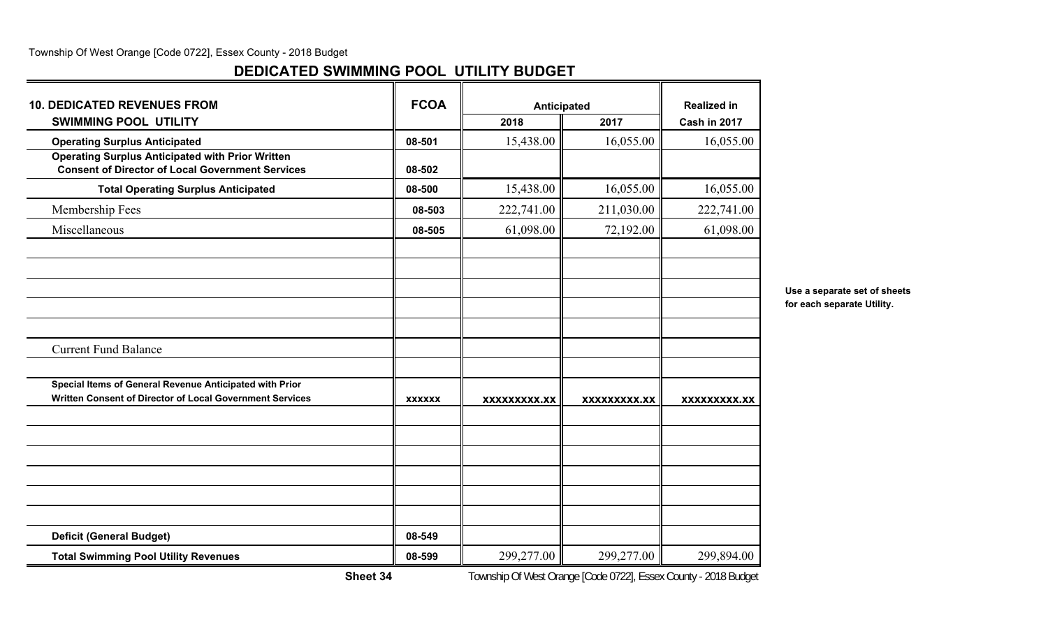## DEDICATED SWIMMING POOL UTILITY BUDGET

| 10. DEDICATED REVENUES FROM SWIMMING POOL UTILITY | FCOA | Anticipated 2018 | Anticipated 2017 | Realized in Cash in 2017 |
|---|---|---|---|---|
| **Operating Surplus Anticipated** | 08-501 | 15,438.00 | 16,055.00 | 16,055.00 |
| **Operating Surplus Anticipated with Prior Written Consent of Director of Local Government Services** | 08-502 | | | |
| **Total Operating Surplus Anticipated** | 08-500 | 15,438.00 | 16,055.00 | 16,055.00 |
| Membership Fees | 08-503 | 222,741.00 | 211,030.00 | 222,741.00 |
| Miscellaneous | 08-505 | 61,098.00 | 72,192.00 | 61,098.00 |
| | | | | |
| | | | | |
| | | | | |
| | | | | |
| | | | | |
| Current Fund Balance | | | | |
| | | | | |
| **Special Items of General Revenue Anticipated with Prior Written Consent of Director of Local Government Services** | xxxxxx | xxxxxxxxx.xx | xxxxxxxxx.xx | xxxxxxxxx.xx |
| | | | | |
| | | | | |
| | | | | |
| | | | | |
| | | | | |
| | | | | |
| **Deficit (General Budget)** | 08-549 | | | |
| **Total Swimming Pool Utility Revenues** | 08-599 | 299,277.00 | 299,277.00 | 299,894.00 |

**Use a separate set of sheets for each separate Utility.**

**Sheet 34**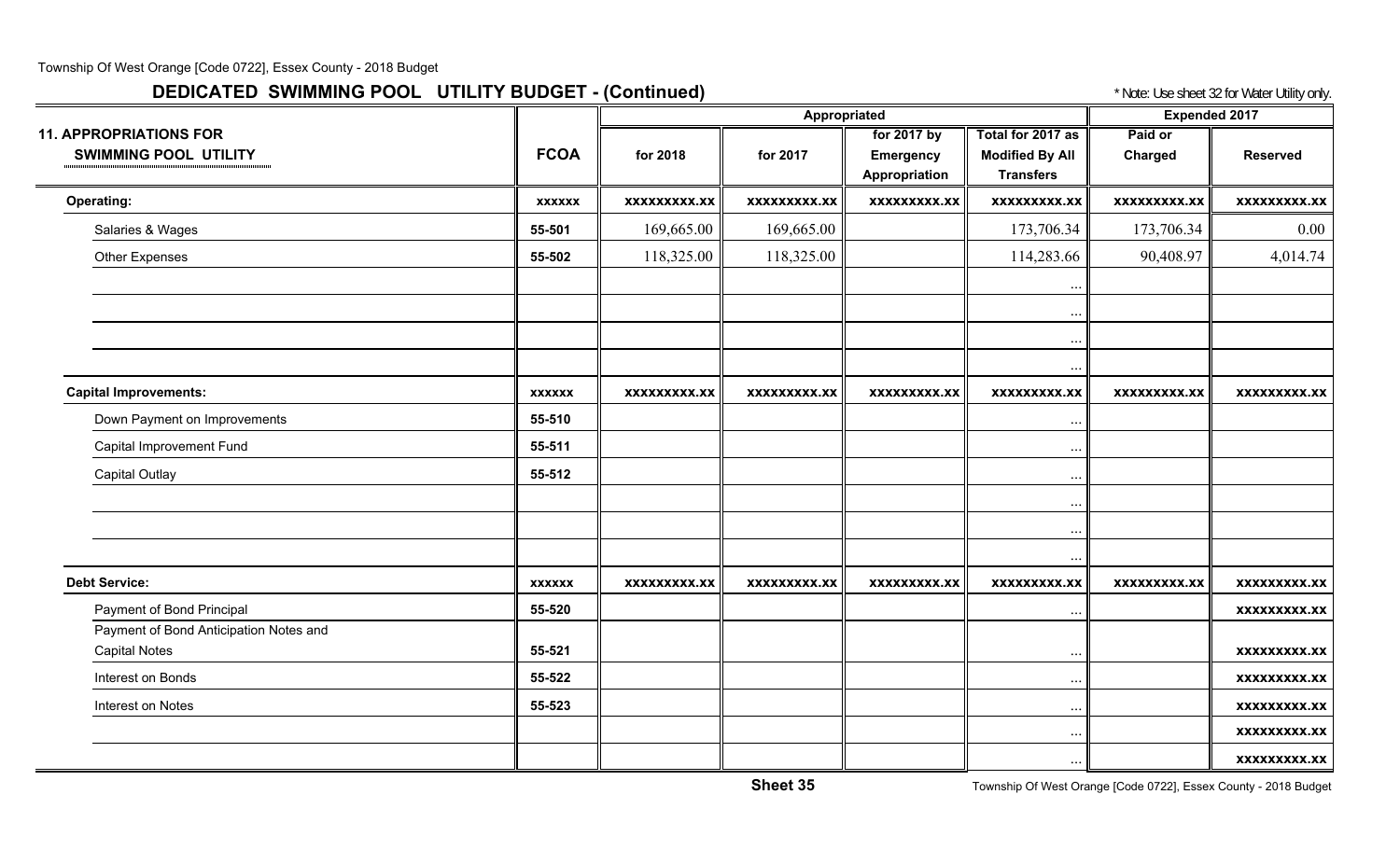## DEDICATED SWIMMING POOL UTILITY BUDGET - (Continued)

* Note: Use sheet 32 for Water Utility only.

| 11. APPROPRIATIONS FOR SWIMMING POOL UTILITY | FCOA | Appropriated | | | | Expended 2017 | |
|---|---|---|---|---|---|---|---|
| | | for 2018 | for 2017 | for 2017 by Emergency Appropriation | Total for 2017 as Modified By All Transfers | Paid or Charged | Reserved |
| **Operating:** | xxxxxx | xxxxxxxxx.xx | xxxxxxxxx.xx | xxxxxxxxx.xx | xxxxxxxxx.xx | xxxxxxxxx.xx | xxxxxxxxx.xx |
| Salaries & Wages | 55-501 | 169,665.00 | 169,665.00 | | 173,706.34 | 173,706.34 | 0.00 |
| Other Expenses | 55-502 | 118,325.00 | 118,325.00 | | 114,283.66 | 90,408.97 | 4,014.74 |
| | | | | | ... | | |
| | | | | | ... | | |
| | | | | | ... | | |
| | | | | | ... | | |
| **Capital Improvements:** | xxxxxx | xxxxxxxxx.xx | xxxxxxxxx.xx | xxxxxxxxx.xx | xxxxxxxxx.xx | xxxxxxxxx.xx | xxxxxxxxx.xx |
| Down Payment on Improvements | 55-510 | | | | ... | | |
| Capital Improvement Fund | 55-511 | | | | ... | | |
| Capital Outlay | 55-512 | | | | ... | | |
| | | | | | ... | | |
| | | | | | ... | | |
| | | | | | ... | | |
| **Debt Service:** | xxxxxx | xxxxxxxxx.xx | xxxxxxxxx.xx | xxxxxxxxx.xx | xxxxxxxxx.xx | xxxxxxxxx.xx | xxxxxxxxx.xx |
| Payment of Bond Principal | 55-520 | | | | ... | | xxxxxxxxx.xx |
| Payment of Bond Anticipation Notes and Capital Notes | 55-521 | | | | ... | | xxxxxxxxx.xx |
| Interest on Bonds | 55-522 | | | | ... | | xxxxxxxxx.xx |
| Interest on Notes | 55-523 | | | | ... | | xxxxxxxxx.xx |
| | | | | | ... | | xxxxxxxxx.xx |
| | | | | | ... | | xxxxxxxxx.xx |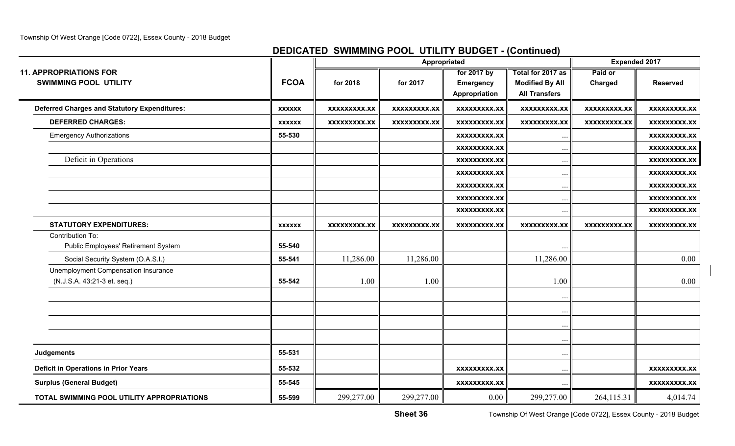## DEDICATED SWIMMING POOL UTILITY BUDGET - (Continued)

| 11. APPROPRIATIONS FOR SWIMMING POOL UTILITY | FCOA | Appropriated for 2018 | Appropriated for 2017 | for 2017 by Emergency Appropriation | Total for 2017 as Modified By All Transfers | Expended 2017 Paid or Charged | Expended 2017 Reserved |
|---|---|---|---|---|---|---|---|
| **Deferred Charges and Statutory Expenditures:** | xxxxxx | xxxxxxxxx.xx | xxxxxxxxx.xx | xxxxxxxxx.xx | xxxxxxxxx.xx | xxxxxxxxx.xx | xxxxxxxxx.xx |
| **DEFERRED CHARGES:** | xxxxxx | xxxxxxxxx.xx | xxxxxxxxx.xx | xxxxxxxxx.xx | xxxxxxxxx.xx | xxxxxxxxx.xx | xxxxxxxxx.xx |
| Emergency Authorizations | 55-530 | | | xxxxxxxxx.xx | ... | | xxxxxxxxx.xx |
| | | | | xxxxxxxxx.xx | ... | | xxxxxxxxx.xx |
| Deficit in Operations | | | | xxxxxxxxx.xx | ... | | xxxxxxxxx.xx |
| | | | | xxxxxxxxx.xx | ... | | xxxxxxxxx.xx |
| | | | | xxxxxxxxx.xx | ... | | xxxxxxxxx.xx |
| | | | | xxxxxxxxx.xx | ... | | xxxxxxxxx.xx |
| | | | | xxxxxxxxx.xx | ... | | xxxxxxxxx.xx |
| **STATUTORY EXPENDITURES:** | xxxxxx | xxxxxxxxx.xx | xxxxxxxxx.xx | xxxxxxxxx.xx | xxxxxxxxx.xx | xxxxxxxxx.xx | xxxxxxxxx.xx |
| Contribution To: Public Employees' Retirement System | 55-540 | | | | ... | | |
| Social Security System (O.A.S.I.) | 55-541 | 11,286.00 | 11,286.00 | | 11,286.00 | | 0.00 |
| Unemployment Compensation Insurance (N.J.S.A. 43:21-3 et. seq.) | 55-542 | 1.00 | 1.00 | | 1.00 | | 0.00 |
| | | | | | ... | | |
| | | | | | ... | | |
| | | | | | ... | | |
| | | | | | ... | | |
| **Judgements** | 55-531 | | | | ... | | |
| **Deficit in Operations in Prior Years** | 55-532 | | | xxxxxxxxx.xx | ... | | xxxxxxxxx.xx |
| **Surplus (General Budget)** | 55-545 | | | xxxxxxxxx.xx | ... | | xxxxxxxxx.xx |
| **TOTAL SWIMMING POOL UTILITY APPROPRIATIONS** | 55-599 | 299,277.00 | 299,277.00 | 0.00 | 299,277.00 | 264,115.31 | 4,014.74 |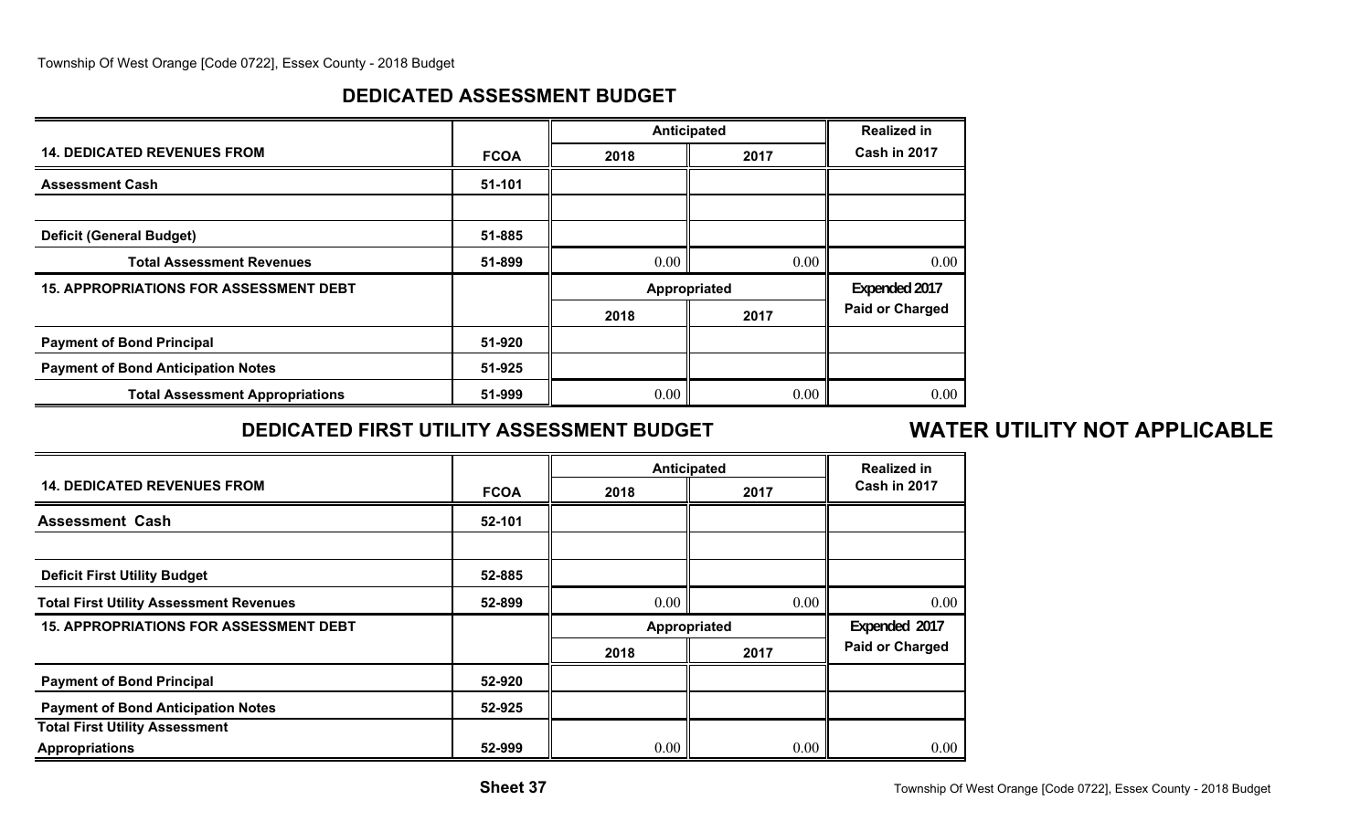## DEDICATED ASSESSMENT BUDGET

| | | Anticipated | | Realized in |
|---|---|---|---|---|
| **14. DEDICATED REVENUES FROM** | **FCOA** | **2018** | **2017** | **Cash in 2017** |
| **Assessment Cash** | 51-101 | | | |
| | | | | |
| **Deficit (General Budget)** | 51-885 | | | |
| **Total Assessment Revenues** | 51-899 | 0.00 | 0.00 | 0.00 |
| **15. APPROPRIATIONS FOR ASSESSMENT DEBT** | | **Appropriated** | | **Expended 2017** |
| | | **2018** | **2017** | **Paid or Charged** |
| **Payment of Bond Principal** | 51-920 | | | |
| **Payment of Bond Anticipation Notes** | 51-925 | | | |
| **Total Assessment Appropriations** | 51-999 | 0.00 | 0.00 | 0.00 |

## DEDICATED FIRST UTILITY ASSESSMENT BUDGET

## WATER UTILITY NOT APPLICABLE

| | | Anticipated | | Realized in |
|---|---|---|---|---|
| **14. DEDICATED REVENUES FROM** | **FCOA** | **2018** | **2017** | **Cash in 2017** |
| **Assessment Cash** | 52-101 | | | |
| | | | | |
| **Deficit First Utility Budget** | 52-885 | | | |
| **Total First Utility Assessment Revenues** | 52-899 | 0.00 | 0.00 | 0.00 |
| **15. APPROPRIATIONS FOR ASSESSMENT DEBT** | | **Appropriated** | | **Expended 2017** |
| | | **2018** | **2017** | **Paid or Charged** |
| **Payment of Bond Principal** | 52-920 | | | |
| **Payment of Bond Anticipation Notes** | 52-925 | | | |
| **Total First Utility Assessment Appropriations** | 52-999 | 0.00 | 0.00 | 0.00 |

**Sheet 37**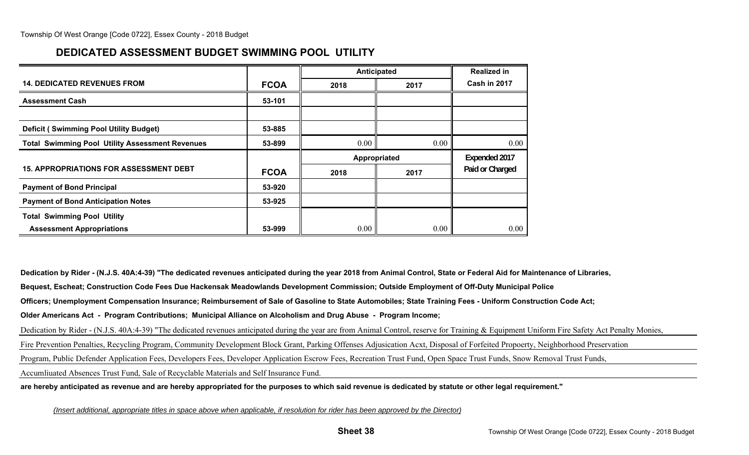## DEDICATED ASSESSMENT BUDGET SWIMMING POOL UTILITY

| 14. DEDICATED REVENUES FROM | FCOA | Anticipated 2018 | Anticipated 2017 | Realized in Cash in 2017 |
|---|---|---|---|---|
| Assessment Cash | 53-101 | | | |
| | | | | |
| Deficit ( Swimming Pool Utility Budget) | 53-885 | | | |
| Total Swimming Pool Utility Assessment Revenues | 53-899 | 0.00 | 0.00 | 0.00 |

| 15. APPROPRIATIONS FOR ASSESSMENT DEBT | FCOA | Appropriated 2018 | Appropriated 2017 | Expended 2017 Paid or Charged |
|---|---|---|---|---|
| Payment of Bond Principal | 53-920 | | | |
| Payment of Bond Anticipation Notes | 53-925 | | | |
| Total Swimming Pool Utility Assessment Appropriations | 53-999 | 0.00 | 0.00 | 0.00 |

**Dedication by Rider - (N.J.S. 40A:4-39) "The dedicated revenues anticipated during the year 2018 from Animal Control, State or Federal Aid for Maintenance of Libraries, Bequest, Escheat; Construction Code Fees Due Hackensak Meadowlands Development Commission; Outside Employment of Off-Duty Municipal Police Officers; Unemployment Compensation Insurance; Reimbursement of Sale of Gasoline to State Automobiles; State Training Fees - Uniform Construction Code Act; Older Americans Act - Program Contributions; Municipal Alliance on Alcoholism and Drug Abuse - Program Income;**

Dedication by Rider - (N.J.S. 40A:4-39) "The dedicated revenues anticipated during the year are from Animal Control, reserve for Training & Equipment Uniform Fire Safety Act Penalty Monies, Fire Prevention Penalties, Recycling Program, Community Development Block Grant, Parking Offenses Adjusication Acxt, Disposal of Forfeited Propoerty, Neighborhood Preservation Program, Public Defender Application Fees, Developers Fees, Developer Application Escrow Fees, Recreation Trust Fund, Open Space Trust Funds, Snow Removal Trust Funds, Accumliuated Absences Trust Fund, Sale of Recyclable Materials and Self Insurance Fund.

**are hereby anticipated as revenue and are hereby appropriated for the purposes to which said revenue is dedicated by statute or other legal requirement."**

*(Insert additional, appropriate titles in space above when applicable, if resolution for rider has been approved by the Director)*

**Sheet 38**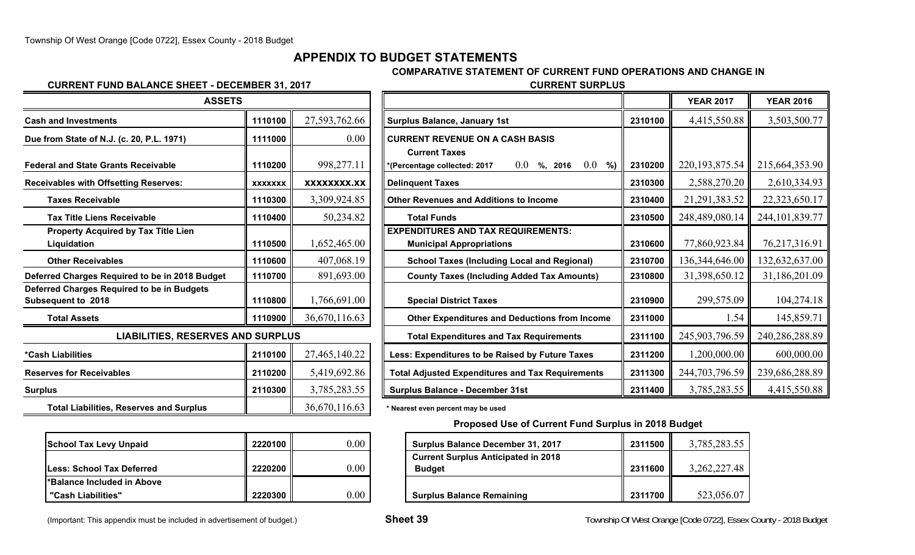# APPENDIX TO BUDGET STATEMENTS

## CURRENT FUND BALANCE SHEET - DECEMBER 31, 2017

| ASSETS | | |
|---|---|---|
| Cash and Investments | 1110100 | 27,593,762.66 |
| Due from State of N.J. (c. 20, P.L. 1971) | 1111000 | 0.00 |
| Federal and State Grants Receivable | 1110200 | 998,277.11 |
| Receivables with Offsetting Reserves: | xxxxxxx | xxxxxxxx.xx |
| Taxes Receivable | 1110300 | 3,309,924.85 |
| Tax Title Liens Receivable | 1110400 | 50,234.82 |
| Property Acquired by Tax Title Lien Liquidation | 1110500 | 1,652,465.00 |
| Other Receivables | 1110600 | 407,068.19 |
| Deferred Charges Required to be in 2018 Budget | 1110700 | 891,693.00 |
| Deferred Charges Required to be in Budgets Subsequent to 2018 | 1110800 | 1,766,691.00 |
| Total Assets | 1110900 | 36,670,116.63 |
| **LIABILITIES, RESERVES AND SURPLUS** | | |
| *Cash Liabilities | 2110100 | 27,465,140.22 |
| Reserves for Receivables | 2110200 | 5,419,692.86 |
| Surplus | 2110300 | 3,785,283.55 |
| Total Liabilities, Reserves and Surplus | | 36,670,116.63 |

| | | |
|---|---|---|
| School Tax Levy Unpaid | 2220100 | 0.00 |
| Less: School Tax Deferred | 2220200 | 0.00 |
| *Balance Included in Above "Cash Liabilities" | 2220300 | 0.00 |

## COMPARATIVE STATEMENT OF CURRENT FUND OPERATIONS AND CHANGE IN CURRENT SURPLUS

| | | YEAR 2017 | YEAR 2016 |
|---|---|---|---|
| Surplus Balance, January 1st | 2310100 | 4,415,550.88 | 3,503,500.77 |
| **CURRENT REVENUE ON A CASH BASIS** | | | |
| Current Taxes *(Percentage collected: 2017 0.0 %, 2016 0.0 %) | 2310200 | 220,193,875.54 | 215,664,353.90 |
| Delinquent Taxes | 2310300 | 2,588,270.20 | 2,610,334.93 |
| Other Revenues and Additions to Income | 2310400 | 21,291,383.52 | 22,323,650.17 |
| Total Funds | 2310500 | 248,489,080.14 | 244,101,839.77 |
| **EXPENDITURES AND TAX REQUIREMENTS:** | | | |
| Municipal Appropriations | 2310600 | 77,860,923.84 | 76,217,316.91 |
| School Taxes (Including Local and Regional) | 2310700 | 136,344,646.00 | 132,632,637.00 |
| County Taxes (Including Added Tax Amounts) | 2310800 | 31,398,650.12 | 31,186,201.09 |
| Special District Taxes | 2310900 | 299,575.09 | 104,274.18 |
| Other Expenditures and Deductions from Income | 2311000 | 1.54 | 145,859.71 |
| Total Expenditures and Tax Requirements | 2311100 | 245,903,796.59 | 240,286,288.89 |
| Less: Expenditures to be Raised by Future Taxes | 2311200 | 1,200,000.00 | 600,000.00 |
| Total Adjusted Expenditures and Tax Requirements | 2311300 | 244,703,796.59 | 239,686,288.89 |
| Surplus Balance - December 31st | 2311400 | 3,785,283.55 | 4,415,550.88 |

\* Nearest even percent may be used

### Proposed Use of Current Fund Surplus in 2018 Budget

| | | |
|---|---|---|
| Surplus Balance December 31, 2017 | 2311500 | 3,785,283.55 |
| Current Surplus Anticipated in 2018 Budget | 2311600 | 3,262,227.48 |
| Surplus Balance Remaining | 2311700 | 523,056.07 |

(Important: This appendix must be included in advertisement of budget.)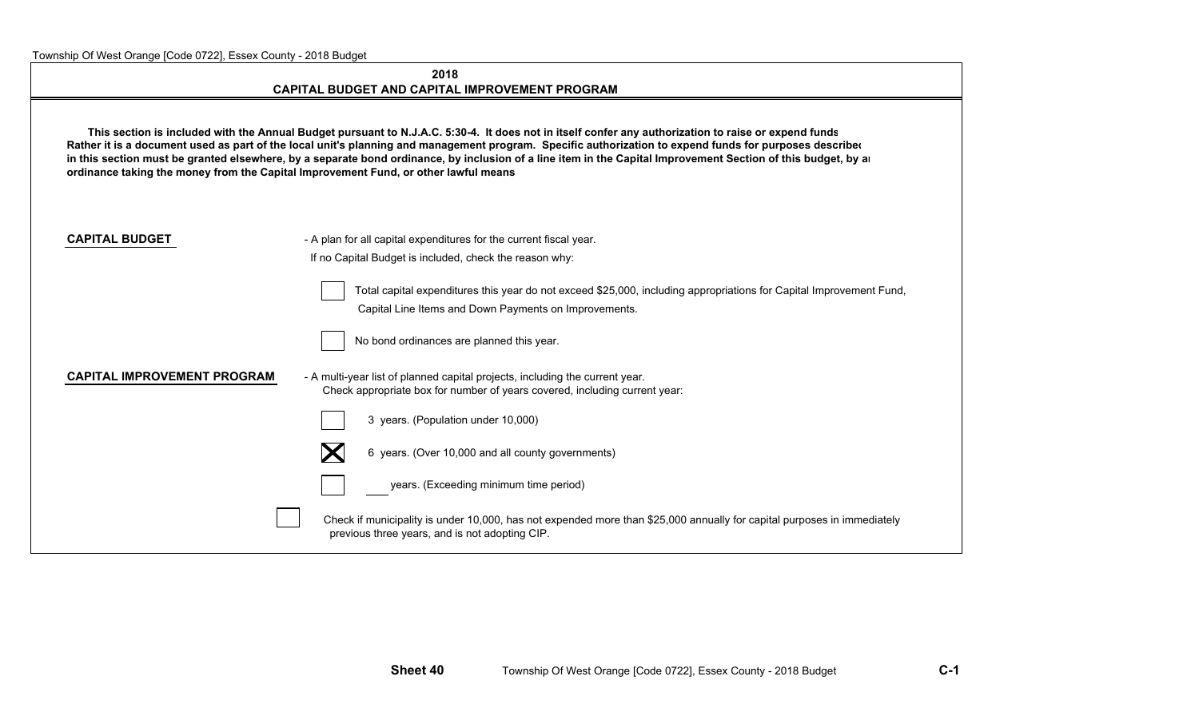## 2018
## CAPITAL BUDGET AND CAPITAL IMPROVEMENT PROGRAM

**This section is included with the Annual Budget pursuant to N.J.A.C. 5:30-4. It does not in itself confer any authorization to raise or expend funds Rather it is a document used as part of the local unit's planning and management program. Specific authorization to expend funds for purposes describec in this section must be granted elsewhere, by a separate bond ordinance, by inclusion of a line item in the Capital Improvement Section of this budget, by ai ordinance taking the money from the Capital Improvement Fund, or other lawful means**

**CAPITAL BUDGET** - A plan for all capital expenditures for the current fiscal year.

If no Capital Budget is included, check the reason why:

- [ ] Total capital expenditures this year do not exceed $25,000, including appropriations for Capital Improvement Fund, Capital Line Items and Down Payments on Improvements.
- [ ] No bond ordinances are planned this year.

**CAPITAL IMPROVEMENT PROGRAM** - A multi-year list of planned capital projects, including the current year.

Check appropriate box for number of years covered, including current year:

- [ ] 3 years. (Population under 10,000)
- [x] 6 years. (Over 10,000 and all county governments)
- [ ] ___ years. (Exceeding minimum time period)

- [ ] Check if municipality is under 10,000, has not expended more than $25,000 annually for capital purposes in immediately previous three years, and is not adopting CIP.

C-1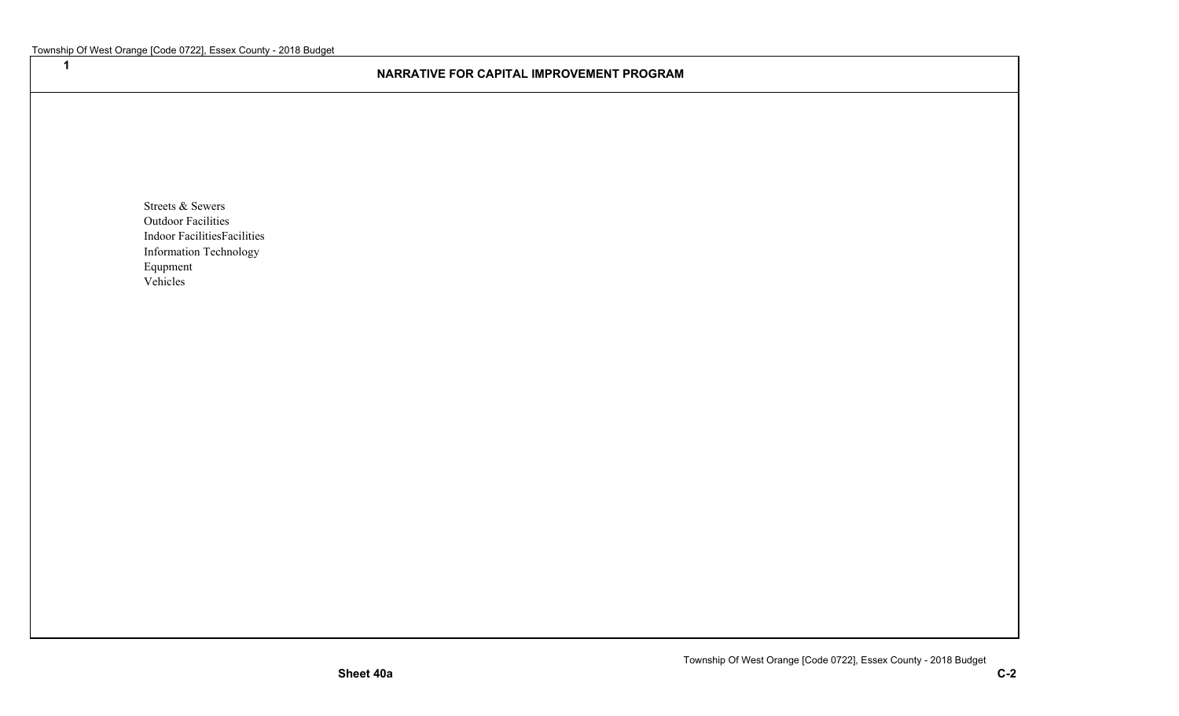1

## NARRATIVE FOR CAPITAL IMPROVEMENT PROGRAM

Streets & Sewers
Outdoor Facilities
Indoor FacilitiesFacilities
Information Technology
Equpment
Vehicles

**Sheet 40a**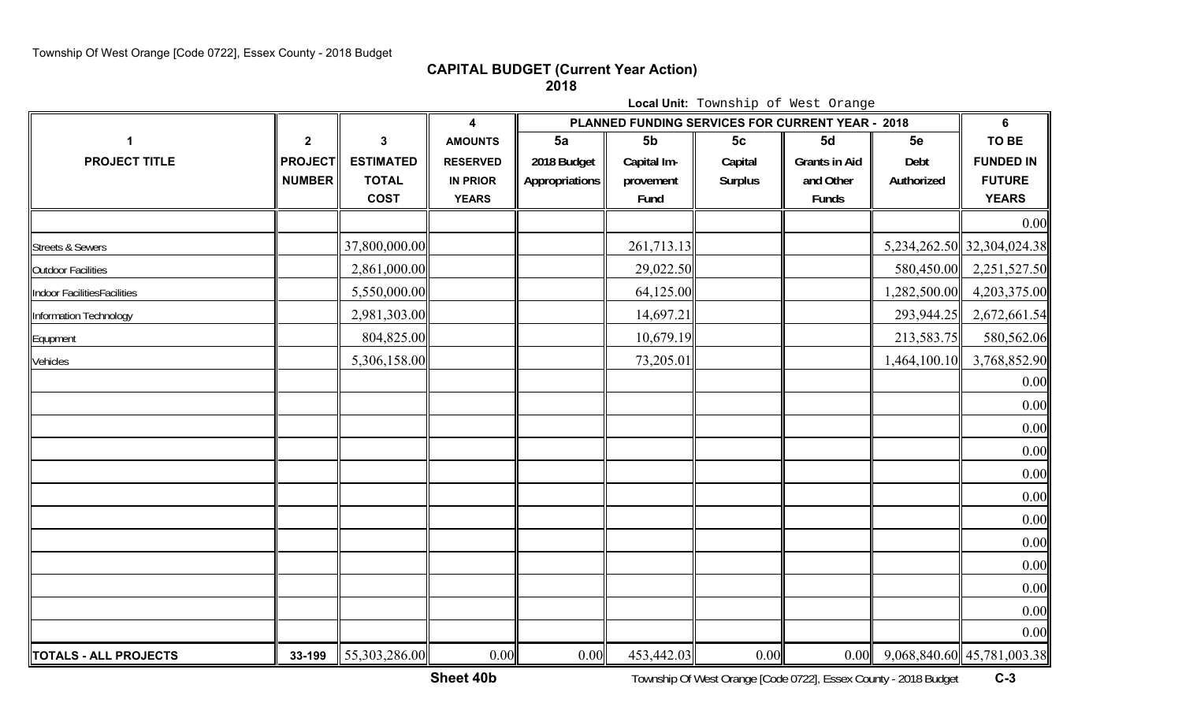## CAPITAL BUDGET (Current Year Action)

### 2018

**Local Unit:** Township of West Orange

| 1 | 2 | 3 | 4 | PLANNED FUNDING SERVICES FOR CURRENT YEAR - 2018 | | | | | 6 |
|---|---|---|---|---|---|---|---|---|---|
| PROJECT TITLE | PROJECT NUMBER | ESTIMATED TOTAL COST | AMOUNTS RESERVED IN PRIOR YEARS | 5a 2018 Budget Appropriations | 5b Capital Improvement Fund | 5c Capital Surplus | 5d Grants in Aid and Other Funds | 5e Debt Authorized | TO BE FUNDED IN FUTURE YEARS |
| | | | | | | | | | 0.00 |
| Streets & Sewers | | 37,800,000.00 | | | 261,713.13 | | | 5,234,262.50 | 32,304,024.38 |
| Outdoor Facilities | | 2,861,000.00 | | | 29,022.50 | | | 580,450.00 | 2,251,527.50 |
| Indoor FacilitiesFacilities | | 5,550,000.00 | | | 64,125.00 | | | 1,282,500.00 | 4,203,375.00 |
| Information Technology | | 2,981,303.00 | | | 14,697.21 | | | 293,944.25 | 2,672,661.54 |
| Equpment | | 804,825.00 | | | 10,679.19 | | | 213,583.75 | 580,562.06 |
| Vehicles | | 5,306,158.00 | | | 73,205.01 | | | 1,464,100.10 | 3,768,852.90 |
| | | | | | | | | | 0.00 |
| | | | | | | | | | 0.00 |
| | | | | | | | | | 0.00 |
| | | | | | | | | | 0.00 |
| | | | | | | | | | 0.00 |
| | | | | | | | | | 0.00 |
| | | | | | | | | | 0.00 |
| | | | | | | | | | 0.00 |
| | | | | | | | | | 0.00 |
| | | | | | | | | | 0.00 |
| | | | | | | | | | 0.00 |
| | | | | | | | | | 0.00 |
| **TOTALS - ALL PROJECTS** | 33-199 | 55,303,286.00 | 0.00 | 0.00 | 453,442.03 | 0.00 | 0.00 | 9,068,840.60 | 45,781,003.38 |

Sheet 40b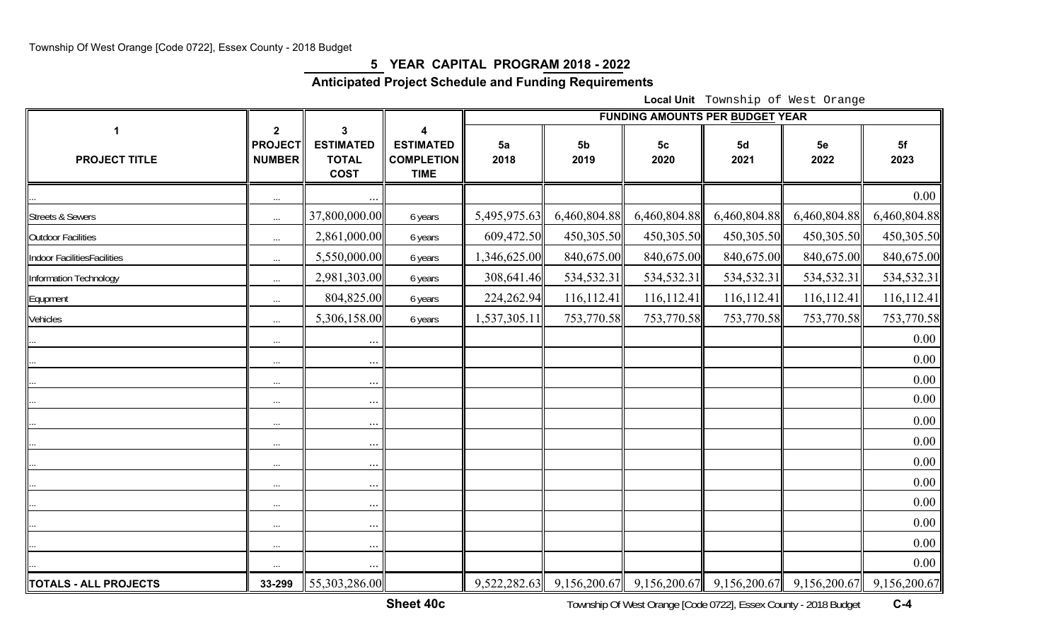## 5 YEAR CAPITAL PROGRAM 2018 - 2022

### Anticipated Project Schedule and Funding Requirements

**Local Unit** Township of West Orange

| 1 | 2 | 3 | 4 | FUNDING AMOUNTS PER BUDGET YEAR | | | | | |
|---|---|---|---|---|---|---|---|---|---|
| PROJECT TITLE | PROJECT NUMBER | ESTIMATED TOTAL COST | ESTIMATED COMPLETION TIME | 5a 2018 | 5b 2019 | 5c 2020 | 5d 2021 | 5e 2022 | 5f 2023 |
| ... | ... | ... | | | | | | | 0.00 |
| Streets & Sewers | ... | 37,800,000.00 | 6 years | 5,495,975.63 | 6,460,804.88 | 6,460,804.88 | 6,460,804.88 | 6,460,804.88 | 6,460,804.88 |
| Outdoor Facilities | ... | 2,861,000.00 | 6 years | 609,472.50 | 450,305.50 | 450,305.50 | 450,305.50 | 450,305.50 | 450,305.50 |
| Indoor FacilitiesFacilities | ... | 5,550,000.00 | 6 years | 1,346,625.00 | 840,675.00 | 840,675.00 | 840,675.00 | 840,675.00 | 840,675.00 |
| Information Technology | ... | 2,981,303.00 | 6 years | 308,641.46 | 534,532.31 | 534,532.31 | 534,532.31 | 534,532.31 | 534,532.31 |
| Equpment | ... | 804,825.00 | 6 years | 224,262.94 | 116,112.41 | 116,112.41 | 116,112.41 | 116,112.41 | 116,112.41 |
| Vehicles | ... | 5,306,158.00 | 6 years | 1,537,305.11 | 753,770.58 | 753,770.58 | 753,770.58 | 753,770.58 | 753,770.58 |
| ... | ... | ... | | | | | | | 0.00 |
| ... | ... | ... | | | | | | | 0.00 |
| ... | ... | ... | | | | | | | 0.00 |
| ... | ... | ... | | | | | | | 0.00 |
| ... | ... | ... | | | | | | | 0.00 |
| ... | ... | ... | | | | | | | 0.00 |
| ... | ... | ... | | | | | | | 0.00 |
| ... | ... | ... | | | | | | | 0.00 |
| ... | ... | ... | | | | | | | 0.00 |
| ... | ... | ... | | | | | | | 0.00 |
| ... | ... | ... | | | | | | | 0.00 |
| ... | ... | ... | | | | | | | 0.00 |
| **TOTALS - ALL PROJECTS** | **33-299** | 55,303,286.00 | | 9,522,282.63 | 9,156,200.67 | 9,156,200.67 | 9,156,200.67 | 9,156,200.67 | 9,156,200.67 |

**Sheet 40c**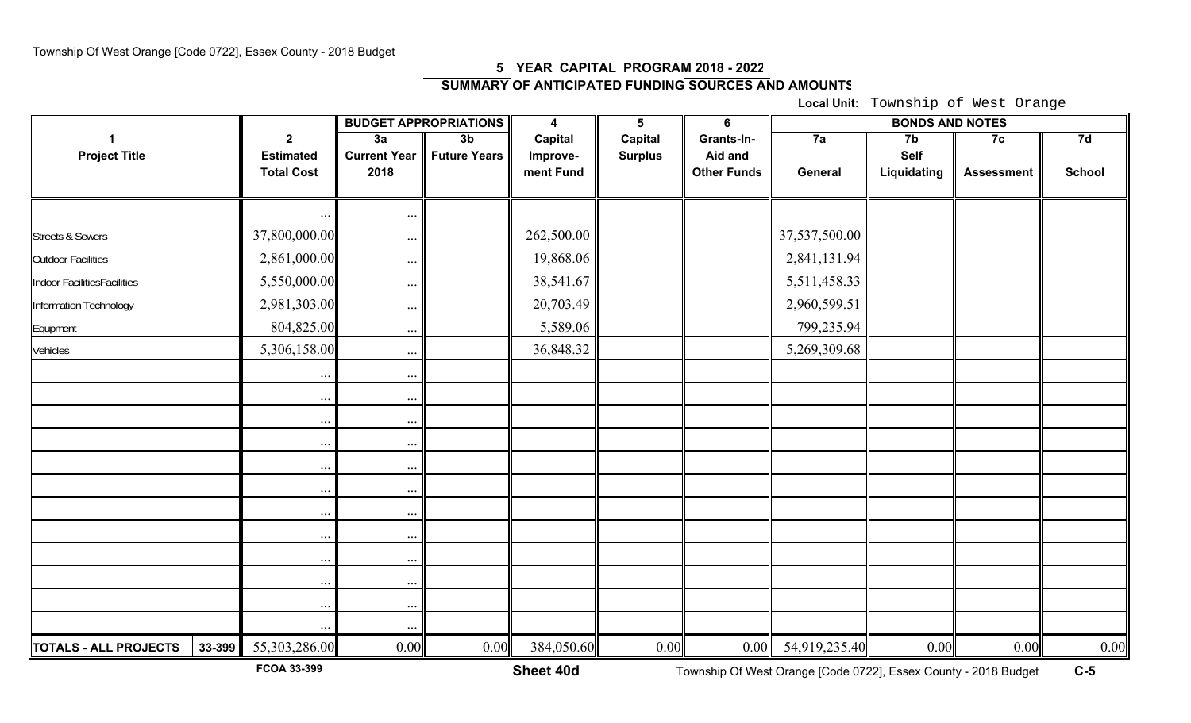## 5 YEAR CAPITAL PROGRAM 2018 - 2022

### SUMMARY OF ANTICIPATED FUNDING SOURCES AND AMOUNTS

**Local Unit:** Township of West Orange

| 1 Project Title | | 2 Estimated Total Cost | BUDGET APPROPRIATIONS 3a Current Year 2018 | 3b Future Years | 4 Capital Improvement Fund | 5 Capital Surplus | 6 Grants-In-Aid and Other Funds | BONDS AND NOTES 7a General | 7b Self Liquidating | 7c Assessment | 7d School |
|---|---|---|---|---|---|---|---|---|---|---|---|
| | | ... | ... | | | | | | | | |
| Streets & Sewers | | 37,800,000.00 | ... | | 262,500.00 | | | 37,537,500.00 | | | |
| Outdoor Facilities | | 2,861,000.00 | ... | | 19,868.06 | | | 2,841,131.94 | | | |
| Indoor FacilitiesFacilities | | 5,550,000.00 | ... | | 38,541.67 | | | 5,511,458.33 | | | |
| Information Technology | | 2,981,303.00 | ... | | 20,703.49 | | | 2,960,599.51 | | | |
| Equipment | | 804,825.00 | ... | | 5,589.06 | | | 799,235.94 | | | |
| Vehicles | | 5,306,158.00 | ... | | 36,848.32 | | | 5,269,309.68 | | | |
| | | ... | ... | | | | | | | | |
| | | ... | ... | | | | | | | | |
| | | ... | ... | | | | | | | | |
| | | ... | ... | | | | | | | | |
| | | ... | ... | | | | | | | | |
| | | ... | ... | | | | | | | | |
| | | ... | ... | | | | | | | | |
| | | ... | ... | | | | | | | | |
| | | ... | ... | | | | | | | | |
| | | ... | ... | | | | | | | | |
| | | ... | ... | | | | | | | | |
| | | ... | ... | | | | | | | | |
| **TOTALS - ALL PROJECTS** | 33-399 | 55,303,286.00 | 0.00 | 0.00 | 384,050.60 | 0.00 | 0.00 | 54,919,235.40 | 0.00 | 0.00 | 0.00 |

FCOA 33-399

Sheet 40d

C-5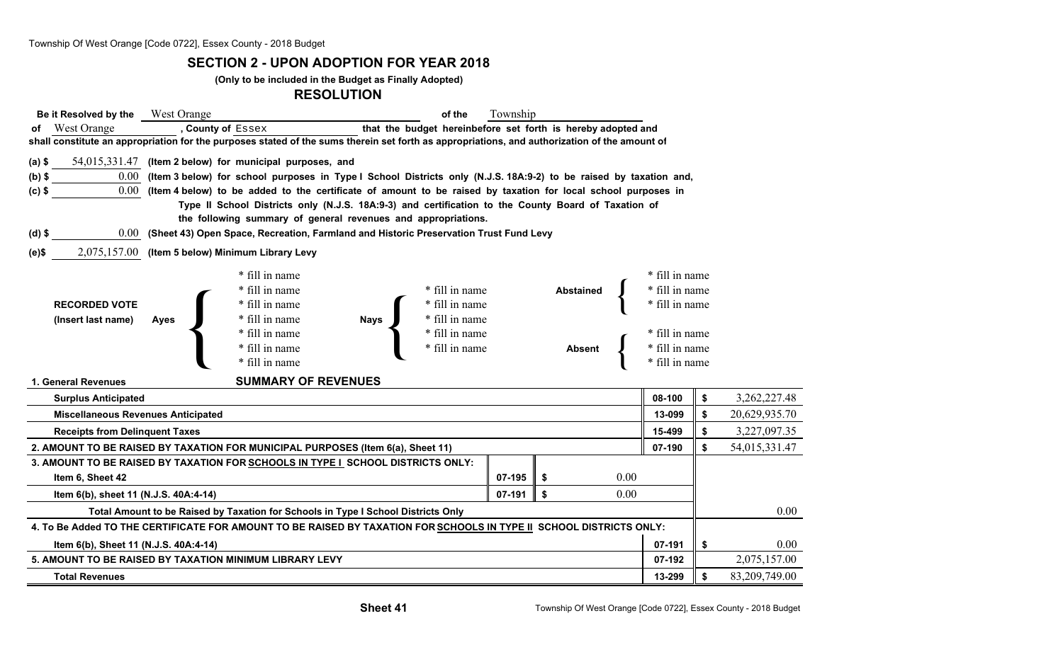## SECTION 2 - UPON ADOPTION FOR YEAR 2018

**(Only to be included in the Budget as Finally Adopted)**

## RESOLUTION

**Be it Resolved by the** West Orange **of the** Township **of** West Orange **, County of** Essex **that the budget hereinbefore set forth is hereby adopted and shall constitute an appropriation for the purposes stated of the sums therein set forth as appropriations, and authorization of the amount of**

**(a) $** 54,015,331.47 **(Item 2 below) for municipal purposes, and**

**(b) $** 0.00 **(Item 3 below) for school purposes in Type I School Districts only (N.J.S. 18A:9-2) to be raised by taxation and,**

**(c) $** 0.00 **(Item 4 below) to be added to the certificate of amount to be raised by taxation for local school purposes in Type II School Districts only (N.J.S. 18A:9-3) and certification to the County Board of Taxation of the following summary of general revenues and appropriations.**

**(d) $** 0.00 **(Sheet 43) Open Space, Recreation, Farmland and Historic Preservation Trust Fund Levy**

**(e)$** 2,075,157.00 **(Item 5 below) Minimum Library Levy**

**RECORDED VOTE (Insert last name)**

| Ayes | Nays | Abstained | Absent |
|---|---|---|---|
| * fill in name | * fill in name | * fill in name | * fill in name |
| * fill in name | * fill in name | * fill in name | * fill in name |
| * fill in name | * fill in name | * fill in name | * fill in name |
| * fill in name | * fill in name | | |
| * fill in name | * fill in name | | |
| * fill in name | | | |
| * fill in name | | | |

**SUMMARY OF REVENUES**

| **1. General Revenues** | | | | |
|---|---|---|---|---|
| **Surplus Anticipated** | | | 08-100 | $ 3,262,227.48 |
| **Miscellaneous Revenues Anticipated** | | | 13-099 | $ 20,629,935.70 |
| **Receipts from Delinquent Taxes** | | | 15-499 | $ 3,227,097.35 |
| **2. AMOUNT TO BE RAISED BY TAXATION FOR MUNICIPAL PURPOSES (Item 6(a), Sheet 11)** | | | 07-190 | $ 54,015,331.47 |
| **3. AMOUNT TO BE RAISED BY TAXATION FOR SCHOOLS IN TYPE I SCHOOL DISTRICTS ONLY:** | | | | |
| **Item 6, Sheet 42** | 07-195 | $ 0.00 | | |
| **Item 6(b), sheet 11 (N.J.S. 40A:4-14)** | 07-191 | $ 0.00 | | |
| **Total Amount to be Raised by Taxation for Schools in Type I School Districts Only** | | | | 0.00 |
| **4. To Be Added TO THE CERTIFICATE FOR AMOUNT TO BE RAISED BY TAXATION FOR SCHOOLS IN TYPE II SCHOOL DISTRICTS ONLY:** | | | | |
| **Item 6(b), Sheet 11 (N.J.S. 40A:4-14)** | | | 07-191 | $ 0.00 |
| **5. AMOUNT TO BE RAISED BY TAXATION MINIMUM LIBRARY LEVY** | | | 07-192 | 2,075,157.00 |
| **Total Revenues** | | | 13-299 | $ 83,209,749.00 |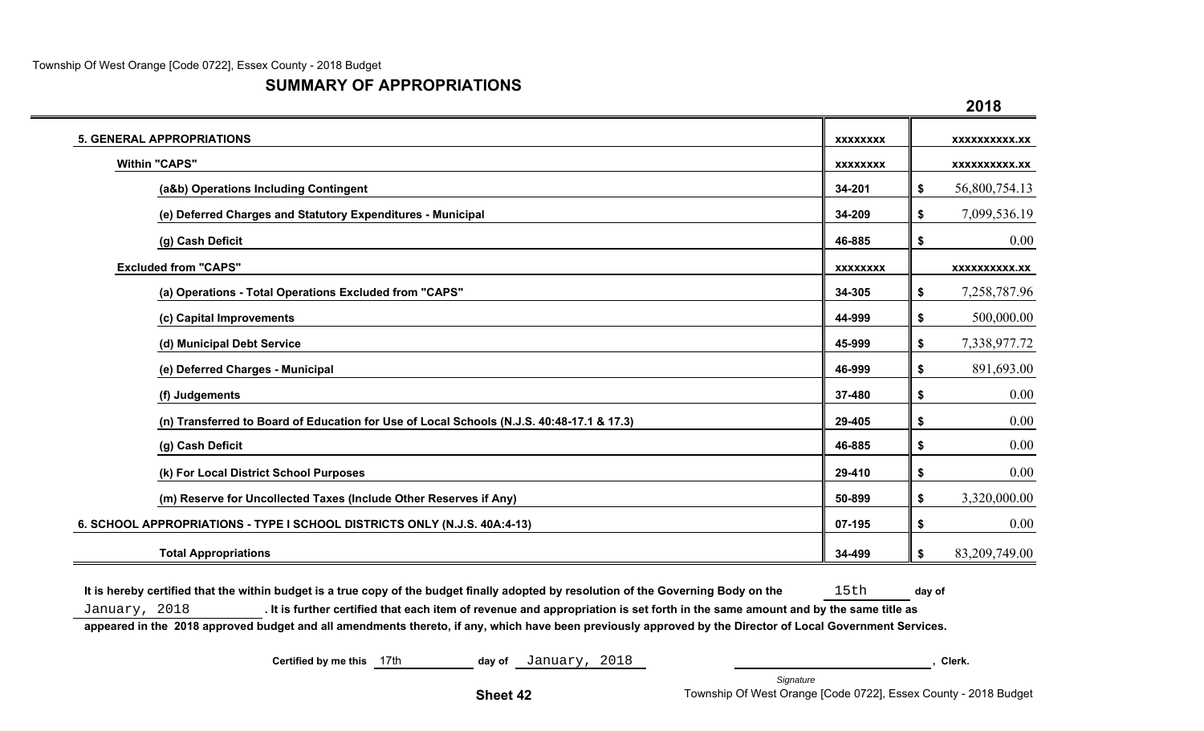## SUMMARY OF APPROPRIATIONS

| | | 2018 |
|---|---|---|
| **5. GENERAL APPROPRIATIONS** | xxxxxxxx | xxxxxxxxxx.xx |
| **Within "CAPS"** | xxxxxxxx | xxxxxxxxxx.xx |
| **(a&b) Operations Including Contingent** | 34-201 | $ 56,800,754.13 |
| **(e) Deferred Charges and Statutory Expenditures - Municipal** | 34-209 | $ 7,099,536.19 |
| **(g) Cash Deficit** | 46-885 | $ 0.00 |
| **Excluded from "CAPS"** | xxxxxxxx | xxxxxxxxxx.xx |
| **(a) Operations - Total Operations Excluded from "CAPS"** | 34-305 | $ 7,258,787.96 |
| **(c) Capital Improvements** | 44-999 | $ 500,000.00 |
| **(d) Municipal Debt Service** | 45-999 | $ 7,338,977.72 |
| **(e) Deferred Charges - Municipal** | 46-999 | $ 891,693.00 |
| **(f) Judgements** | 37-480 | $ 0.00 |
| **(n) Transferred to Board of Education for Use of Local Schools (N.J.S. 40:48-17.1 & 17.3)** | 29-405 | $ 0.00 |
| **(g) Cash Deficit** | 46-885 | $ 0.00 |
| **(k) For Local District School Purposes** | 29-410 | $ 0.00 |
| **(m) Reserve for Uncollected Taxes (Include Other Reserves if Any)** | 50-899 | $ 3,320,000.00 |
| **6. SCHOOL APPROPRIATIONS - TYPE I SCHOOL DISTRICTS ONLY (N.J.S. 40A:4-13)** | 07-195 | $ 0.00 |
| **Total Appropriations** | 34-499 | $ 83,209,749.00 |

**It is hereby certified that the within budget is a true copy of the budget finally adopted by resolution of the Governing Body on the** 15th **day of** January, 2018 **. It is further certified that each item of revenue and appropriation is set forth in the same amount and by the same title as appeared in the 2018 approved budget and all amendments thereto, if any, which have been previously approved by the Director of Local Government Services.**

**Certified by me this** 17th **day of** January, 2018 \_\_\_\_\_\_\_\_\_\_\_\_\_\_\_\_\_\_\_\_\_\_\_\_\_\_\_\_, **Clerk.**

*Signature*

**Sheet 42**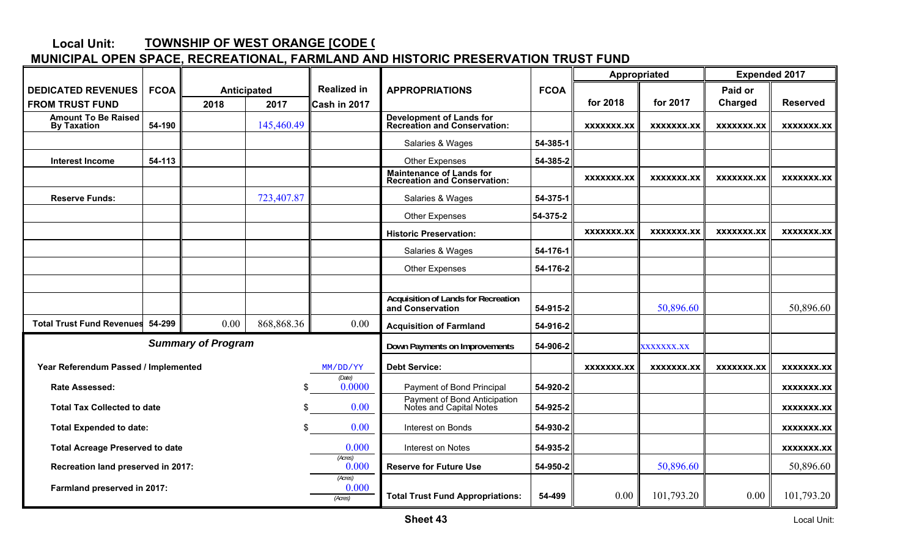**Local Unit:** **TOWNSHIP OF WEST ORANGE [CODE (**

## MUNICIPAL OPEN SPACE, RECREATIONAL, FARMLAND AND HISTORIC PRESERVATION TRUST FUND

| DEDICATED REVENUES FROM TRUST FUND | FCOA | Anticipated 2018 | Anticipated 2017 | Realized in Cash in 2017 | APPROPRIATIONS | FCOA | Appropriated for 2018 | Appropriated for 2017 | Expended 2017 Paid or Charged | Expended 2017 Reserved |
|---|---|---|---|---|---|---|---|---|---|---|
| Amount To Be Raised By Taxation | 54-190 | | 145,460.49 | | Development of Lands for Recreation and Conservation: | | xxxxxxx.xx | xxxxxxx.xx | xxxxxxx.xx | xxxxxxx.xx |
| | | | | | Salaries & Wages | 54-385-1 | | | | |
| Interest Income | 54-113 | | | | Other Expenses | 54-385-2 | | | | |
| | | | | | Maintenance of Lands for Recreation and Conservation: | | xxxxxxx.xx | xxxxxxx.xx | xxxxxxx.xx | xxxxxxx.xx |
| Reserve Funds: | | | 723,407.87 | | Salaries & Wages | 54-375-1 | | | | |
| | | | | | Other Expenses | 54-375-2 | | | | |
| | | | | | Historic Preservation: | | xxxxxxx.xx | xxxxxxx.xx | xxxxxxx.xx | xxxxxxx.xx |
| | | | | | Salaries & Wages | 54-176-1 | | | | |
| | | | | | Other Expenses | 54-176-2 | | | | |
| | | | | | | | | | | |
| | | | | | Acquisition of Lands for Recreation and Conservation | 54-915-2 | | 50,896.60 | | 50,896.60 |
| Total Trust Fund Revenues | 54-299 | 0.00 | 868,868.36 | 0.00 | Acquisition of Farmland | 54-916-2 | | | | |
| **Summary of Program** | | | | | Down Payments on Improvements | 54-906-2 | | xxxxxxx.xx | | |
| Year Referendum Passed / Implemented | | | | MM/DD/YY (Date) | Debt Service: | | xxxxxxx.xx | xxxxxxx.xx | xxxxxxx.xx | xxxxxxx.xx |
| Rate Assessed: | | | $ | 0.0000 | Payment of Bond Principal | 54-920-2 | | | | xxxxxxx.xx |
| Total Tax Collected to date | | | $ | 0.00 | Payment of Bond Anticipation Notes and Capital Notes | 54-925-2 | | | | xxxxxxx.xx |
| Total Expended to date: | | | $ | 0.00 | Interest on Bonds | 54-930-2 | | | | xxxxxxx.xx |
| Total Acreage Preserved to date | | | | 0.000 (Acres) | Interest on Notes | 54-935-2 | | | | xxxxxxx.xx |
| Recreation land preserved in 2017: | | | | 0.000 (Acres) | Reserve for Future Use | 54-950-2 | | 50,896.60 | | 50,896.60 |
| Farmland preserved in 2017: | | | | 0.000 (Acres) | Total Trust Fund Appropriations: | 54-499 | 0.00 | 101,793.20 | 0.00 | 101,793.20 |

**Sheet 43**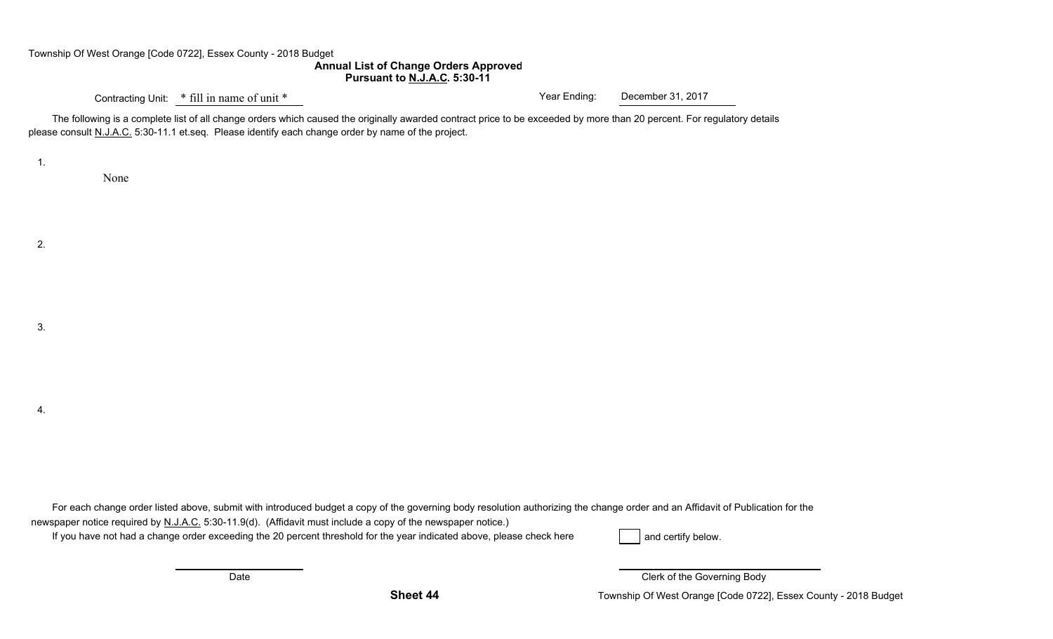# Annual List of Change Orders Approved
## Pursuant to N.J.A.C. 5:30-11

Contracting Unit: * fill in name of unit * Year Ending: December 31, 2017

The following is a complete list of all change orders which caused the originally awarded contract price to be exceeded by more than 20 percent. For regulatory details please consult N.J.A.C. 5:30-11.1 et.seq. Please identify each change order by name of the project.

1. None

2. 

3. 

4. 

For each change order listed above, submit with introduced budget a copy of the governing body resolution authorizing the change order and an Affidavit of Publication for the newspaper notice required by N.J.A.C. 5:30-11.9(d). (Affidavit must include a copy of the newspaper notice.)

If you have not had a change order exceeding the 20 percent threshold for the year indicated above, please check here [ ] and certify below.

Date

Clerk of the Governing Body

Sheet 44